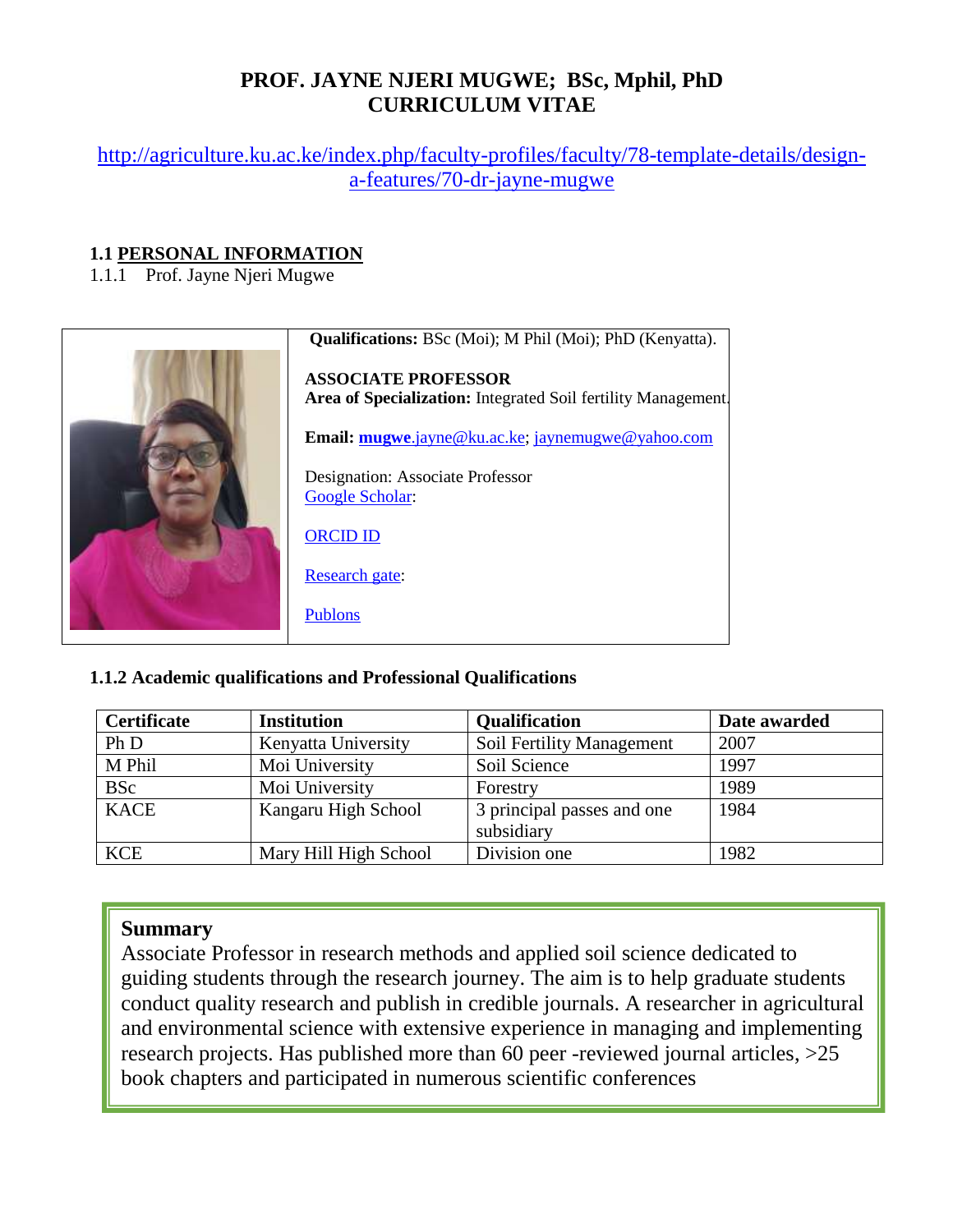# PROF. JAYNE NJERI MUGWE; BSc, Mphil, PhD
# CURRICULUM VITAE

http://agriculture.ku.ac.ke/index.php/faculty-profiles/faculty/78-template-details/design-a-features/70-dr-jayne-mugwe

## 1.1 PERSONAL INFORMATION

1.1.1 Prof. Jayne Njeri Mugwe

**Qualifications:** BSc (Moi); M Phil (Moi); PhD (Kenyatta).

**ASSOCIATE PROFESSOR**
**Area of Specialization:** Integrated Soil fertility Management.

**Email:** **mugwe**.jayne@ku.ac.ke; jaynemugwe@yahoo.com

Designation: Associate Professor
Google Scholar:

ORCID ID

Research gate:

Publons

### 1.1.2 Academic qualifications and Professional Qualifications

| Certificate | Institution | Qualification | Date awarded |
|---|---|---|---|
| Ph D | Kenyatta University | Soil Fertility Management | 2007 |
| M Phil | Moi University | Soil Science | 1997 |
| BSc | Moi University | Forestry | 1989 |
| KACE | Kangaru High School | 3 principal passes and one subsidiary | 1984 |
| KCE | Mary Hill High School | Division one | 1982 |

**Summary**

Associate Professor in research methods and applied soil science dedicated to guiding students through the research journey. The aim is to help graduate students conduct quality research and publish in credible journals. A researcher in agricultural and environmental science with extensive experience in managing and implementing research projects. Has published more than 60 peer -reviewed journal articles, >25 book chapters and participated in numerous scientific conferences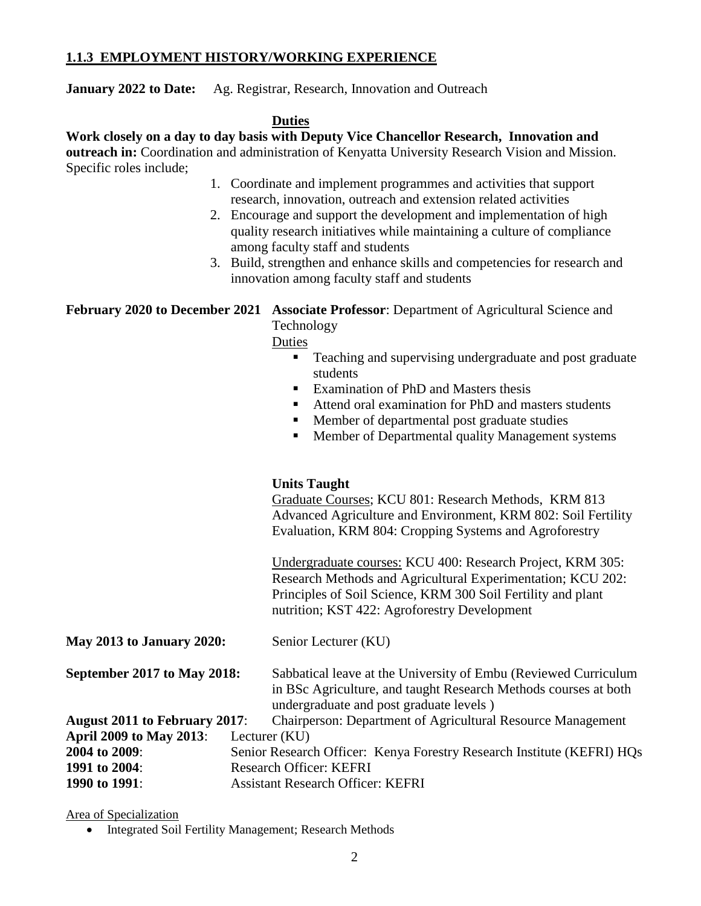### 1.1.3 EMPLOYMENT HISTORY/WORKING EXPERIENCE

**January 2022 to Date:** Ag. Registrar, Research, Innovation and Outreach

**Duties**

**Work closely on a day to day basis with Deputy Vice Chancellor Research, Innovation and outreach in:** Coordination and administration of Kenyatta University Research Vision and Mission. Specific roles include;

1. Coordinate and implement programmes and activities that support research, innovation, outreach and extension related activities
2. Encourage and support the development and implementation of high quality research initiatives while maintaining a culture of compliance among faculty staff and students
3. Build, strengthen and enhance skills and competencies for research and innovation among faculty staff and students

**February 2020 to December 2021** **Associate Professor**: Department of Agricultural Science and Technology

Duties

- Teaching and supervising undergraduate and post graduate students
- Examination of PhD and Masters thesis
- Attend oral examination for PhD and masters students
- Member of departmental post graduate studies
- Member of Departmental quality Management systems

**Units Taught**

Graduate Courses; KCU 801: Research Methods, KRM 813 Advanced Agriculture and Environment, KRM 802: Soil Fertility Evaluation, KRM 804: Cropping Systems and Agroforestry

Undergraduate courses: KCU 400: Research Project, KRM 305: Research Methods and Agricultural Experimentation; KCU 202: Principles of Soil Science, KRM 300 Soil Fertility and plant nutrition; KST 422: Agroforestry Development

**May 2013 to January 2020:** Senior Lecturer (KU)

**September 2017 to May 2018:** Sabbatical leave at the University of Embu (Reviewed Curriculum in BSc Agriculture, and taught Research Methods courses at both undergraduate and post graduate levels )

**August 2011 to February 2017**: Chairperson: Department of Agricultural Resource Management

**April 2009 to May 2013**: Lecturer (KU)

**2004 to 2009**: Senior Research Officer: Kenya Forestry Research Institute (KEFRI) HQs

**1991 to 2004**: Research Officer: KEFRI

**1990 to 1991**: Assistant Research Officer: KEFRI

Area of Specialization

- Integrated Soil Fertility Management; Research Methods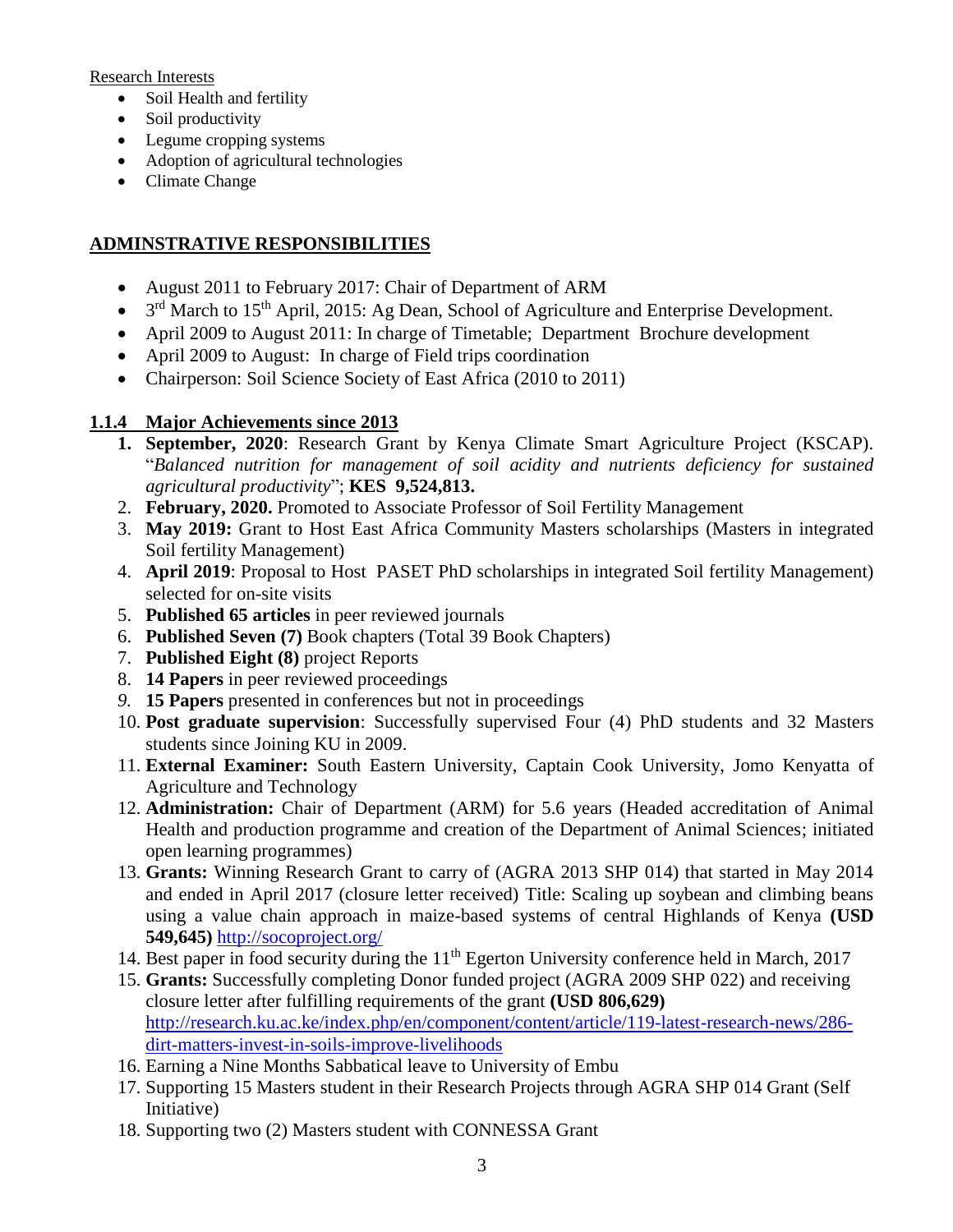Research Interests

- Soil Health and fertility
- Soil productivity
- Legume cropping systems
- Adoption of agricultural technologies
- Climate Change

## ADMINSTRATIVE RESPONSIBILITIES

- August 2011 to February 2017: Chair of Department of ARM
- 3rd March to 15th April, 2015: Ag Dean, School of Agriculture and Enterprise Development.
- April 2009 to August 2011: In charge of Timetable; Department Brochure development
- April 2009 to August: In charge of Field trips coordination
- Chairperson: Soil Science Society of East Africa (2010 to 2011)

### 1.1.4 Major Achievements since 2013

1. **September, 2020**: Research Grant by Kenya Climate Smart Agriculture Project (KSCAP). "*Balanced nutrition for management of soil acidity and nutrients deficiency for sustained agricultural productivity*"; **KES 9,524,813.**
2. **February, 2020.** Promoted to Associate Professor of Soil Fertility Management
3. **May 2019:** Grant to Host East Africa Community Masters scholarships (Masters in integrated Soil fertility Management)
4. **April 2019**: Proposal to Host PASET PhD scholarships in integrated Soil fertility Management) selected for on-site visits
5. **Published 65 articles** in peer reviewed journals
6. **Published Seven (7)** Book chapters (Total 39 Book Chapters)
7. **Published Eight (8)** project Reports
8. **14 Papers** in peer reviewed proceedings
9. **15 Papers** presented in conferences but not in proceedings
10. **Post graduate supervision**: Successfully supervised Four (4) PhD students and 32 Masters students since Joining KU in 2009.
11. **External Examiner:** South Eastern University, Captain Cook University, Jomo Kenyatta of Agriculture and Technology
12. **Administration:** Chair of Department (ARM) for 5.6 years (Headed accreditation of Animal Health and production programme and creation of the Department of Animal Sciences; initiated open learning programmes)
13. **Grants:** Winning Research Grant to carry of (AGRA 2013 SHP 014) that started in May 2014 and ended in April 2017 (closure letter received) Title: Scaling up soybean and climbing beans using a value chain approach in maize-based systems of central Highlands of Kenya **(USD 549,645)** http://socoproject.org/
14. Best paper in food security during the 11th Egerton University conference held in March, 2017
15. **Grants:** Successfully completing Donor funded project (AGRA 2009 SHP 022) and receiving closure letter after fulfilling requirements of the grant **(USD 806,629)** http://research.ku.ac.ke/index.php/en/component/content/article/119-latest-research-news/286-dirt-matters-invest-in-soils-improve-livelihoods
16. Earning a Nine Months Sabbatical leave to University of Embu
17. Supporting 15 Masters student in their Research Projects through AGRA SHP 014 Grant (Self Initiative)
18. Supporting two (2) Masters student with CONNESSA Grant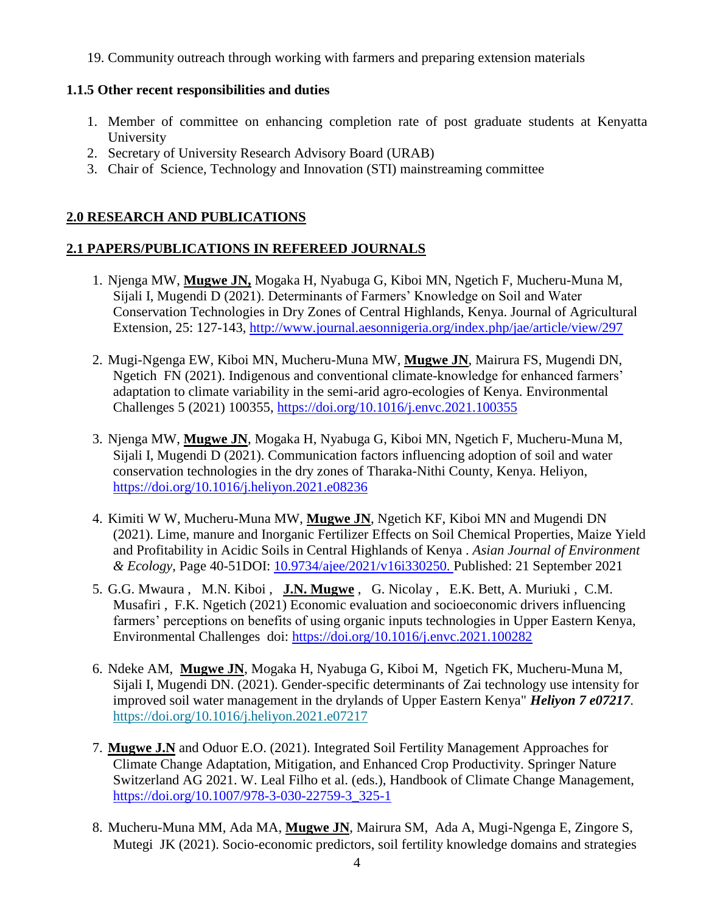19. Community outreach through working with farmers and preparing extension materials

### 1.1.5 Other recent responsibilities and duties

1. Member of committee on enhancing completion rate of post graduate students at Kenyatta University
2. Secretary of University Research Advisory Board (URAB)
3. Chair of Science, Technology and Innovation (STI) mainstreaming committee

## 2.0 RESEARCH AND PUBLICATIONS

### 2.1 PAPERS/PUBLICATIONS IN REFEREED JOURNALS

1. Njenga MW, **Mugwe JN,** Mogaka H, Nyabuga G, Kiboi MN, Ngetich F, Mucheru-Muna M, Sijali I, Mugendi D (2021). Determinants of Farmers' Knowledge on Soil and Water Conservation Technologies in Dry Zones of Central Highlands, Kenya. Journal of Agricultural Extension, 25: 127-143, http://www.journal.aesonnigeria.org/index.php/jae/article/view/297

2. Mugi-Ngenga EW, Kiboi MN, Mucheru-Muna MW, **Mugwe JN**, Mairura FS, Mugendi DN, Ngetich FN (2021). Indigenous and conventional climate-knowledge for enhanced farmers' adaptation to climate variability in the semi-arid agro-ecologies of Kenya. Environmental Challenges 5 (2021) 100355, https://doi.org/10.1016/j.envc.2021.100355

3. Njenga MW, **Mugwe JN**, Mogaka H, Nyabuga G, Kiboi MN, Ngetich F, Mucheru-Muna M, Sijali I, Mugendi D (2021). Communication factors influencing adoption of soil and water conservation technologies in the dry zones of Tharaka-Nithi County, Kenya. Heliyon, https://doi.org/10.1016/j.heliyon.2021.e08236

4. Kimiti W W, Mucheru-Muna MW, **Mugwe JN**, Ngetich KF, Kiboi MN and Mugendi DN (2021). Lime, manure and Inorganic Fertilizer Effects on Soil Chemical Properties, Maize Yield and Profitability in Acidic Soils in Central Highlands of Kenya . *Asian Journal of Environment & Ecology*, Page 40-51DOI: 10.9734/ajee/2021/v16i330250. Published: 21 September 2021

5. G.G. Mwaura , M.N. Kiboi , **J.N. Mugwe** , G. Nicolay , E.K. Bett, A. Muriuki , C.M. Musafiri , F.K. Ngetich (2021) Economic evaluation and socioeconomic drivers influencing farmers' perceptions on benefits of using organic inputs technologies in Upper Eastern Kenya, Environmental Challenges doi: https://doi.org/10.1016/j.envc.2021.100282

6. Ndeke AM, **Mugwe JN**, Mogaka H, Nyabuga G, Kiboi M, Ngetich FK, Mucheru-Muna M, Sijali I, Mugendi DN. (2021). Gender-specific determinants of Zai technology use intensity for improved soil water management in the drylands of Upper Eastern Kenya" ***Heliyon 7 e07217***. https://doi.org/10.1016/j.heliyon.2021.e07217

7. **Mugwe J.N** and Oduor E.O. (2021). Integrated Soil Fertility Management Approaches for Climate Change Adaptation, Mitigation, and Enhanced Crop Productivity. Springer Nature Switzerland AG 2021. W. Leal Filho et al. (eds.), Handbook of Climate Change Management, https://doi.org/10.1007/978-3-030-22759-3_325-1

8. Mucheru-Muna MM, Ada MA, **Mugwe JN**, Mairura SM, Ada A, Mugi-Ngenga E, Zingore S, Mutegi JK (2021). Socio-economic predictors, soil fertility knowledge domains and strategies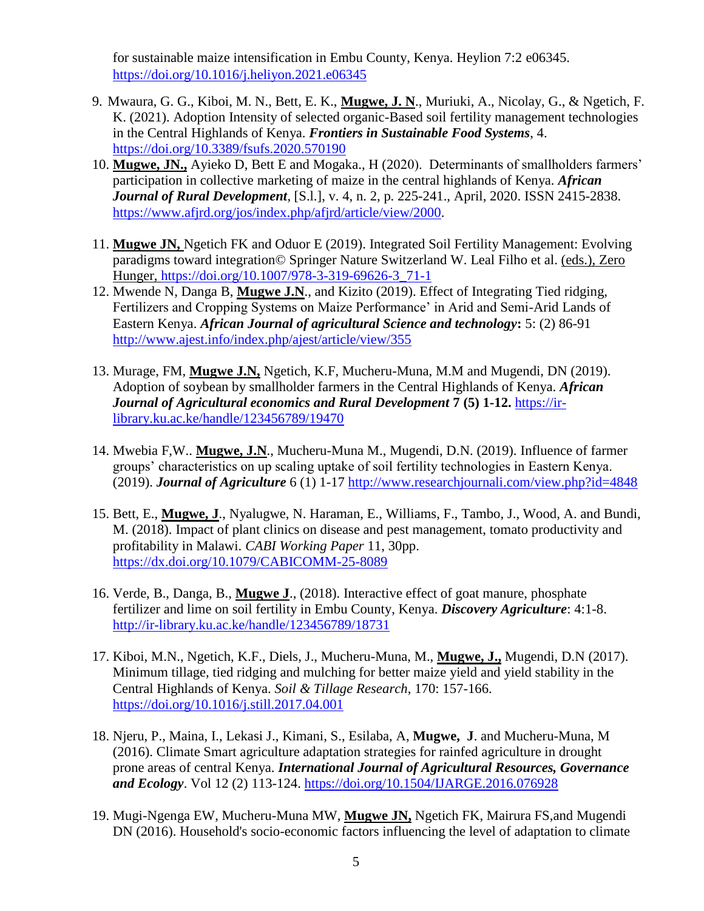for sustainable maize intensification in Embu County, Kenya. Heylion 7:2 e06345. https://doi.org/10.1016/j.heliyon.2021.e06345

9. Mwaura, G. G., Kiboi, M. N., Bett, E. K., **Mugwe, J. N**., Muriuki, A., Nicolay, G., & Ngetich, F. K. (2021). Adoption Intensity of selected organic-Based soil fertility management technologies in the Central Highlands of Kenya. ***Frontiers in Sustainable Food Systems***, 4. https://doi.org/10.3389/fsufs.2020.570190
10. **Mugwe, JN.,** Ayieko D, Bett E and Mogaka., H (2020). Determinants of smallholders farmers' participation in collective marketing of maize in the central highlands of Kenya. ***African Journal of Rural Development***, [S.l.], v. 4, n. 2, p. 225-241., April, 2020. ISSN 2415-2838. https://www.afjrd.org/jos/index.php/afjrd/article/view/2000.
11. **Mugwe JN,** Ngetich FK and Oduor E (2019). Integrated Soil Fertility Management: Evolving paradigms toward integration© Springer Nature Switzerland W. Leal Filho et al. (eds.), Zero Hunger, https://doi.org/10.1007/978-3-319-69626-3_71-1
12. Mwende N, Danga B, **Mugwe J.N**., and Kizito (2019). Effect of Integrating Tied ridging, Fertilizers and Cropping Systems on Maize Performance' in Arid and Semi-Arid Lands of Eastern Kenya. ***African Journal of agricultural Science and technology*:** 5: (2) 86-91 http://www.ajest.info/index.php/ajest/article/view/355
13. Murage, FM, **Mugwe J.N,** Ngetich, K.F, Mucheru-Muna, M.M and Mugendi, DN (2019). Adoption of soybean by smallholder farmers in the Central Highlands of Kenya. ***African Journal of Agricultural economics and Rural Development* 7 (5) 1-12.** https://ir-library.ku.ac.ke/handle/123456789/19470
14. Mwebia F,W.. **Mugwe, J.N**., Mucheru-Muna M., Mugendi, D.N. (2019). Influence of farmer groups' characteristics on up scaling uptake of soil fertility technologies in Eastern Kenya. (2019). ***Journal of Agriculture*** 6 (1) 1-17 http://www.researchjournali.com/view.php?id=4848
15. Bett, E., **Mugwe, J**., Nyalugwe, N. Haraman, E., Williams, F., Tambo, J., Wood, A. and Bundi, M. (2018). Impact of plant clinics on disease and pest management, tomato productivity and profitability in Malawi. *CABI Working Paper* 11, 30pp. https://dx.doi.org/10.1079/CABICOMM-25-8089
16. Verde, B., Danga, B., **Mugwe J**., (2018). Interactive effect of goat manure, phosphate fertilizer and lime on soil fertility in Embu County, Kenya. ***Discovery Agriculture***: 4:1-8. http://ir-library.ku.ac.ke/handle/123456789/18731
17. Kiboi, M.N., Ngetich, K.F., Diels, J., Mucheru-Muna, M., **Mugwe, J.,** Mugendi, D.N (2017). Minimum tillage, tied ridging and mulching for better maize yield and yield stability in the Central Highlands of Kenya. *Soil & Tillage Research*, 170: 157-166. https://doi.org/10.1016/j.still.2017.04.001
18. Njeru, P., Maina, I., Lekasi J., Kimani, S., Esilaba, A, **Mugwe, J**. and Mucheru-Muna, M (2016). Climate Smart agriculture adaptation strategies for rainfed agriculture in drought prone areas of central Kenya. ***International Journal of Agricultural Resources, Governance and Ecology***. Vol 12 (2) 113-124. https://doi.org/10.1504/IJARGE.2016.076928
19. Mugi-Ngenga EW, Mucheru-Muna MW, **Mugwe JN,** Ngetich FK, Mairura FS,and Mugendi DN (2016). Household's socio-economic factors influencing the level of adaptation to climate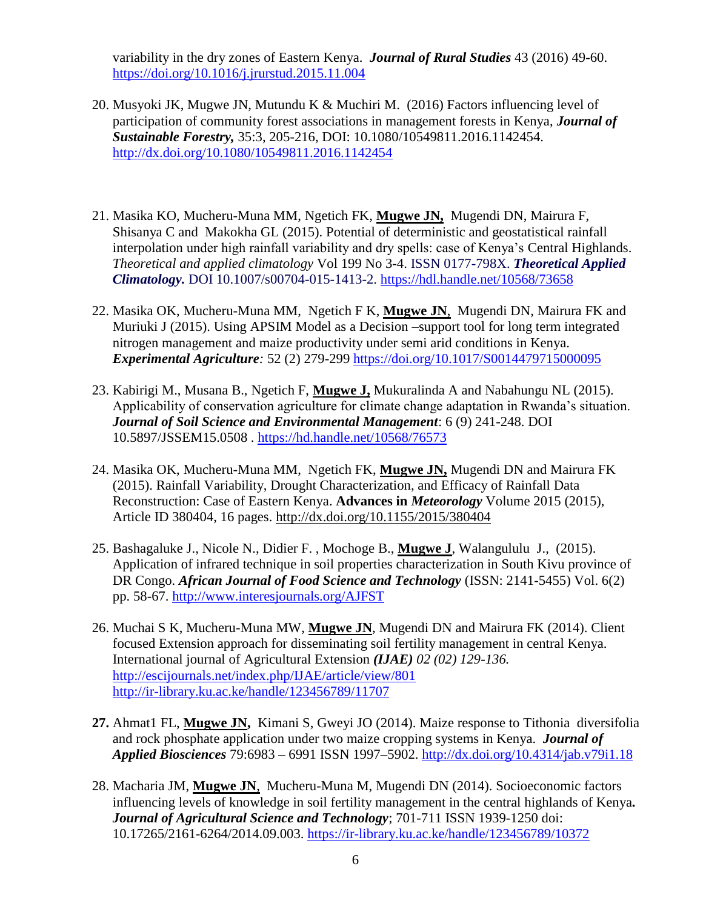variability in the dry zones of Eastern Kenya. ***Journal of Rural Studies*** 43 (2016) 49-60. https://doi.org/10.1016/j.jrurstud.2015.11.004

20. Musyoki JK, Mugwe JN, Mutundu K & Muchiri M. (2016) Factors influencing level of participation of community forest associations in management forests in Kenya, ***Journal of Sustainable Forestry,*** 35:3, 205-216, DOI: 10.1080/10549811.2016.1142454. http://dx.doi.org/10.1080/10549811.2016.1142454

21. Masika KO, Mucheru-Muna MM, Ngetich FK, **Mugwe JN,** Mugendi DN, Mairura F, Shisanya C and Makokha GL (2015). Potential of deterministic and geostatistical rainfall interpolation under high rainfall variability and dry spells: case of Kenya's Central Highlands. *Theoretical and applied climatology* Vol 199 No 3-4. ISSN 0177-798X. ***Theoretical Applied Climatology.*** DOI 10.1007/s00704-015-1413-2. https://hdl.handle.net/10568/73658

22. Masika OK, Mucheru-Muna MM, Ngetich F K, **Mugwe JN**, Mugendi DN, Mairura FK and Muriuki J (2015). Using APSIM Model as a Decision –support tool for long term integrated nitrogen management and maize productivity under semi arid conditions in Kenya. ***Experimental Agriculture****:* 52 (2) 279-299 https://doi.org/10.1017/S0014479715000095

23. Kabirigi M., Musana B., Ngetich F, **Mugwe J,** Mukuralinda A and Nabahungu NL (2015). Applicability of conservation agriculture for climate change adaptation in Rwanda's situation. ***Journal of Soil Science and Environmental Management***: 6 (9) 241-248. DOI 10.5897/JSSEM15.0508 . https://hd.handle.net/10568/76573

24. Masika OK, Mucheru-Muna MM, Ngetich FK, **Mugwe JN,** Mugendi DN and Mairura FK (2015). Rainfall Variability, Drought Characterization, and Efficacy of Rainfall Data Reconstruction: Case of Eastern Kenya. **Advances in *Meteorology*** Volume 2015 (2015), Article ID 380404, 16 pages. http://dx.doi.org/10.1155/2015/380404

25. Bashagaluke J., Nicole N., Didier F. , Mochoge B., **Mugwe J**, Walangululu J., (2015). Application of infrared technique in soil properties characterization in South Kivu province of DR Congo. ***African Journal of Food Science and Technology*** (ISSN: 2141-5455) Vol. 6(2) pp. 58-67. http://www.interesjournals.org/AJFST

26. Muchai S K, Mucheru-Muna MW, **Mugwe JN**, Mugendi DN and Mairura FK (2014). Client focused Extension approach for disseminating soil fertility management in central Kenya. International journal of Agricultural Extension ***(IJAE)*** *02 (02) 129-136.* http://escijournals.net/index.php/IJAE/article/view/801 http://ir-library.ku.ac.ke/handle/123456789/11707

27. Ahmat1 FL, **Mugwe JN,** Kimani S, Gweyi JO (2014). Maize response to Tithonia diversifolia and rock phosphate application under two maize cropping systems in Kenya. ***Journal of Applied Biosciences*** 79:6983 – 6991 ISSN 1997–5902. http://dx.doi.org/10.4314/jab.v79i1.18

28. Macharia JM, **Mugwe JN**, Mucheru-Muna M, Mugendi DN (2014). Socioeconomic factors influencing levels of knowledge in soil fertility management in the central highlands of Kenya**.** ***Journal of Agricultural Science and Technology***; 701-711 ISSN 1939-1250 doi: 10.17265/2161-6264/2014.09.003. https://ir-library.ku.ac.ke/handle/123456789/10372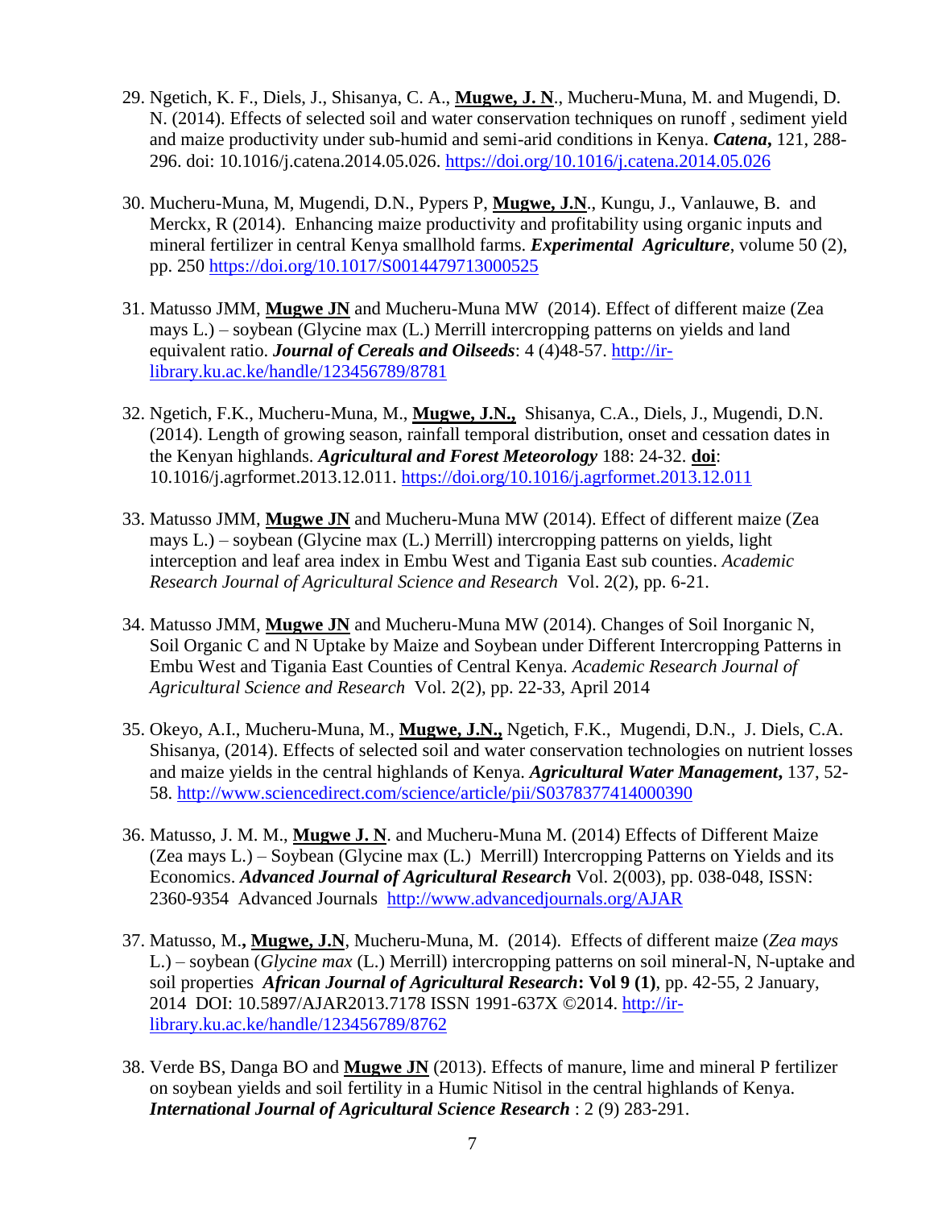29. Ngetich, K. F., Diels, J., Shisanya, C. A., **Mugwe, J. N**., Mucheru-Muna, M. and Mugendi, D. N. (2014). Effects of selected soil and water conservation techniques on runoff , sediment yield and maize productivity under sub-humid and semi-arid conditions in Kenya. ***Catena*,** 121, 288-296. doi: 10.1016/j.catena.2014.05.026. https://doi.org/10.1016/j.catena.2014.05.026

30. Mucheru-Muna, M, Mugendi, D.N., Pypers P, **Mugwe, J.N**., Kungu, J., Vanlauwe, B. and Merckx, R (2014). Enhancing maize productivity and profitability using organic inputs and mineral fertilizer in central Kenya smallhold farms. ***Experimental Agriculture***, volume 50 (2), pp. 250 https://doi.org/10.1017/S0014479713000525

31. Matusso JMM, **Mugwe JN** and Mucheru-Muna MW (2014). Effect of different maize (Zea mays L.) – soybean (Glycine max (L.) Merrill intercropping patterns on yields and land equivalent ratio. ***Journal of Cereals and Oilseeds***: 4 (4)48-57. http://ir-library.ku.ac.ke/handle/123456789/8781

32. Ngetich, F.K., Mucheru-Muna, M., **Mugwe, J.N.,** Shisanya, C.A., Diels, J., Mugendi, D.N. (2014). Length of growing season, rainfall temporal distribution, onset and cessation dates in the Kenyan highlands. ***Agricultural and Forest Meteorology*** 188: 24-32. **doi**: 10.1016/j.agrformet.2013.12.011. https://doi.org/10.1016/j.agrformet.2013.12.011

33. Matusso JMM, **Mugwe JN** and Mucheru-Muna MW (2014). Effect of different maize (Zea mays L.) – soybean (Glycine max (L.) Merrill) intercropping patterns on yields, light interception and leaf area index in Embu West and Tigania East sub counties. *Academic Research Journal of Agricultural Science and Research* Vol. 2(2), pp. 6-21.

34. Matusso JMM, **Mugwe JN** and Mucheru-Muna MW (2014). Changes of Soil Inorganic N, Soil Organic C and N Uptake by Maize and Soybean under Different Intercropping Patterns in Embu West and Tigania East Counties of Central Kenya. *Academic Research Journal of Agricultural Science and Research* Vol. 2(2), pp. 22-33, April 2014

35. Okeyo, A.I., Mucheru-Muna, M., **Mugwe, J.N.,** Ngetich, F.K., Mugendi, D.N., J. Diels, C.A. Shisanya, (2014). Effects of selected soil and water conservation technologies on nutrient losses and maize yields in the central highlands of Kenya. ***Agricultural Water Management*,** 137, 52-58. http://www.sciencedirect.com/science/article/pii/S0378377414000390

36. Matusso, J. M. M., **Mugwe J. N**. and Mucheru-Muna M. (2014) Effects of Different Maize (Zea mays L.) – Soybean (Glycine max (L.) Merrill) Intercropping Patterns on Yields and its Economics. ***Advanced Journal of Agricultural Research*** Vol. 2(003), pp. 038-048, ISSN: 2360-9354 Advanced Journals http://www.advancedjournals.org/AJAR

37. Matusso, M.**, Mugwe, J.N**, Mucheru-Muna, M. (2014). Effects of different maize (*Zea mays* L.) – soybean (*Glycine max* (L.) Merrill) intercropping patterns on soil mineral-N, N-uptake and soil properties ***African Journal of Agricultural Research*: Vol 9 (1)**, pp. 42-55, 2 January, 2014 DOI: 10.5897/AJAR2013.7178 ISSN 1991-637X ©2014. http://ir-library.ku.ac.ke/handle/123456789/8762

38. Verde BS, Danga BO and **Mugwe JN** (2013). Effects of manure, lime and mineral P fertilizer on soybean yields and soil fertility in a Humic Nitisol in the central highlands of Kenya. ***International Journal of Agricultural Science Research*** : 2 (9) 283-291.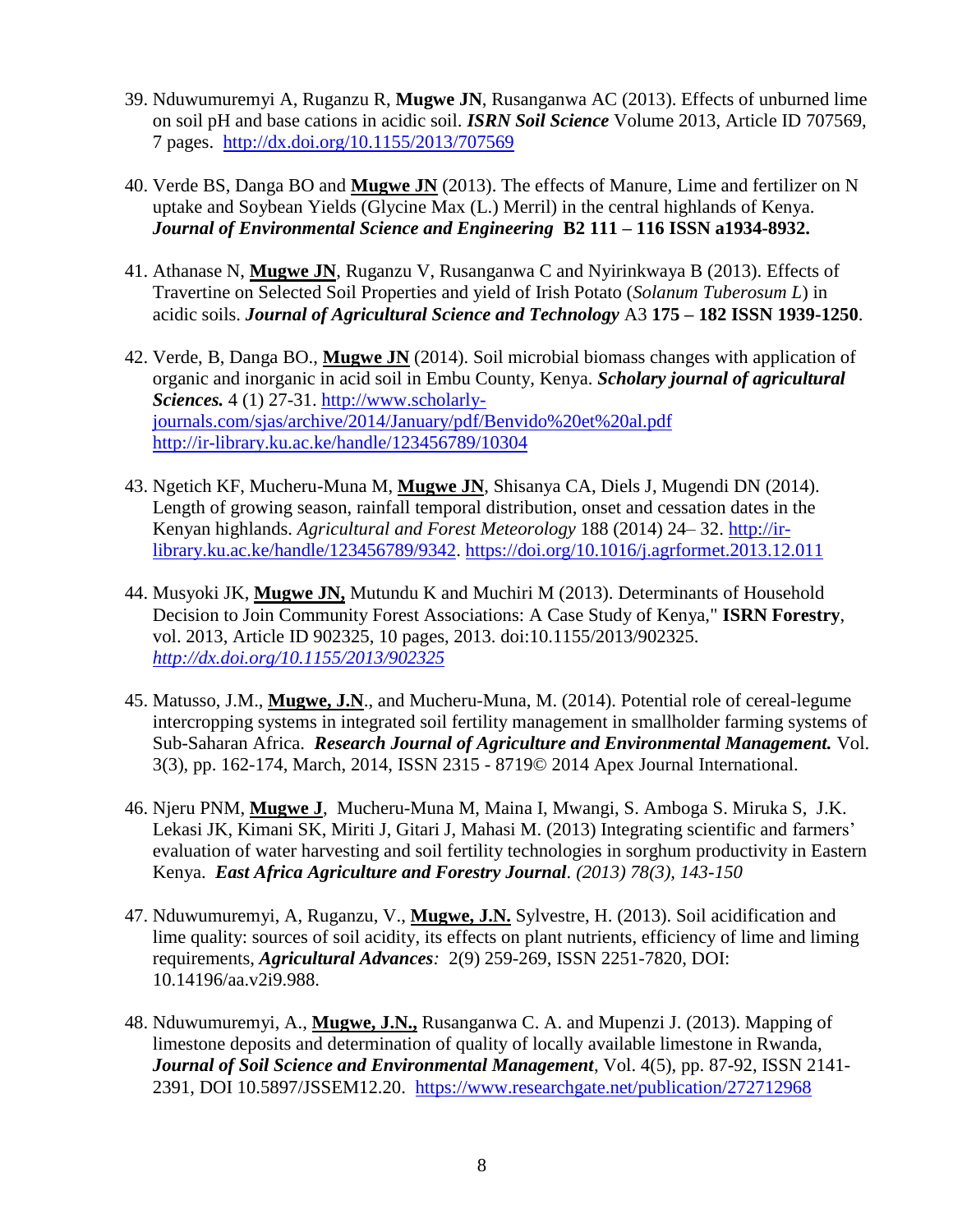39. Nduwumuremyi A, Ruganzu R, **Mugwe JN**, Rusanganwa AC (2013). Effects of unburned lime on soil pH and base cations in acidic soil. ***ISRN Soil Science*** Volume 2013, Article ID 707569, 7 pages. http://dx.doi.org/10.1155/2013/707569

40. Verde BS, Danga BO and **Mugwe JN** (2013). The effects of Manure, Lime and fertilizer on N uptake and Soybean Yields (Glycine Max (L.) Merril) in the central highlands of Kenya. ***Journal of Environmental Science and Engineering* B2 111 – 116 ISSN a1934-8932.**

41. Athanase N, **Mugwe JN**, Ruganzu V, Rusanganwa C and Nyirinkwaya B (2013). Effects of Travertine on Selected Soil Properties and yield of Irish Potato (*Solanum Tuberosum L*) in acidic soils. ***Journal of Agricultural Science and Technology*** A3 **175 – 182 ISSN 1939-1250**.

42. Verde, B, Danga BO., **Mugwe JN** (2014). Soil microbial biomass changes with application of organic and inorganic in acid soil in Embu County, Kenya. ***Scholary journal of agricultural Sciences.*** 4 (1) 27-31. http://www.scholarly-journals.com/sjas/archive/2014/January/pdf/Benvido%20et%20al.pdf http://ir-library.ku.ac.ke/handle/123456789/10304

43. Ngetich KF, Mucheru-Muna M, **Mugwe JN**, Shisanya CA, Diels J, Mugendi DN (2014). Length of growing season, rainfall temporal distribution, onset and cessation dates in the Kenyan highlands. *Agricultural and Forest Meteorology* 188 (2014) 24– 32. http://ir-library.ku.ac.ke/handle/123456789/9342. https://doi.org/10.1016/j.agrformet.2013.12.011

44. Musyoki JK, **Mugwe JN,** Mutundu K and Muchiri M (2013). Determinants of Household Decision to Join Community Forest Associations: A Case Study of Kenya," **ISRN Forestry**, vol. 2013, Article ID 902325, 10 pages, 2013. doi:10.1155/2013/902325. *http://dx.doi.org/10.1155/2013/902325*

45. Matusso, J.M., **Mugwe, J.N**., and Mucheru-Muna, M. (2014). Potential role of cereal-legume intercropping systems in integrated soil fertility management in smallholder farming systems of Sub-Saharan Africa. ***Research Journal of Agriculture and Environmental Management.*** Vol. 3(3), pp. 162-174, March, 2014, ISSN 2315 - 8719© 2014 Apex Journal International.

46. Njeru PNM, **Mugwe J**, Mucheru-Muna M, Maina I, Mwangi, S. Amboga S. Miruka S, J.K. Lekasi JK, Kimani SK, Miriti J, Gitari J, Mahasi M. (2013) Integrating scientific and farmers' evaluation of water harvesting and soil fertility technologies in sorghum productivity in Eastern Kenya. ***East Africa Agriculture and Forestry Journal****. (2013) 78(3), 143-150*

47. Nduwumuremyi, A, Ruganzu, V., **Mugwe, J.N.** Sylvestre, H. (2013). Soil acidification and lime quality: sources of soil acidity, its effects on plant nutrients, efficiency of lime and liming requirements, ***Agricultural Advances****:* 2(9) 259-269, ISSN 2251-7820, DOI: 10.14196/aa.v2i9.988.

48. Nduwumuremyi, A., **Mugwe, J.N.,** Rusanganwa C. A. and Mupenzi J. (2013). Mapping of limestone deposits and determination of quality of locally available limestone in Rwanda, ***Journal of Soil Science and Environmental Management***, Vol. 4(5), pp. 87-92, ISSN 2141-2391, DOI 10.5897/JSSEM12.20. https://www.researchgate.net/publication/272712968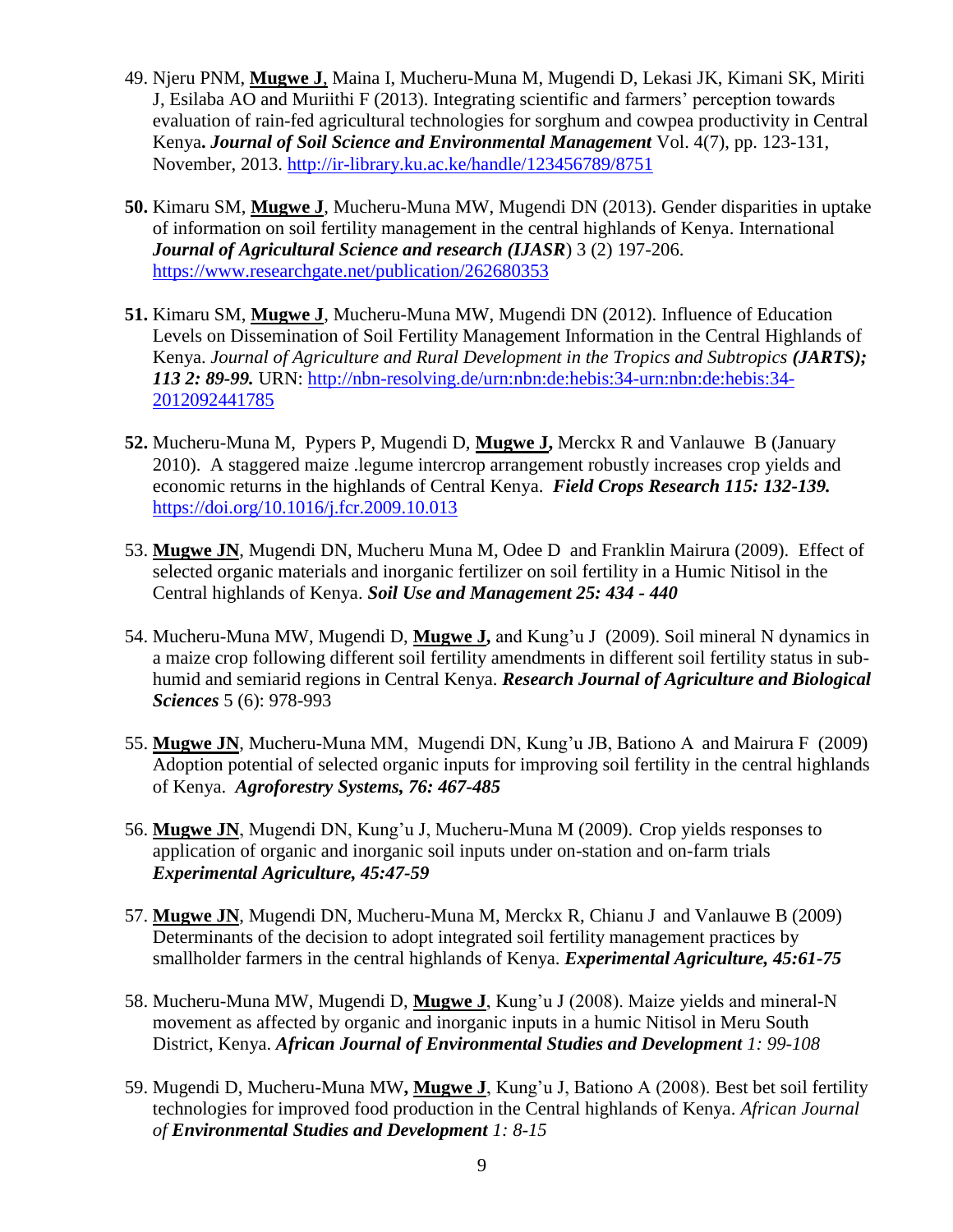49. Njeru PNM, **Mugwe J**, Maina I, Mucheru-Muna M, Mugendi D, Lekasi JK, Kimani SK, Miriti J, Esilaba AO and Muriithi F (2013). Integrating scientific and farmers' perception towards evaluation of rain-fed agricultural technologies for sorghum and cowpea productivity in Central Kenya**.** ***Journal of Soil Science and Environmental Management*** Vol. 4(7), pp. 123-131, November, 2013. http://ir-library.ku.ac.ke/handle/123456789/8751

**50.** Kimaru SM, **Mugwe J**, Mucheru-Muna MW, Mugendi DN (2013). Gender disparities in uptake of information on soil fertility management in the central highlands of Kenya. International ***Journal of Agricultural Science and research (IJASR***) 3 (2) 197-206. https://www.researchgate.net/publication/262680353

**51.** Kimaru SM, **Mugwe J**, Mucheru-Muna MW, Mugendi DN (2012). Influence of Education Levels on Dissemination of Soil Fertility Management Information in the Central Highlands of Kenya. *Journal of Agriculture and Rural Development in the Tropics and Subtropics* ***(JARTS); 113 2: 89-99.*** URN: http://nbn-resolving.de/urn:nbn:de:hebis:34-urn:nbn:de:hebis:34-2012092441785

**52.** Mucheru-Muna M, Pypers P, Mugendi D, **Mugwe J,** Merckx R and Vanlauwe B (January 2010). A staggered maize .legume intercrop arrangement robustly increases crop yields and economic returns in the highlands of Central Kenya. ***Field Crops Research 115: 132-139.*** https://doi.org/10.1016/j.fcr.2009.10.013

53. **Mugwe JN**, Mugendi DN, Mucheru Muna M, Odee D and Franklin Mairura (2009). Effect of selected organic materials and inorganic fertilizer on soil fertility in a Humic Nitisol in the Central highlands of Kenya. ***Soil Use and Management 25: 434 - 440***

54. Mucheru-Muna MW, Mugendi D, **Mugwe J,** and Kung'u J (2009). Soil mineral N dynamics in a maize crop following different soil fertility amendments in different soil fertility status in sub-humid and semiarid regions in Central Kenya. ***Research Journal of Agriculture and Biological Sciences*** 5 (6): 978-993

55. **Mugwe JN**, Mucheru-Muna MM, Mugendi DN, Kung'u JB, Bationo A and Mairura F (2009) Adoption potential of selected organic inputs for improving soil fertility in the central highlands of Kenya. ***Agroforestry Systems, 76: 467-485***

56. **Mugwe JN**, Mugendi DN, Kung'u J, Mucheru-Muna M (2009). Crop yields responses to application of organic and inorganic soil inputs under on-station and on-farm trials ***Experimental Agriculture, 45:47-59***

57. **Mugwe JN**, Mugendi DN, Mucheru-Muna M, Merckx R, Chianu J and Vanlauwe B (2009) Determinants of the decision to adopt integrated soil fertility management practices by smallholder farmers in the central highlands of Kenya. ***Experimental Agriculture, 45:61-75***

58. Mucheru-Muna MW, Mugendi D, **Mugwe J**, Kung'u J (2008). Maize yields and mineral-N movement as affected by organic and inorganic inputs in a humic Nitisol in Meru South District, Kenya. ***African Journal of Environmental Studies and Development*** *1: 99-108*

59. Mugendi D, Mucheru-Muna MW**, Mugwe J**, Kung'u J, Bationo A (2008). Best bet soil fertility technologies for improved food production in the Central highlands of Kenya. *African Journal of* ***Environmental Studies and Development*** *1: 8-15*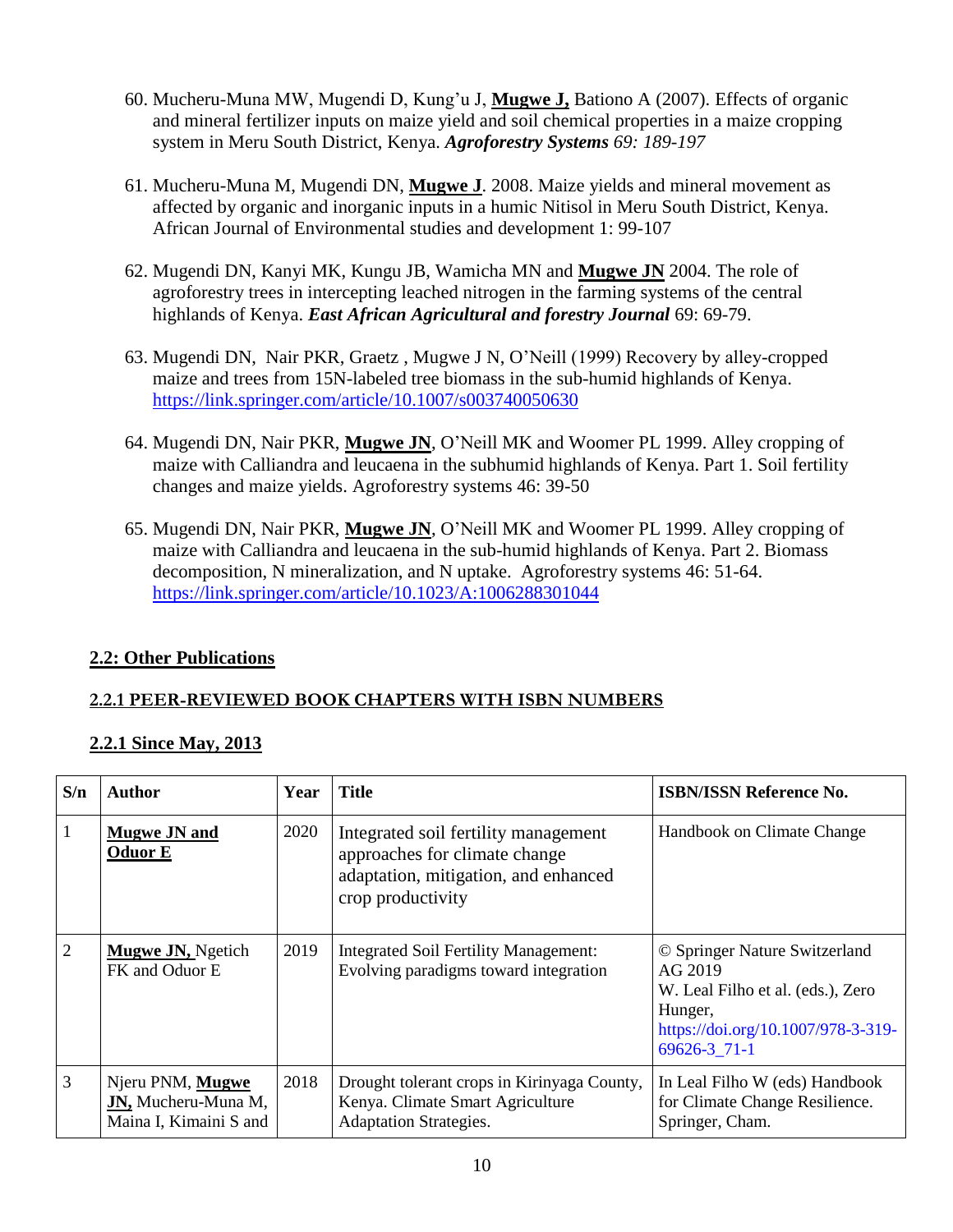60. Mucheru-Muna MW, Mugendi D, Kung'u J, **Mugwe J,** Bationo A (2007). Effects of organic and mineral fertilizer inputs on maize yield and soil chemical properties in a maize cropping system in Meru South District, Kenya. ***Agroforestry Systems*** *69: 189-197*

61. Mucheru-Muna M, Mugendi DN, **Mugwe J**. 2008. Maize yields and mineral movement as affected by organic and inorganic inputs in a humic Nitisol in Meru South District, Kenya. African Journal of Environmental studies and development 1: 99-107

62. Mugendi DN, Kanyi MK, Kungu JB, Wamicha MN and **Mugwe JN** 2004. The role of agroforestry trees in intercepting leached nitrogen in the farming systems of the central highlands of Kenya. ***East African Agricultural and forestry Journal*** 69: 69-79.

63. Mugendi DN, Nair PKR, Graetz , Mugwe J N, O'Neill (1999) Recovery by alley-cropped maize and trees from 15N-labeled tree biomass in the sub-humid highlands of Kenya. https://link.springer.com/article/10.1007/s003740050630

64. Mugendi DN, Nair PKR, **Mugwe JN**, O'Neill MK and Woomer PL 1999. Alley cropping of maize with Calliandra and leucaena in the subhumid highlands of Kenya. Part 1. Soil fertility changes and maize yields. Agroforestry systems 46: 39-50

65. Mugendi DN, Nair PKR, **Mugwe JN**, O'Neill MK and Woomer PL 1999. Alley cropping of maize with Calliandra and leucaena in the sub-humid highlands of Kenya. Part 2. Biomass decomposition, N mineralization, and N uptake. Agroforestry systems 46: 51-64. https://link.springer.com/article/10.1023/A:1006288301044

## 2.2: Other Publications

### 2.2.1 PEER-REVIEWED BOOK CHAPTERS WITH ISBN NUMBERS

### 2.2.1 Since May, 2013

| S/n | Author | Year | Title | ISBN/ISSN Reference No. |
|---|---|---|---|---|
| 1 | **Mugwe JN and Oduor E** | 2020 | Integrated soil fertility management approaches for climate change adaptation, mitigation, and enhanced crop productivity | Handbook on Climate Change |
| 2 | **Mugwe JN,** Ngetich FK and Oduor E | 2019 | Integrated Soil Fertility Management: Evolving paradigms toward integration | © Springer Nature Switzerland AG 2019 W. Leal Filho et al. (eds.), Zero Hunger, https://doi.org/10.1007/978-3-319-69626-3_71-1 |
| 3 | Njeru PNM, **Mugwe JN,** Mucheru-Muna M, Maina I, Kimaini S and | 2018 | Drought tolerant crops in Kirinyaga County, Kenya. Climate Smart Agriculture Adaptation Strategies. | In Leal Filho W (eds) Handbook for Climate Change Resilience. Springer, Cham. |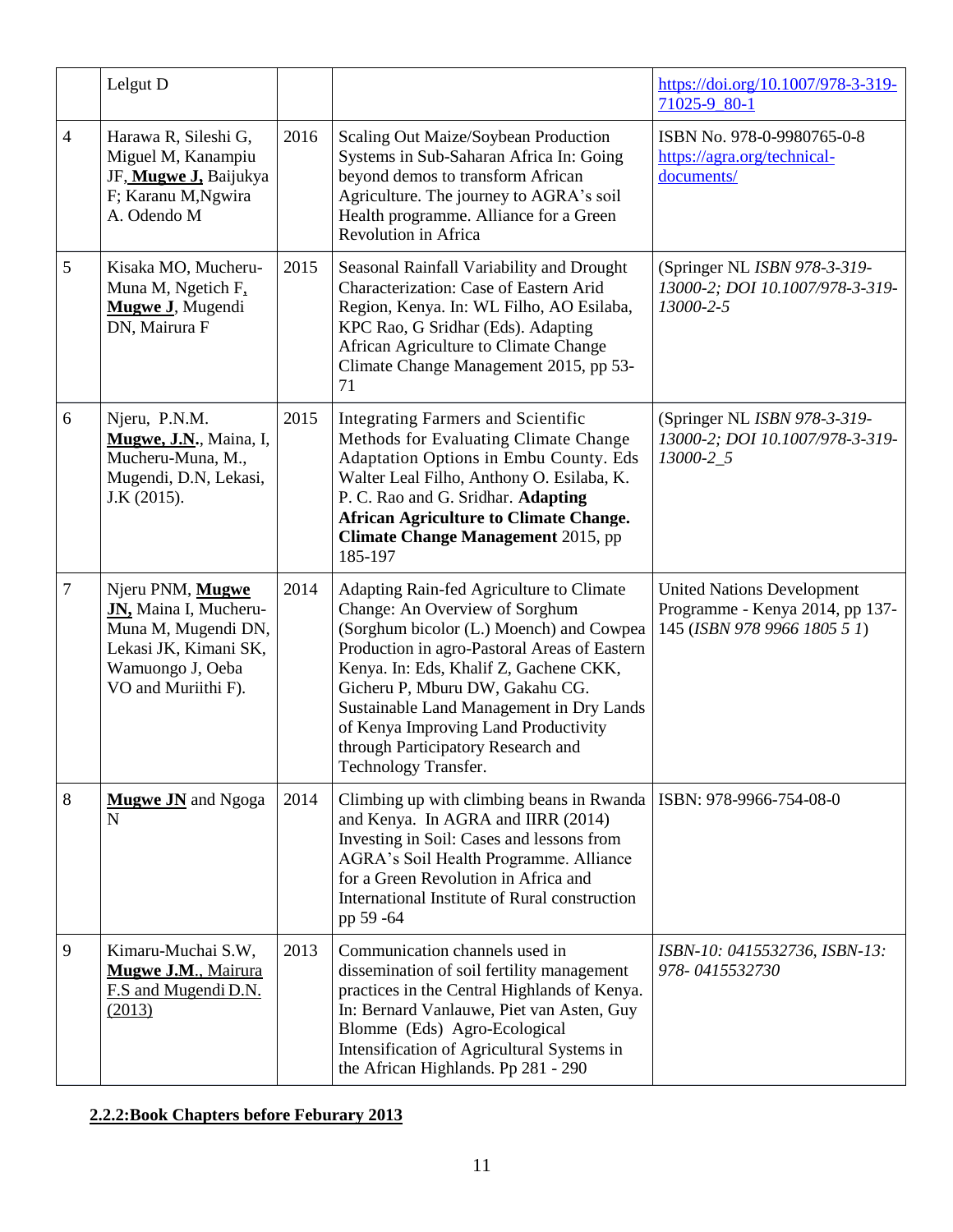| | | | | |
|---|---|---|---|---|
| | Lelgut D | | | https://doi.org/10.1007/978-3-319-71025-9_80-1 |
| 4 | Harawa R, Sileshi G, Miguel M, Kanampiu JF, **Mugwe J,** Baijukya F; Karanu M,Ngwira A. Odendo M | 2016 | Scaling Out Maize/Soybean Production Systems in Sub-Saharan Africa In: Going beyond demos to transform African Agriculture. The journey to AGRA's soil Health programme. Alliance for a Green Revolution in Africa | ISBN No. 978-0-9980765-0-8 https://agra.org/technical-documents/ |
| 5 | Kisaka MO, Mucheru-Muna M, Ngetich F, **Mugwe J**, Mugendi DN, Mairura F | 2015 | Seasonal Rainfall Variability and Drought Characterization: Case of Eastern Arid Region, Kenya. In: WL Filho, AO Esilaba, KPC Rao, G Sridhar (Eds). Adapting African Agriculture to Climate Change Climate Change Management 2015, pp 53-71 | (Springer NL *ISBN 978-3-319-13000-2; DOI 10.1007/978-3-319-13000-2-5* |
| 6 | Njeru, P.N.M. **Mugwe, J.N.**, Maina, I, Mucheru-Muna, M., Mugendi, D.N, Lekasi, J.K (2015). | 2015 | Integrating Farmers and Scientific Methods for Evaluating Climate Change Adaptation Options in Embu County. Eds Walter Leal Filho, Anthony O. Esilaba, K. P. C. Rao and G. Sridhar. **Adapting African Agriculture to Climate Change. Climate Change Management** 2015, pp 185-197 | (Springer NL *ISBN 978-3-319-13000-2; DOI 10.1007/978-3-319-13000-2_5* |
| 7 | Njeru PNM, **Mugwe JN,** Maina I, Mucheru-Muna M, Mugendi DN, Lekasi JK, Kimani SK, Wamuongo J, Oeba VO and Muriithi F). | 2014 | Adapting Rain-fed Agriculture to Climate Change: An Overview of Sorghum (Sorghum bicolor (L.) Moench) and Cowpea Production in agro-Pastoral Areas of Eastern Kenya. In: Eds, Khalif Z, Gachene CKK, Gicheru P, Mburu DW, Gakahu CG. Sustainable Land Management in Dry Lands of Kenya Improving Land Productivity through Participatory Research and Technology Transfer. | United Nations Development Programme - Kenya 2014, pp 137-145 (*ISBN 978 9966 1805 5 1*) |
| 8 | **Mugwe JN** and Ngoga N | 2014 | Climbing up with climbing beans in Rwanda and Kenya. In AGRA and IIRR (2014) Investing in Soil: Cases and lessons from AGRA's Soil Health Programme. Alliance for a Green Revolution in Africa and International Institute of Rural construction pp 59 -64 | ISBN: 978-9966-754-08-0 |
| 9 | Kimaru-Muchai S.W, **Mugwe J.M.**, Mairura F.S and Mugendi D.N. (2013) | 2013 | Communication channels used in dissemination of soil fertility management practices in the Central Highlands of Kenya. In: Bernard Vanlauwe, Piet van Asten, Guy Blomme (Eds) Agro-Ecological Intensification of Agricultural Systems in the African Highlands. Pp 281 - 290 | *ISBN-10: 0415532736, ISBN-13: 978- 0415532730* |

**2.2.2:Book Chapters before Feburary 2013**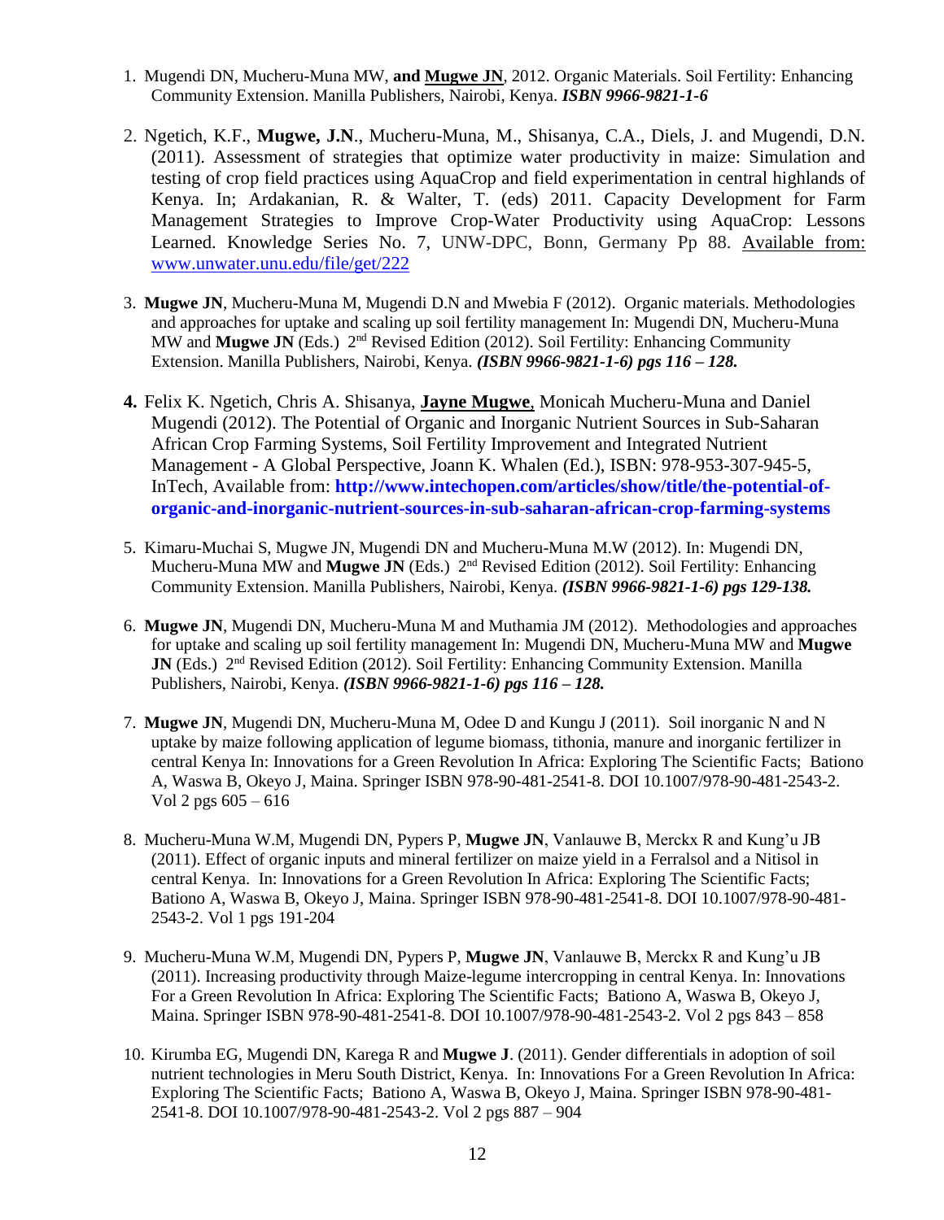1. Mugendi DN, Mucheru-Muna MW, **and Mugwe JN**, 2012. Organic Materials. Soil Fertility: Enhancing Community Extension. Manilla Publishers, Nairobi, Kenya. ***ISBN 9966-9821-1-6***

2. Ngetich, K.F., **Mugwe, J.N**., Mucheru-Muna, M., Shisanya, C.A., Diels, J. and Mugendi, D.N. (2011). Assessment of strategies that optimize water productivity in maize: Simulation and testing of crop field practices using AquaCrop and field experimentation in central highlands of Kenya. In; Ardakanian, R. & Walter, T. (eds) 2011. Capacity Development for Farm Management Strategies to Improve Crop-Water Productivity using AquaCrop: Lessons Learned. Knowledge Series No. 7, UNW-DPC, Bonn, Germany Pp 88. Available from: www.unwater.unu.edu/file/get/222

3. **Mugwe JN**, Mucheru-Muna M, Mugendi D.N and Mwebia F (2012). Organic materials. Methodologies and approaches for uptake and scaling up soil fertility management In: Mugendi DN, Mucheru-Muna MW and **Mugwe JN** (Eds.) 2nd Revised Edition (2012). Soil Fertility: Enhancing Community Extension. Manilla Publishers, Nairobi, Kenya. ***(ISBN 9966-9821-1-6) pgs 116 – 128.***

4. Felix K. Ngetich, Chris A. Shisanya, **Jayne Mugwe**, Monicah Mucheru-Muna and Daniel Mugendi (2012). The Potential of Organic and Inorganic Nutrient Sources in Sub-Saharan African Crop Farming Systems, Soil Fertility Improvement and Integrated Nutrient Management - A Global Perspective, Joann K. Whalen (Ed.), ISBN: 978-953-307-945-5, InTech, Available from: **http://www.intechopen.com/articles/show/title/the-potential-of-organic-and-inorganic-nutrient-sources-in-sub-saharan-african-crop-farming-systems**

5. Kimaru-Muchai S, Mugwe JN, Mugendi DN and Mucheru-Muna M.W (2012). In: Mugendi DN, Mucheru-Muna MW and **Mugwe JN** (Eds.) 2nd Revised Edition (2012). Soil Fertility: Enhancing Community Extension. Manilla Publishers, Nairobi, Kenya. ***(ISBN 9966-9821-1-6) pgs 129-138.***

6. **Mugwe JN**, Mugendi DN, Mucheru-Muna M and Muthamia JM (2012). Methodologies and approaches for uptake and scaling up soil fertility management In: Mugendi DN, Mucheru-Muna MW and **Mugwe JN** (Eds.) 2nd Revised Edition (2012). Soil Fertility: Enhancing Community Extension. Manilla Publishers, Nairobi, Kenya. ***(ISBN 9966-9821-1-6) pgs 116 – 128.***

7. **Mugwe JN**, Mugendi DN, Mucheru-Muna M, Odee D and Kungu J (2011). Soil inorganic N and N uptake by maize following application of legume biomass, tithonia, manure and inorganic fertilizer in central Kenya In: Innovations for a Green Revolution In Africa: Exploring The Scientific Facts; Bationo A, Waswa B, Okeyo J, Maina. Springer ISBN 978-90-481-2541-8. DOI 10.1007/978-90-481-2543-2. Vol 2 pgs 605 – 616

8. Mucheru-Muna W.M, Mugendi DN, Pypers P, **Mugwe JN**, Vanlauwe B, Merckx R and Kung'u JB (2011). Effect of organic inputs and mineral fertilizer on maize yield in a Ferralsol and a Nitisol in central Kenya. In: Innovations for a Green Revolution In Africa: Exploring The Scientific Facts; Bationo A, Waswa B, Okeyo J, Maina. Springer ISBN 978-90-481-2541-8. DOI 10.1007/978-90-481-2543-2. Vol 1 pgs 191-204

9. Mucheru-Muna W.M, Mugendi DN, Pypers P, **Mugwe JN**, Vanlauwe B, Merckx R and Kung'u JB (2011). Increasing productivity through Maize-legume intercropping in central Kenya. In: Innovations For a Green Revolution In Africa: Exploring The Scientific Facts; Bationo A, Waswa B, Okeyo J, Maina. Springer ISBN 978-90-481-2541-8. DOI 10.1007/978-90-481-2543-2. Vol 2 pgs 843 – 858

10. Kirumba EG, Mugendi DN, Karega R and **Mugwe J**. (2011). Gender differentials in adoption of soil nutrient technologies in Meru South District, Kenya. In: Innovations For a Green Revolution In Africa: Exploring The Scientific Facts; Bationo A, Waswa B, Okeyo J, Maina. Springer ISBN 978-90-481-2541-8. DOI 10.1007/978-90-481-2543-2. Vol 2 pgs 887 – 904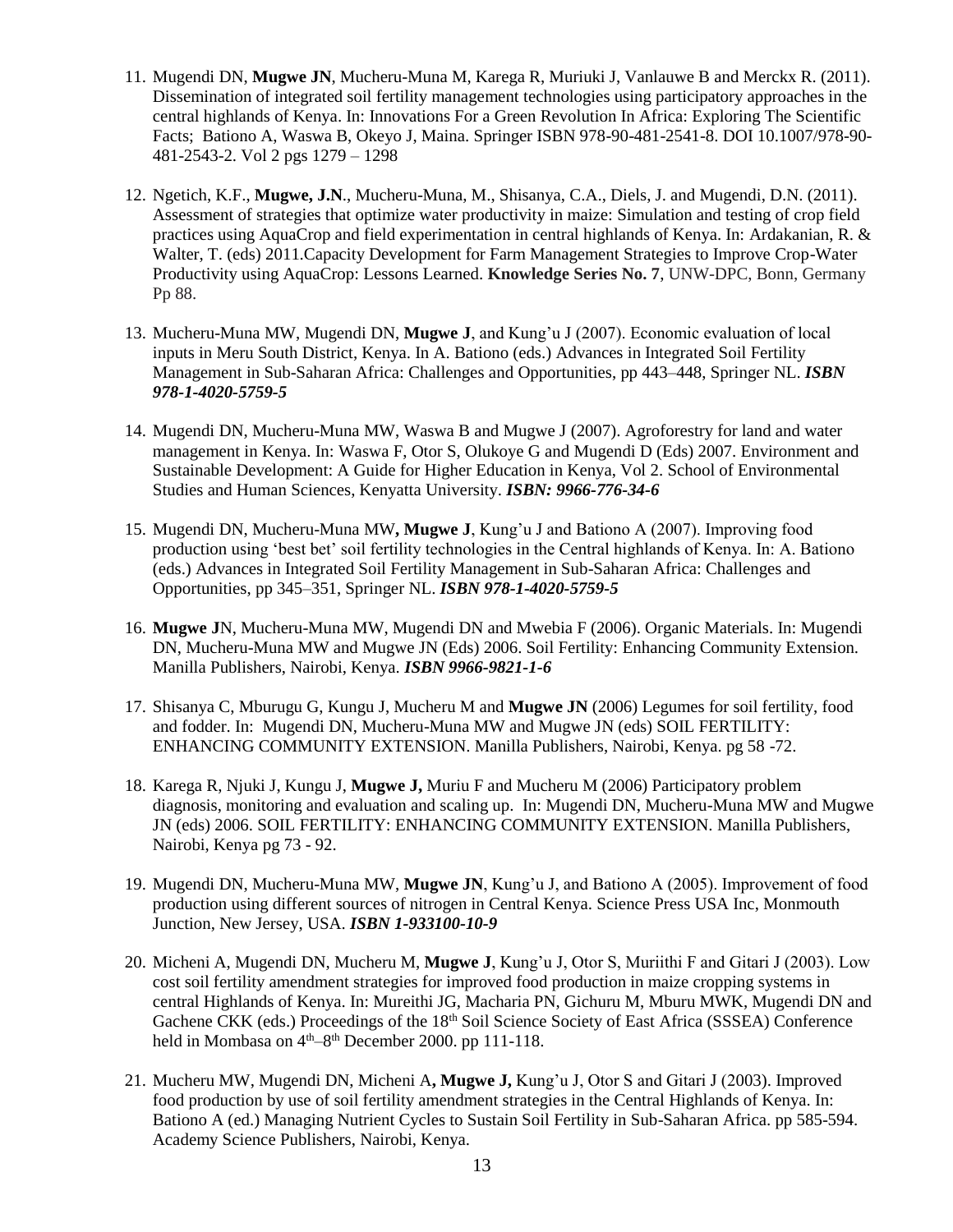11. Mugendi DN, **Mugwe JN**, Mucheru-Muna M, Karega R, Muriuki J, Vanlauwe B and Merckx R. (2011). Dissemination of integrated soil fertility management technologies using participatory approaches in the central highlands of Kenya. In: Innovations For a Green Revolution In Africa: Exploring The Scientific Facts; Bationo A, Waswa B, Okeyo J, Maina. Springer ISBN 978-90-481-2541-8. DOI 10.1007/978-90-481-2543-2. Vol 2 pgs 1279 – 1298

12. Ngetich, K.F., **Mugwe, J.N**., Mucheru-Muna, M., Shisanya, C.A., Diels, J. and Mugendi, D.N. (2011). Assessment of strategies that optimize water productivity in maize: Simulation and testing of crop field practices using AquaCrop and field experimentation in central highlands of Kenya. In: Ardakanian, R. & Walter, T. (eds) 2011.Capacity Development for Farm Management Strategies to Improve Crop-Water Productivity using AquaCrop: Lessons Learned. **Knowledge Series No. 7**, UNW-DPC, Bonn, Germany Pp 88.

13. Mucheru-Muna MW, Mugendi DN, **Mugwe J**, and Kung'u J (2007). Economic evaluation of local inputs in Meru South District, Kenya. In A. Bationo (eds.) Advances in Integrated Soil Fertility Management in Sub-Saharan Africa: Challenges and Opportunities, pp 443–448, Springer NL. ***ISBN 978-1-4020-5759-5***

14. Mugendi DN, Mucheru-Muna MW, Waswa B and Mugwe J (2007). Agroforestry for land and water management in Kenya. In: Waswa F, Otor S, Olukoye G and Mugendi D (Eds) 2007. Environment and Sustainable Development: A Guide for Higher Education in Kenya, Vol 2. School of Environmental Studies and Human Sciences, Kenyatta University. ***ISBN: 9966-776-34-6***

15. Mugendi DN, Mucheru-Muna MW**, Mugwe J**, Kung'u J and Bationo A (2007). Improving food production using 'best bet' soil fertility technologies in the Central highlands of Kenya. In: A. Bationo (eds.) Advances in Integrated Soil Fertility Management in Sub-Saharan Africa: Challenges and Opportunities, pp 345–351, Springer NL. ***ISBN 978-1-4020-5759-5***

16. **Mugwe J**N, Mucheru-Muna MW, Mugendi DN and Mwebia F (2006). Organic Materials. In: Mugendi DN, Mucheru-Muna MW and Mugwe JN (Eds) 2006. Soil Fertility: Enhancing Community Extension. Manilla Publishers, Nairobi, Kenya. ***ISBN 9966-9821-1-6***

17. Shisanya C, Mburugu G, Kungu J, Mucheru M and **Mugwe JN** (2006) Legumes for soil fertility, food and fodder. In: Mugendi DN, Mucheru-Muna MW and Mugwe JN (eds) SOIL FERTILITY: ENHANCING COMMUNITY EXTENSION. Manilla Publishers, Nairobi, Kenya. pg 58 -72.

18. Karega R, Njuki J, Kungu J, **Mugwe J,** Muriu F and Mucheru M (2006) Participatory problem diagnosis, monitoring and evaluation and scaling up. In: Mugendi DN, Mucheru-Muna MW and Mugwe JN (eds) 2006. SOIL FERTILITY: ENHANCING COMMUNITY EXTENSION. Manilla Publishers, Nairobi, Kenya pg 73 - 92.

19. Mugendi DN, Mucheru-Muna MW, **Mugwe JN**, Kung'u J, and Bationo A (2005). Improvement of food production using different sources of nitrogen in Central Kenya. Science Press USA Inc, Monmouth Junction, New Jersey, USA. ***ISBN 1-933100-10-9***

20. Micheni A, Mugendi DN, Mucheru M, **Mugwe J**, Kung'u J, Otor S, Muriithi F and Gitari J (2003). Low cost soil fertility amendment strategies for improved food production in maize cropping systems in central Highlands of Kenya. In: Mureithi JG, Macharia PN, Gichuru M, Mburu MWK, Mugendi DN and Gachene CKK (eds.) Proceedings of the 18th Soil Science Society of East Africa (SSSEA) Conference held in Mombasa on 4th–8th December 2000. pp 111-118.

21. Mucheru MW, Mugendi DN, Micheni A**, Mugwe J,** Kung'u J, Otor S and Gitari J (2003). Improved food production by use of soil fertility amendment strategies in the Central Highlands of Kenya. In: Bationo A (ed.) Managing Nutrient Cycles to Sustain Soil Fertility in Sub-Saharan Africa. pp 585-594. Academy Science Publishers, Nairobi, Kenya.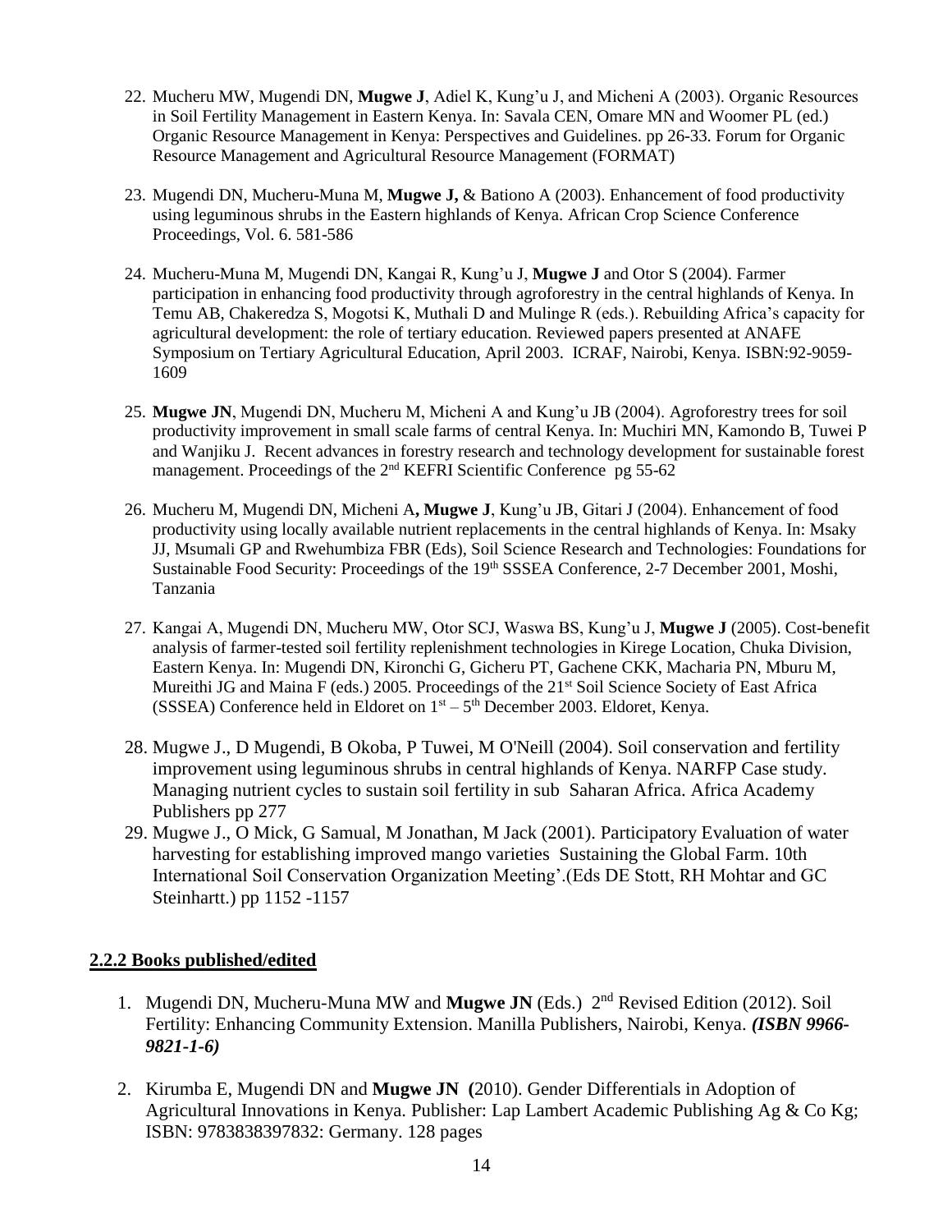22. Mucheru MW, Mugendi DN, **Mugwe J**, Adiel K, Kung'u J, and Micheni A (2003). Organic Resources in Soil Fertility Management in Eastern Kenya. In: Savala CEN, Omare MN and Woomer PL (ed.) Organic Resource Management in Kenya: Perspectives and Guidelines. pp 26-33. Forum for Organic Resource Management and Agricultural Resource Management (FORMAT)

23. Mugendi DN, Mucheru-Muna M, **Mugwe J,** & Bationo A (2003). Enhancement of food productivity using leguminous shrubs in the Eastern highlands of Kenya. African Crop Science Conference Proceedings, Vol. 6. 581-586

24. Mucheru-Muna M, Mugendi DN, Kangai R, Kung'u J, **Mugwe J** and Otor S (2004). Farmer participation in enhancing food productivity through agroforestry in the central highlands of Kenya. In Temu AB, Chakeredza S, Mogotsi K, Muthali D and Mulinge R (eds.). Rebuilding Africa's capacity for agricultural development: the role of tertiary education. Reviewed papers presented at ANAFE Symposium on Tertiary Agricultural Education, April 2003. ICRAF, Nairobi, Kenya. ISBN:92-9059-1609

25. **Mugwe JN**, Mugendi DN, Mucheru M, Micheni A and Kung'u JB (2004). Agroforestry trees for soil productivity improvement in small scale farms of central Kenya. In: Muchiri MN, Kamondo B, Tuwei P and Wanjiku J. Recent advances in forestry research and technology development for sustainable forest management. Proceedings of the 2nd KEFRI Scientific Conference pg 55-62

26. Mucheru M, Mugendi DN, Micheni A**, Mugwe J**, Kung'u JB, Gitari J (2004). Enhancement of food productivity using locally available nutrient replacements in the central highlands of Kenya. In: Msaky JJ, Msumali GP and Rwehumbiza FBR (Eds), Soil Science Research and Technologies: Foundations for Sustainable Food Security: Proceedings of the 19th SSSEA Conference, 2-7 December 2001, Moshi, Tanzania

27. Kangai A, Mugendi DN, Mucheru MW, Otor SCJ, Waswa BS, Kung'u J, **Mugwe J** (2005). Cost-benefit analysis of farmer-tested soil fertility replenishment technologies in Kirege Location, Chuka Division, Eastern Kenya. In: Mugendi DN, Kironchi G, Gicheru PT, Gachene CKK, Macharia PN, Mburu M, Mureithi JG and Maina F (eds.) 2005. Proceedings of the 21st Soil Science Society of East Africa (SSSEA) Conference held in Eldoret on 1st – 5th December 2003. Eldoret, Kenya.

28. Mugwe J., D Mugendi, B Okoba, P Tuwei, M O'Neill (2004). Soil conservation and fertility improvement using leguminous shrubs in central highlands of Kenya. NARFP Case study. Managing nutrient cycles to sustain soil fertility in sub Saharan Africa. Africa Academy Publishers pp 277

29. Mugwe J., O Mick, G Samual, M Jonathan, M Jack (2001). Participatory Evaluation of water harvesting for establishing improved mango varieties Sustaining the Global Farm. 10th International Soil Conservation Organization Meeting'.(Eds DE Stott, RH Mohtar and GC Steinhartt.) pp 1152 -1157

## 2.2.2 Books published/edited

1. Mugendi DN, Mucheru-Muna MW and **Mugwe JN** (Eds.) 2nd Revised Edition (2012). Soil Fertility: Enhancing Community Extension. Manilla Publishers, Nairobi, Kenya. ***(ISBN 9966-9821-1-6)***

2. Kirumba E, Mugendi DN and **Mugwe JN (**2010). Gender Differentials in Adoption of Agricultural Innovations in Kenya. Publisher: Lap Lambert Academic Publishing Ag & Co Kg; ISBN: 9783838397832: Germany. 128 pages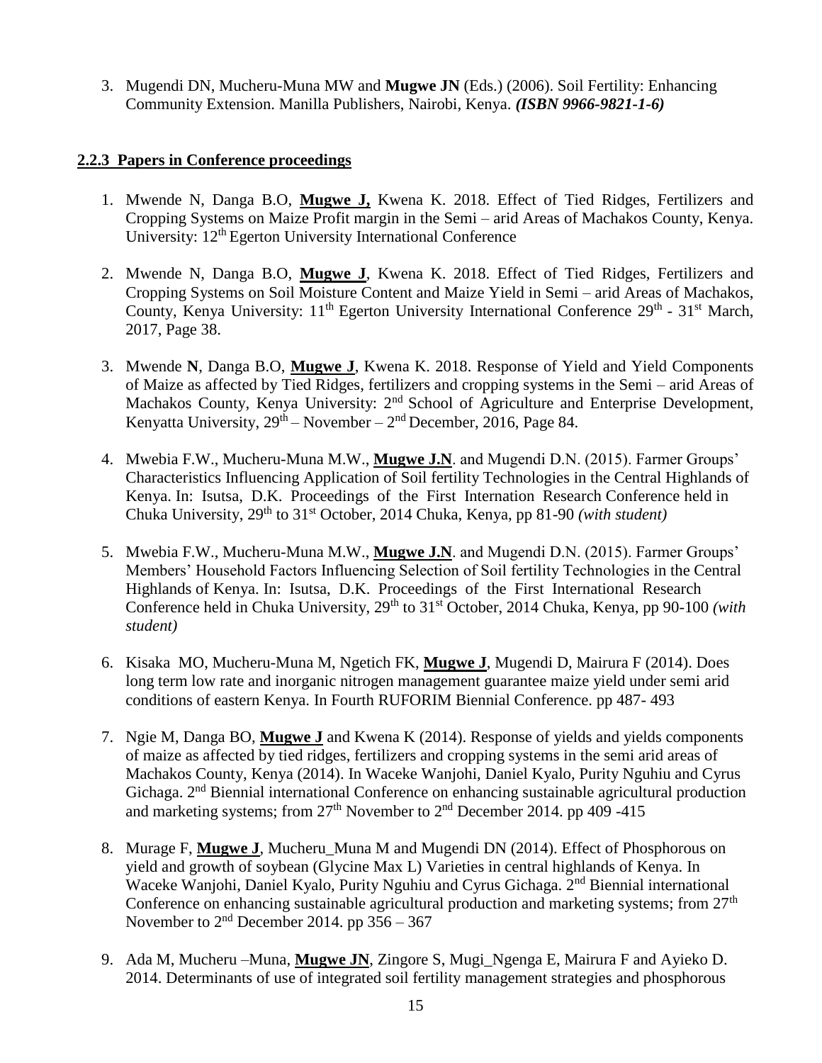3. Mugendi DN, Mucheru-Muna MW and **Mugwe JN** (Eds.) (2006). Soil Fertility: Enhancing Community Extension. Manilla Publishers, Nairobi, Kenya. ***(ISBN 9966-9821-1-6)***

### 2.2.3 Papers in Conference proceedings

1. Mwende N, Danga B.O, **Mugwe J,** Kwena K. 2018. Effect of Tied Ridges, Fertilizers and Cropping Systems on Maize Profit margin in the Semi – arid Areas of Machakos County, Kenya. University: 12th Egerton University International Conference

2. Mwende N, Danga B.O, **Mugwe J**, Kwena K. 2018. Effect of Tied Ridges, Fertilizers and Cropping Systems on Soil Moisture Content and Maize Yield in Semi – arid Areas of Machakos, County, Kenya University: 11th Egerton University International Conference 29th - 31st March, 2017, Page 38.

3. Mwende **N**, Danga B.O, **Mugwe J**, Kwena K. 2018. Response of Yield and Yield Components of Maize as affected by Tied Ridges, fertilizers and cropping systems in the Semi – arid Areas of Machakos County, Kenya University: 2nd School of Agriculture and Enterprise Development, Kenyatta University, 29th – November – 2nd December, 2016, Page 84.

4. Mwebia F.W., Mucheru-Muna M.W., **Mugwe J.N**. and Mugendi D.N. (2015). Farmer Groups' Characteristics Influencing Application of Soil fertility Technologies in the Central Highlands of Kenya. In: Isutsa, D.K. Proceedings of the First Internation Research Conference held in Chuka University, 29th to 31st October, 2014 Chuka, Kenya, pp 81-90 *(with student)*

5. Mwebia F.W., Mucheru-Muna M.W., **Mugwe J.N**. and Mugendi D.N. (2015). Farmer Groups' Members' Household Factors Influencing Selection of Soil fertility Technologies in the Central Highlands of Kenya. In: Isutsa, D.K. Proceedings of the First International Research Conference held in Chuka University, 29th to 31st October, 2014 Chuka, Kenya, pp 90-100 *(with student)*

6. Kisaka MO, Mucheru-Muna M, Ngetich FK, **Mugwe J**, Mugendi D, Mairura F (2014). Does long term low rate and inorganic nitrogen management guarantee maize yield under semi arid conditions of eastern Kenya. In Fourth RUFORIM Biennial Conference. pp 487- 493

7. Ngie M, Danga BO, **Mugwe J** and Kwena K (2014). Response of yields and yields components of maize as affected by tied ridges, fertilizers and cropping systems in the semi arid areas of Machakos County, Kenya (2014). In Waceke Wanjohi, Daniel Kyalo, Purity Nguhiu and Cyrus Gichaga. 2nd Biennial international Conference on enhancing sustainable agricultural production and marketing systems; from 27th November to 2nd December 2014. pp 409 -415

8. Murage F, **Mugwe J**, Mucheru_Muna M and Mugendi DN (2014). Effect of Phosphorous on yield and growth of soybean (Glycine Max L) Varieties in central highlands of Kenya. In Waceke Wanjohi, Daniel Kyalo, Purity Nguhiu and Cyrus Gichaga. 2nd Biennial international Conference on enhancing sustainable agricultural production and marketing systems; from 27th November to 2nd December 2014. pp 356 – 367

9. Ada M, Mucheru –Muna, **Mugwe JN**, Zingore S, Mugi_Ngenga E, Mairura F and Ayieko D. 2014. Determinants of use of integrated soil fertility management strategies and phosphorous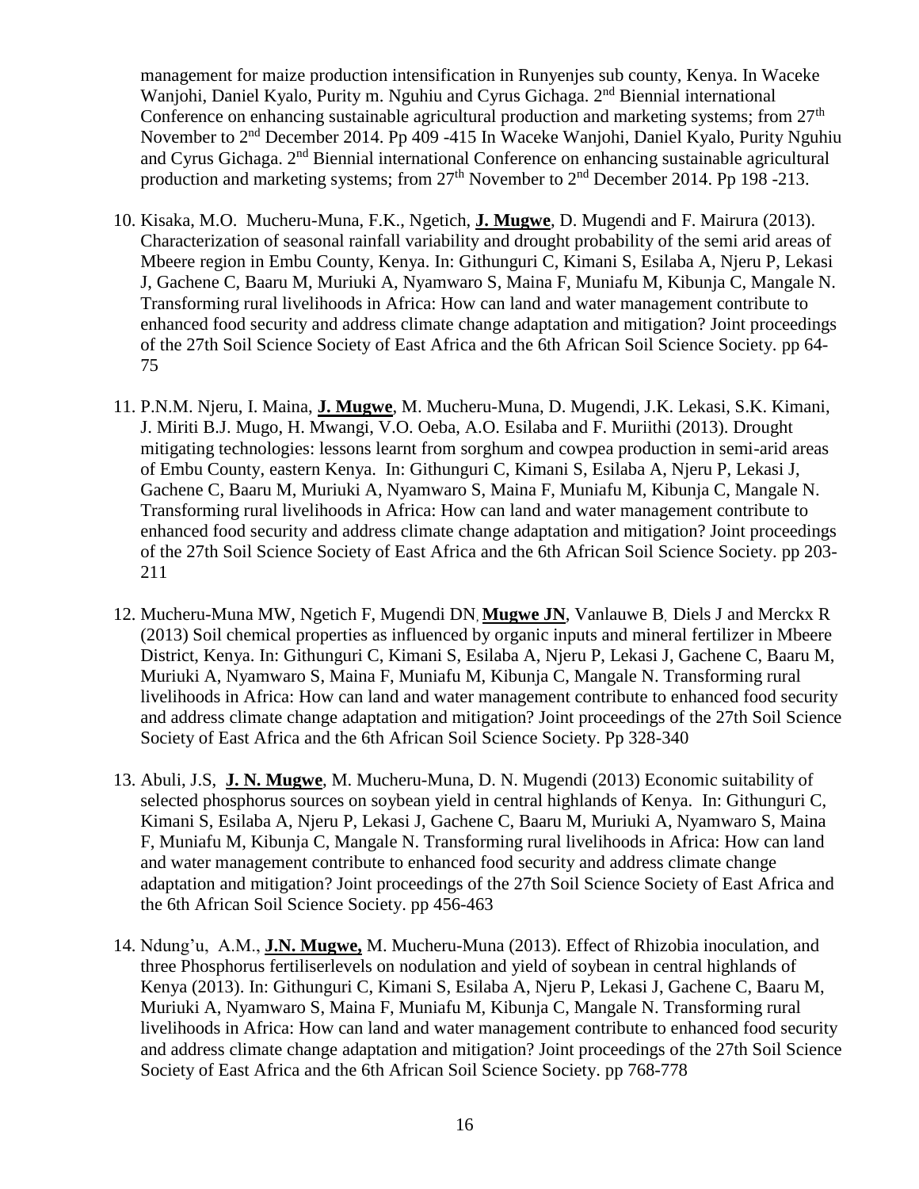management for maize production intensification in Runyenjes sub county, Kenya. In Waceke Wanjohi, Daniel Kyalo, Purity m. Nguhiu and Cyrus Gichaga. 2nd Biennial international Conference on enhancing sustainable agricultural production and marketing systems; from 27th November to 2nd December 2014. Pp 409 -415 In Waceke Wanjohi, Daniel Kyalo, Purity Nguhiu and Cyrus Gichaga. 2nd Biennial international Conference on enhancing sustainable agricultural production and marketing systems; from 27th November to 2nd December 2014. Pp 198 -213.

10. Kisaka, M.O. Mucheru-Muna, F.K., Ngetich, **J. Mugwe**, D. Mugendi and F. Mairura (2013). Characterization of seasonal rainfall variability and drought probability of the semi arid areas of Mbeere region in Embu County, Kenya. In: Githunguri C, Kimani S, Esilaba A, Njeru P, Lekasi J, Gachene C, Baaru M, Muriuki A, Nyamwaro S, Maina F, Muniafu M, Kibunja C, Mangale N. Transforming rural livelihoods in Africa: How can land and water management contribute to enhanced food security and address climate change adaptation and mitigation? Joint proceedings of the 27th Soil Science Society of East Africa and the 6th African Soil Science Society. pp 64-75

11. P.N.M. Njeru, I. Maina, **J. Mugwe**, M. Mucheru-Muna, D. Mugendi, J.K. Lekasi, S.K. Kimani, J. Miriti B.J. Mugo, H. Mwangi, V.O. Oeba, A.O. Esilaba and F. Muriithi (2013). Drought mitigating technologies: lessons learnt from sorghum and cowpea production in semi-arid areas of Embu County, eastern Kenya. In: Githunguri C, Kimani S, Esilaba A, Njeru P, Lekasi J, Gachene C, Baaru M, Muriuki A, Nyamwaro S, Maina F, Muniafu M, Kibunja C, Mangale N. Transforming rural livelihoods in Africa: How can land and water management contribute to enhanced food security and address climate change adaptation and mitigation? Joint proceedings of the 27th Soil Science Society of East Africa and the 6th African Soil Science Society. pp 203-211

12. Mucheru-Muna MW, Ngetich F, Mugendi DN, **Mugwe JN**, Vanlauwe B, Diels J and Merckx R (2013) Soil chemical properties as influenced by organic inputs and mineral fertilizer in Mbeere District, Kenya. In: Githunguri C, Kimani S, Esilaba A, Njeru P, Lekasi J, Gachene C, Baaru M, Muriuki A, Nyamwaro S, Maina F, Muniafu M, Kibunja C, Mangale N. Transforming rural livelihoods in Africa: How can land and water management contribute to enhanced food security and address climate change adaptation and mitigation? Joint proceedings of the 27th Soil Science Society of East Africa and the 6th African Soil Science Society. Pp 328-340

13. Abuli, J.S, **J. N. Mugwe**, M. Mucheru-Muna, D. N. Mugendi (2013) Economic suitability of selected phosphorus sources on soybean yield in central highlands of Kenya. In: Githunguri C, Kimani S, Esilaba A, Njeru P, Lekasi J, Gachene C, Baaru M, Muriuki A, Nyamwaro S, Maina F, Muniafu M, Kibunja C, Mangale N. Transforming rural livelihoods in Africa: How can land and water management contribute to enhanced food security and address climate change adaptation and mitigation? Joint proceedings of the 27th Soil Science Society of East Africa and the 6th African Soil Science Society. pp 456-463

14. Ndung'u, A.M., **J.N. Mugwe,** M. Mucheru-Muna (2013). Effect of Rhizobia inoculation, and three Phosphorus fertiliserlevels on nodulation and yield of soybean in central highlands of Kenya (2013). In: Githunguri C, Kimani S, Esilaba A, Njeru P, Lekasi J, Gachene C, Baaru M, Muriuki A, Nyamwaro S, Maina F, Muniafu M, Kibunja C, Mangale N. Transforming rural livelihoods in Africa: How can land and water management contribute to enhanced food security and address climate change adaptation and mitigation? Joint proceedings of the 27th Soil Science Society of East Africa and the 6th African Soil Science Society. pp 768-778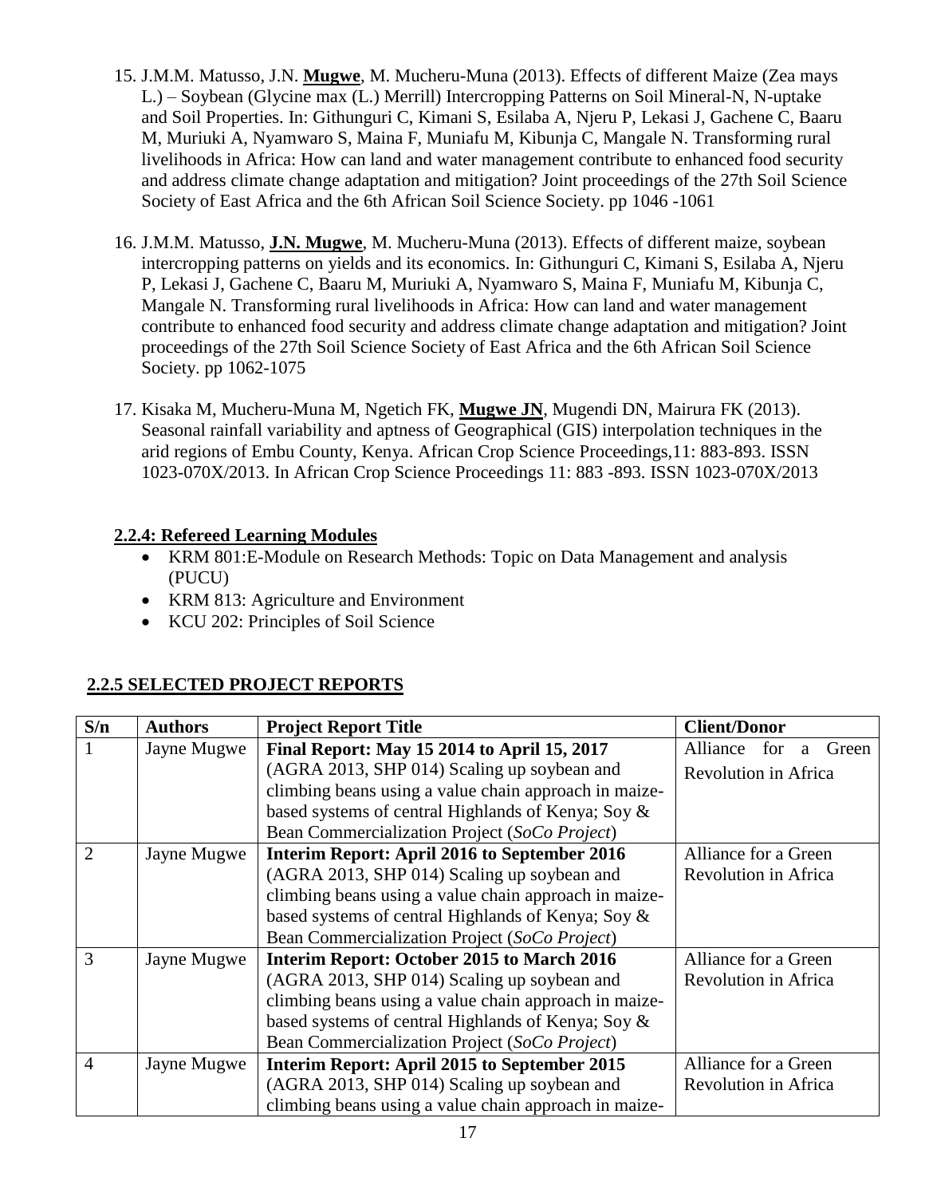15. J.M.M. Matusso, J.N. **Mugwe**, M. Mucheru-Muna (2013). Effects of different Maize (Zea mays L.) – Soybean (Glycine max (L.) Merrill) Intercropping Patterns on Soil Mineral-N, N-uptake and Soil Properties. In: Githunguri C, Kimani S, Esilaba A, Njeru P, Lekasi J, Gachene C, Baaru M, Muriuki A, Nyamwaro S, Maina F, Muniafu M, Kibunja C, Mangale N. Transforming rural livelihoods in Africa: How can land and water management contribute to enhanced food security and address climate change adaptation and mitigation? Joint proceedings of the 27th Soil Science Society of East Africa and the 6th African Soil Science Society. pp 1046 -1061

16. J.M.M. Matusso, **J.N. Mugwe**, M. Mucheru-Muna (2013). Effects of different maize, soybean intercropping patterns on yields and its economics. In: Githunguri C, Kimani S, Esilaba A, Njeru P, Lekasi J, Gachene C, Baaru M, Muriuki A, Nyamwaro S, Maina F, Muniafu M, Kibunja C, Mangale N. Transforming rural livelihoods in Africa: How can land and water management contribute to enhanced food security and address climate change adaptation and mitigation? Joint proceedings of the 27th Soil Science Society of East Africa and the 6th African Soil Science Society. pp 1062-1075

17. Kisaka M, Mucheru-Muna M, Ngetich FK, **Mugwe JN**, Mugendi DN, Mairura FK (2013). Seasonal rainfall variability and aptness of Geographical (GIS) interpolation techniques in the arid regions of Embu County, Kenya. African Crop Science Proceedings,11: 883-893. ISSN 1023-070X/2013. In African Crop Science Proceedings 11: 883 -893. ISSN 1023-070X/2013

### 2.2.4: Refereed Learning Modules

- KRM 801:E-Module on Research Methods: Topic on Data Management and analysis (PUCU)
- KRM 813: Agriculture and Environment
- KCU 202: Principles of Soil Science

### 2.2.5 SELECTED PROJECT REPORTS

| S/n | Authors | Project Report Title | Client/Donor |
|---|---|---|---|
| 1 | Jayne Mugwe | **Final Report: May 15 2014 to April 15, 2017** (AGRA 2013, SHP 014) Scaling up soybean and climbing beans using a value chain approach in maize-based systems of central Highlands of Kenya; Soy & Bean Commercialization Project (*SoCo Project*) | Alliance for a Green Revolution in Africa |
| 2 | Jayne Mugwe | **Interim Report: April 2016 to September 2016** (AGRA 2013, SHP 014) Scaling up soybean and climbing beans using a value chain approach in maize-based systems of central Highlands of Kenya; Soy & Bean Commercialization Project (*SoCo Project*) | Alliance for a Green Revolution in Africa |
| 3 | Jayne Mugwe | **Interim Report: October 2015 to March 2016** (AGRA 2013, SHP 014) Scaling up soybean and climbing beans using a value chain approach in maize-based systems of central Highlands of Kenya; Soy & Bean Commercialization Project (*SoCo Project*) | Alliance for a Green Revolution in Africa |
| 4 | Jayne Mugwe | **Interim Report: April 2015 to September 2015** (AGRA 2013, SHP 014) Scaling up soybean and climbing beans using a value chain approach in maize- | Alliance for a Green Revolution in Africa |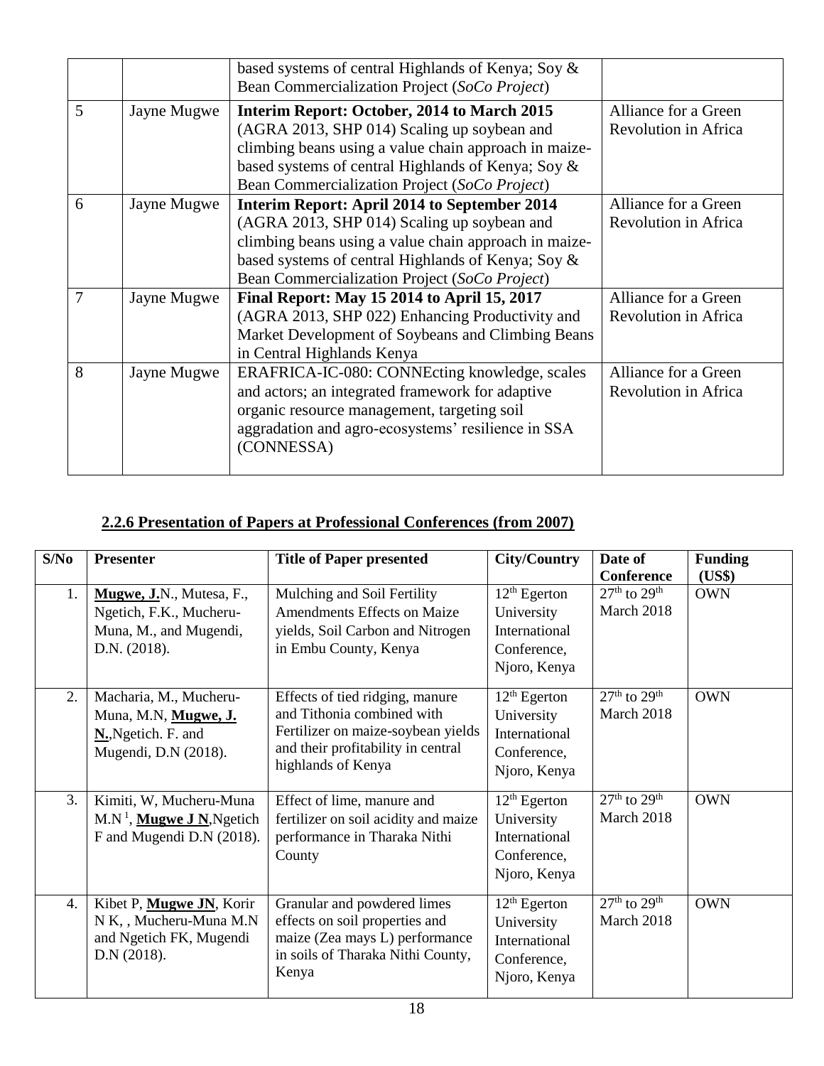| | | based systems of central Highlands of Kenya; Soy & Bean Commercialization Project (*SoCo Project*) | |
|---|---|---|---|
| 5 | Jayne Mugwe | **Interim Report: October, 2014 to March 2015** (AGRA 2013, SHP 014) Scaling up soybean and climbing beans using a value chain approach in maize-based systems of central Highlands of Kenya; Soy & Bean Commercialization Project (*SoCo Project*) | Alliance for a Green Revolution in Africa |
| 6 | Jayne Mugwe | **Interim Report: April 2014 to September 2014** (AGRA 2013, SHP 014) Scaling up soybean and climbing beans using a value chain approach in maize-based systems of central Highlands of Kenya; Soy & Bean Commercialization Project (*SoCo Project*) | Alliance for a Green Revolution in Africa |
| 7 | Jayne Mugwe | **Final Report: May 15 2014 to April 15, 2017** (AGRA 2013, SHP 022) Enhancing Productivity and Market Development of Soybeans and Climbing Beans in Central Highlands Kenya | Alliance for a Green Revolution in Africa |
| 8 | Jayne Mugwe | ERAFRICA-IC-080: CONNEcting knowledge, scales and actors; an integrated framework for adaptive organic resource management, targeting soil aggradation and agro-ecosystems' resilience in SSA (CONNESSA) | Alliance for a Green Revolution in Africa |

## 2.2.6 Presentation of Papers at Professional Conferences (from 2007)

| S/No | Presenter | Title of Paper presented | City/Country | Date of Conference | Funding (US$) |
|---|---|---|---|---|---|
| 1. | **Mugwe, J.**N., Mutesa, F., Ngetich, F.K., Mucheru-Muna, M., and Mugendi, D.N. (2018). | Mulching and Soil Fertility Amendments Effects on Maize yields, Soil Carbon and Nitrogen in Embu County, Kenya | 12th Egerton University International Conference, Njoro, Kenya | 27th to 29th March 2018 | OWN |
| 2. | Macharia, M., Mucheru-Muna, M.N, **Mugwe, J. N.**,Ngetich. F. and Mugendi, D.N (2018). | Effects of tied ridging, manure and Tithonia combined with Fertilizer on maize-soybean yields and their profitability in central highlands of Kenya | 12th Egerton University International Conference, Njoro, Kenya | 27th to 29th March 2018 | OWN |
| 3. | Kimiti, W, Mucheru-Muna M.N [1], **Mugwe J N**,Ngetich F and Mugendi D.N (2018). | Effect of lime, manure and fertilizer on soil acidity and maize performance in Tharaka Nithi County | 12th Egerton University International Conference, Njoro, Kenya | 27th to 29th March 2018 | OWN |
| 4. | Kibet P, **Mugwe JN**, Korir N K, , Mucheru-Muna M.N and Ngetich FK, Mugendi D.N (2018). | Granular and powdered limes effects on soil properties and maize (Zea mays L) performance in soils of Tharaka Nithi County, Kenya | 12th Egerton University International Conference, Njoro, Kenya | 27th to 29th March 2018 | OWN |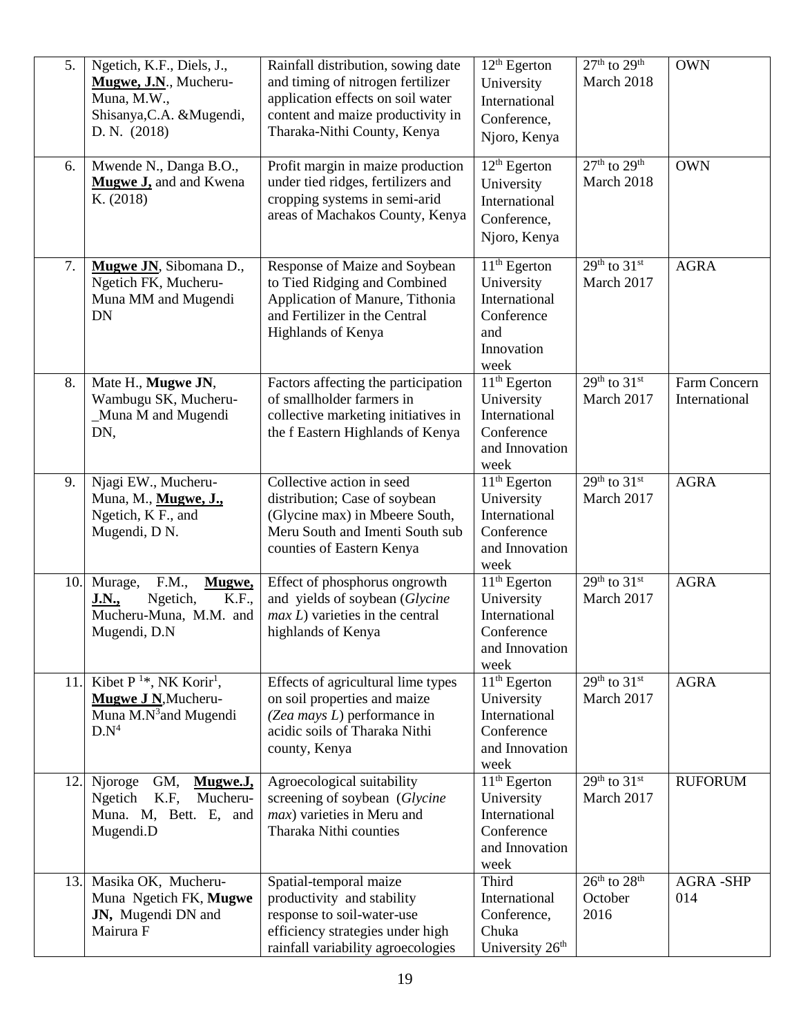| 5. | Ngetich, K.F., Diels, J., **<u>Mugwe, J.N</u>**., Mucheru-Muna, M.W., Shisanya,C.A. &Mugendi, D. N. (2018) | Rainfall distribution, sowing date and timing of nitrogen fertilizer application effects on soil water content and maize productivity in Tharaka-Nithi County, Kenya | 12th Egerton University International Conference, Njoro, Kenya | 27th to 29th March 2018 | OWN |
|---|---|---|---|---|---|
| 6. | Mwende N., Danga B.O., **<u>Mugwe J</u>,** and and Kwena K. (2018) | Profit margin in maize production under tied ridges, fertilizers and cropping systems in semi-arid areas of Machakos County, Kenya | 12th Egerton University International Conference, Njoro, Kenya | 27th to 29th March 2018 | OWN |
| 7. | **<u>Mugwe JN</u>**, Sibomana D., Ngetich FK, Mucheru-Muna MM and Mugendi DN | Response of Maize and Soybean to Tied Ridging and Combined Application of Manure, Tithonia and Fertilizer in the Central Highlands of Kenya | 11th Egerton University International Conference and Innovation week | 29th to 31st March 2017 | AGRA |
| 8. | Mate H., **Mugwe JN**, Wambugu SK, Mucheru-_Muna M and Mugendi DN, | Factors affecting the participation of smallholder farmers in collective marketing initiatives in the f Eastern Highlands of Kenya | 11th Egerton University International Conference and Innovation week | 29th to 31st March 2017 | Farm Concern International |
| 9. | Njagi EW., Mucheru-Muna, M., **<u>Mugwe, J.,</u>** Ngetich, K F., and Mugendi, D N. | Collective action in seed distribution; Case of soybean (Glycine max) in Mbeere South, Meru South and Imenti South sub counties of Eastern Kenya | 11th Egerton University International Conference and Innovation week | 29th to 31st March 2017 | AGRA |
| 10. | Murage, F.M., **<u>Mugwe, J.N.,</u>** Ngetich, K.F., Mucheru-Muna, M.M. and Mugendi, D.N | Effect of phosphorus ongrowth and yields of soybean (*Glycine max L*) varieties in the central highlands of Kenya | 11th Egerton University International Conference and Innovation week | 29th to 31st March 2017 | AGRA |
| 11. | Kibet P [1]*, NK Korir[1], **<u>Mugwe J N</u>**,Mucheru-Muna M.N[3]and Mugendi D.N[4] | Effects of agricultural lime types on soil properties and maize *(Zea mays L)* performance in acidic soils of Tharaka Nithi county, Kenya | 11th Egerton University International Conference and Innovation week | 29th to 31st March 2017 | AGRA |
| 12. | Njoroge GM, **<u>Mugwe.J,</u>** Ngetich K.F, Mucheru-Muna. M, Bett. E, and Mugendi.D | Agroecological suitability screening of soybean (*Glycine max*) varieties in Meru and Tharaka Nithi counties | 11th Egerton University International Conference and Innovation week | 29th to 31st March 2017 | RUFORUM |
| 13. | Masika OK, Mucheru-Muna Ngetich FK, **Mugwe JN,** Mugendi DN and Mairura F | Spatial-temporal maize productivity and stability response to soil-water-use efficiency strategies under high rainfall variability agroecologies | Third International Conference, Chuka University 26th | 26th to 28th October 2016 | AGRA -SHP 014 |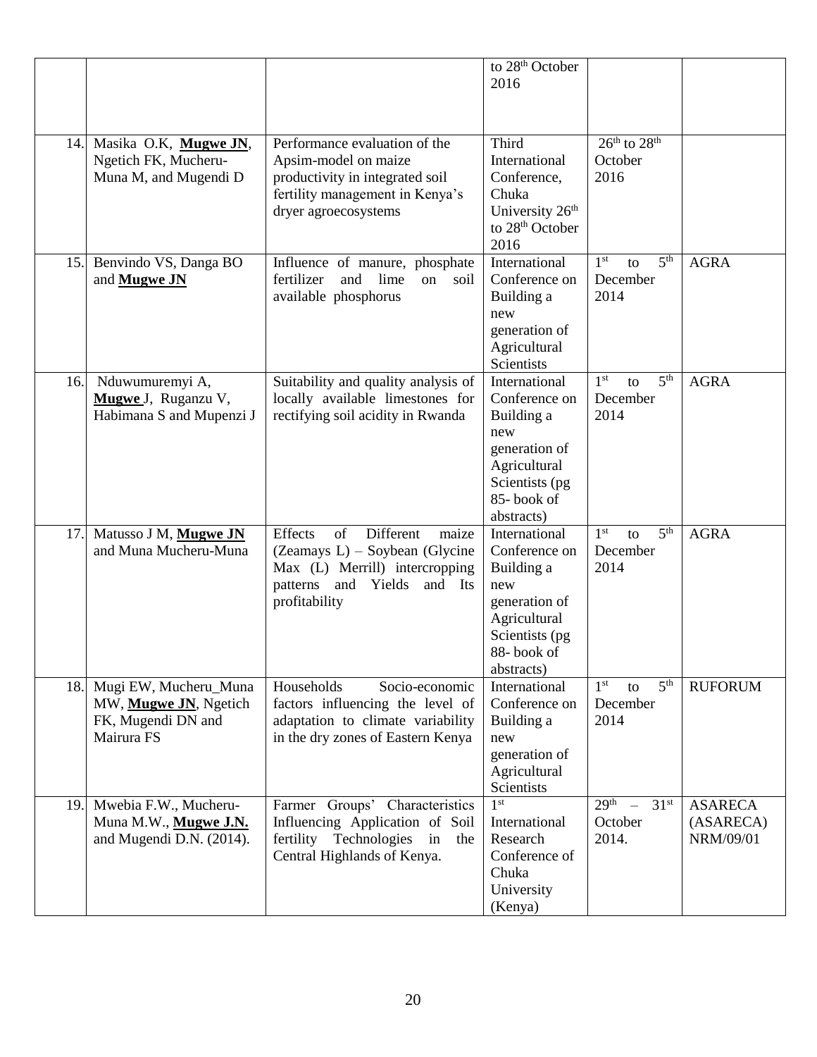| | | | to 28th October 2016 | | |
|---|---|---|---|---|---|
| 14. | Masika O.K, **Mugwe JN**, Ngetich FK, Mucheru-Muna M, and Mugendi D | Performance evaluation of the Apsim-model on maize productivity in integrated soil fertility management in Kenya's dryer agroecosystems | Third International Conference, Chuka University 26th to 28th October 2016 | 26th to 28th October 2016 | |
| 15. | Benvindo VS, Danga BO and **Mugwe JN** | Influence of manure, phosphate fertilizer and lime on soil available phosphorus | International Conference on Building a new generation of Agricultural Scientists | 1st to 5th December 2014 | AGRA |
| 16. | Nduwumuremyi A, **Mugwe** J, Ruganzu V, Habimana S and Mupenzi J | Suitability and quality analysis of locally available limestones for rectifying soil acidity in Rwanda | International Conference on Building a new generation of Agricultural Scientists (pg 85- book of abstracts) | 1st to 5th December 2014 | AGRA |
| 17. | Matusso J M, **Mugwe JN** and Muna Mucheru-Muna | Effects of Different maize (Zeamays L) – Soybean (Glycine Max (L) Merrill) intercropping patterns and Yields and Its profitability | International Conference on Building a new generation of Agricultural Scientists (pg 88- book of abstracts) | 1st to 5th December 2014 | AGRA |
| 18. | Mugi EW, Mucheru_Muna MW, **Mugwe JN**, Ngetich FK, Mugendi DN and Mairura FS | Households Socio-economic factors influencing the level of adaptation to climate variability in the dry zones of Eastern Kenya | International Conference on Building a new generation of Agricultural Scientists | 1st to 5th December 2014 | RUFORUM |
| 19. | Mwebia F.W., Mucheru-Muna M.W., **Mugwe J.N.** and Mugendi D.N. (2014). | Farmer Groups' Characteristics Influencing Application of Soil fertility Technologies in the Central Highlands of Kenya. | 1st International Research Conference of Chuka University (Kenya) | 29th – 31st October 2014. | ASARECA (ASARECA) NRM/09/01 |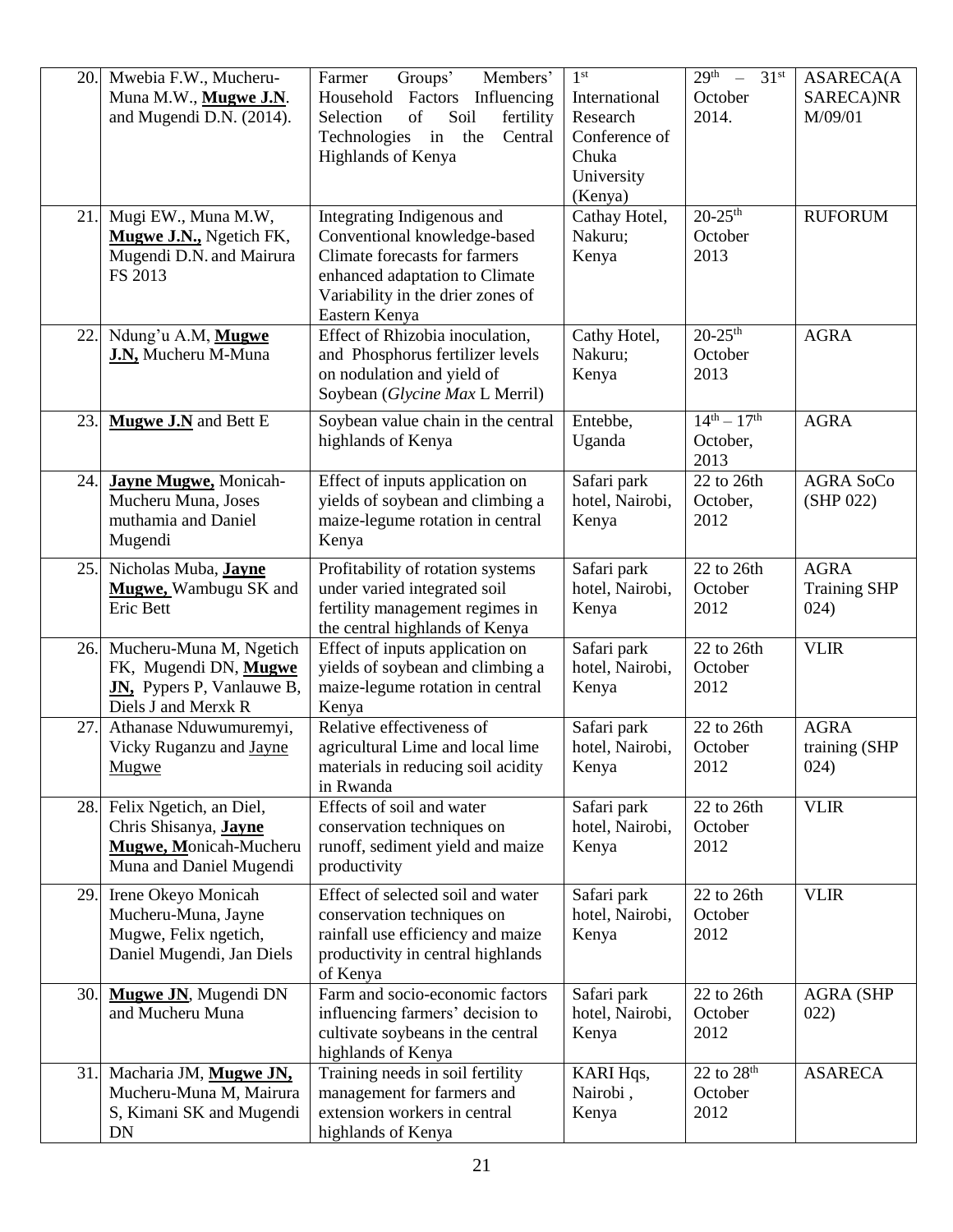| 20. | Mwebia F.W., Mucheru-Muna M.W., **Mugwe J.N**. and Mugendi D.N. (2014). | Farmer Groups' Members' Household Factors Influencing Selection of Soil fertility Technologies in the Central Highlands of Kenya | 1st International Research Conference of Chuka University (Kenya) | 29th – 31st October 2014. | ASARECA(ASARECA)NRM/09/01 |
|---|---|---|---|---|---|
| 21. | Mugi EW., Muna M.W, **Mugwe J.N.,** Ngetich FK, Mugendi D.N. and Mairura FS 2013 | Integrating Indigenous and Conventional knowledge-based Climate forecasts for farmers enhanced adaptation to Climate Variability in the drier zones of Eastern Kenya | Cathay Hotel, Nakuru; Kenya | 20-25th October 2013 | RUFORUM |
| 22. | Ndung'u A.M, **Mugwe J.N,** Mucheru M-Muna | Effect of Rhizobia inoculation, and Phosphorus fertilizer levels on nodulation and yield of Soybean (*Glycine Max* L Merril) | Cathy Hotel, Nakuru; Kenya | 20-25th October 2013 | AGRA |
| 23. | **Mugwe J.N** and Bett E | Soybean value chain in the central highlands of Kenya | Entebbe, Uganda | 14th – 17th October, 2013 | AGRA |
| 24. | **Jayne Mugwe,** Monicah-Mucheru Muna, Joses muthamia and Daniel Mugendi | Effect of inputs application on yields of soybean and climbing a maize-legume rotation in central Kenya | Safari park hotel, Nairobi, Kenya | 22 to 26th October, 2012 | AGRA SoCo (SHP 022) |
| 25. | Nicholas Muba, **Jayne Mugwe,** Wambugu SK and Eric Bett | Profitability of rotation systems under varied integrated soil fertility management regimes in the central highlands of Kenya | Safari park hotel, Nairobi, Kenya | 22 to 26th October 2012 | AGRA Training SHP 024) |
| 26. | Mucheru-Muna M, Ngetich FK, Mugendi DN, **Mugwe JN,** Pypers P, Vanlauwe B, Diels J and Merxk R | Effect of inputs application on yields of soybean and climbing a maize-legume rotation in central Kenya | Safari park hotel, Nairobi, Kenya | 22 to 26th October 2012 | VLIR |
| 27. | Athanase Nduwumuremyi, Vicky Ruganzu and Jayne Mugwe | Relative effectiveness of agricultural Lime and local lime materials in reducing soil acidity in Rwanda | Safari park hotel, Nairobi, Kenya | 22 to 26th October 2012 | AGRA training (SHP 024) |
| 28. | Felix Ngetich, an Diel, Chris Shisanya, **Jayne Mugwe, M**onicah-Mucheru Muna and Daniel Mugendi | Effects of soil and water conservation techniques on runoff, sediment yield and maize productivity | Safari park hotel, Nairobi, Kenya | 22 to 26th October 2012 | VLIR |
| 29. | Irene Okeyo Monicah Mucheru-Muna, Jayne Mugwe, Felix ngetich, Daniel Mugendi, Jan Diels | Effect of selected soil and water conservation techniques on rainfall use efficiency and maize productivity in central highlands of Kenya | Safari park hotel, Nairobi, Kenya | 22 to 26th October 2012 | VLIR |
| 30. | **Mugwe JN**, Mugendi DN and Mucheru Muna | Farm and socio-economic factors influencing farmers' decision to cultivate soybeans in the central highlands of Kenya | Safari park hotel, Nairobi, Kenya | 22 to 26th October 2012 | AGRA (SHP 022) |
| 31. | Macharia JM, **Mugwe JN,** Mucheru-Muna M, Mairura S, Kimani SK and Mugendi DN | Training needs in soil fertility management for farmers and extension workers in central highlands of Kenya | KARI Hqs, Nairobi, Kenya | 22 to 28th October 2012 | ASARECA |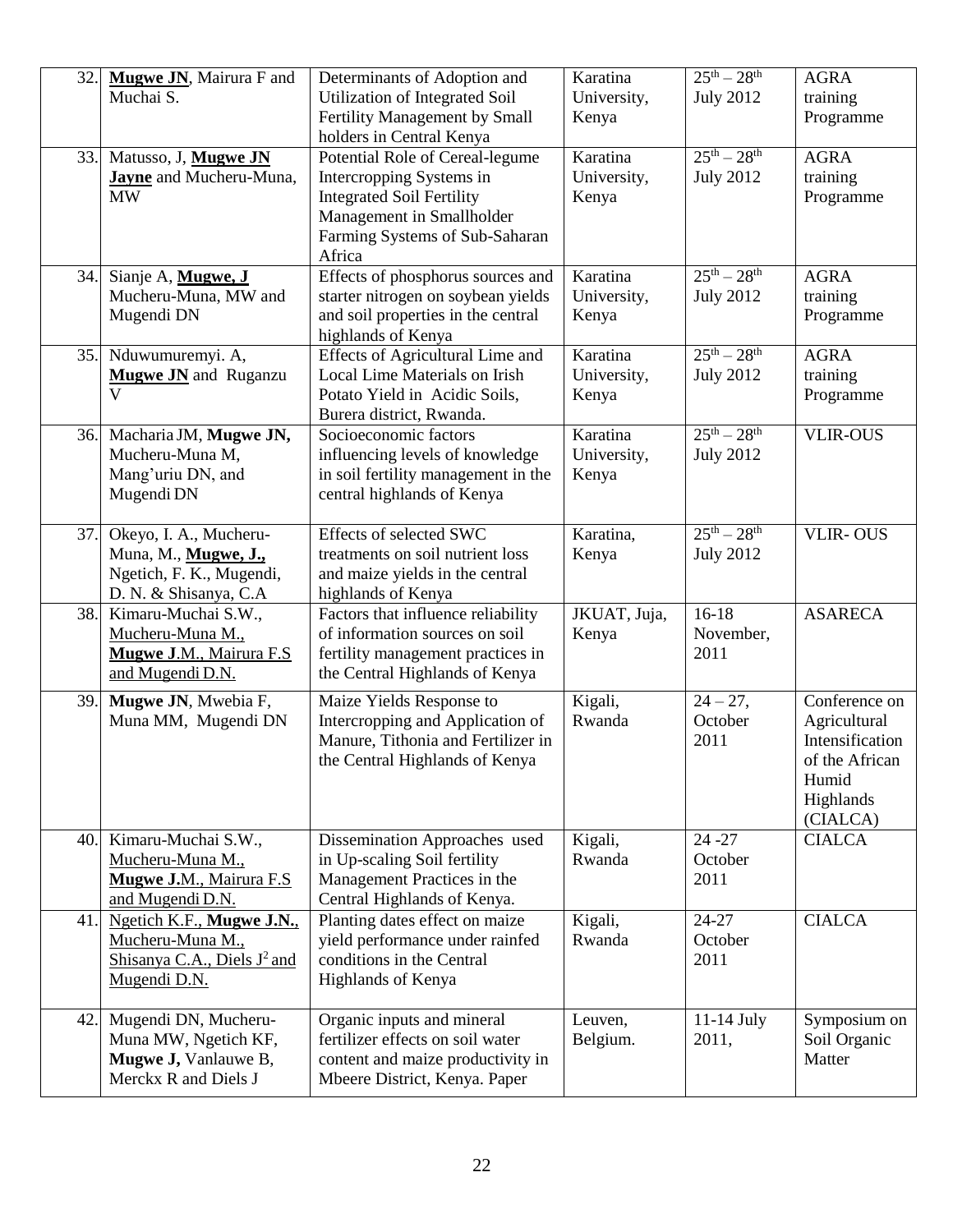| 32. | **Mugwe JN**, Mairura F and Muchai S. | Determinants of Adoption and Utilization of Integrated Soil Fertility Management by Small holders in Central Kenya | Karatina University, Kenya | 25th – 28th July 2012 | AGRA training Programme |
|---|---|---|---|---|---|
| 33. | Matusso, J, **Mugwe JN Jayne** and Mucheru-Muna, MW | Potential Role of Cereal-legume Intercropping Systems in Integrated Soil Fertility Management in Smallholder Farming Systems of Sub-Saharan Africa | Karatina University, Kenya | 25th – 28th July 2012 | AGRA training Programme |
| 34. | Sianje A, **Mugwe, J** Mucheru-Muna, MW and Mugendi DN | Effects of phosphorus sources and starter nitrogen on soybean yields and soil properties in the central highlands of Kenya | Karatina University, Kenya | 25th – 28th July 2012 | AGRA training Programme |
| 35. | Nduwumuremyi. A, **Mugwe JN** and Ruganzu V | Effects of Agricultural Lime and Local Lime Materials on Irish Potato Yield in Acidic Soils, Burera district, Rwanda. | Karatina University, Kenya | 25th – 28th July 2012 | AGRA training Programme |
| 36. | Macharia JM, **Mugwe JN,** Mucheru-Muna M, Mang'uriu DN, and Mugendi DN | Socioeconomic factors influencing levels of knowledge in soil fertility management in the central highlands of Kenya | Karatina University, Kenya | 25th – 28th July 2012 | VLIR-OUS |
| 37. | Okeyo, I. A., Mucheru-Muna, M., **Mugwe, J.,** Ngetich, F. K., Mugendi, D. N. & Shisanya, C.A | Effects of selected SWC treatments on soil nutrient loss and maize yields in the central highlands of Kenya | Karatina, Kenya | 25th – 28th July 2012 | VLIR- OUS |
| 38. | Kimaru-Muchai S.W., Mucheru-Muna M., **Mugwe J**.M., Mairura F.S and Mugendi D.N. | Factors that influence reliability of information sources on soil fertility management practices in the Central Highlands of Kenya | JKUAT, Juja, Kenya | 16-18 November, 2011 | ASARECA |
| 39. | **Mugwe JN**, Mwebia F, Muna MM, Mugendi DN | Maize Yields Response to Intercropping and Application of Manure, Tithonia and Fertilizer in the Central Highlands of Kenya | Kigali, Rwanda | 24 – 27, October 2011 | Conference on Agricultural Intensification of the African Humid Highlands (CIALCA) |
| 40. | Kimaru-Muchai S.W., Mucheru-Muna M., **Mugwe J.**M., Mairura F.S and Mugendi D.N. | Dissemination Approaches used in Up-scaling Soil fertility Management Practices in the Central Highlands of Kenya. | Kigali, Rwanda | 24 -27 October 2011 | CIALCA |
| 41. | Ngetich K.F., **Mugwe J.N.**, Mucheru-Muna M., Shisanya C.A., Diels J[2] and Mugendi D.N. | Planting dates effect on maize yield performance under rainfed conditions in the Central Highlands of Kenya | Kigali, Rwanda | 24-27 October 2011 | CIALCA |
| 42. | Mugendi DN, Mucheru-Muna MW, Ngetich KF, **Mugwe J,** Vanlauwe B, Merckx R and Diels J | Organic inputs and mineral fertilizer effects on soil water content and maize productivity in Mbeere District, Kenya. Paper | Leuven, Belgium. | 11-14 July 2011, | Symposium on Soil Organic Matter |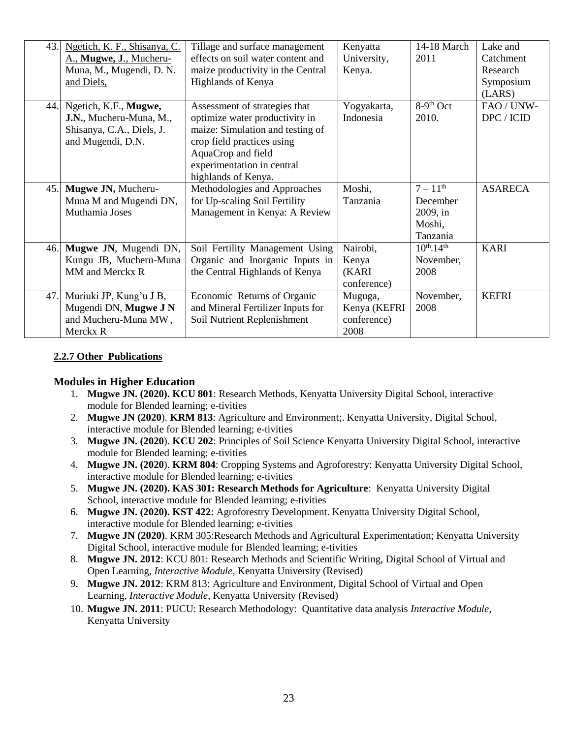| 43. | Ngetich, K. F., Shisanya, C. A., **Mugwe, J**., Mucheru-Muna, M., Mugendi, D. N. and Diels, | Tillage and surface management effects on soil water content and maize productivity in the Central Highlands of Kenya | Kenyatta University, Kenya. | 14-18 March 2011 | Lake and Catchment Research Symposium (LARS) |
|---|---|---|---|---|---|
| 44. | Ngetich, K.F., **Mugwe, J.N.**, Mucheru-Muna, M., Shisanya, C.A., Diels, J. and Mugendi, D.N. | Assessment of strategies that optimize water productivity in maize: Simulation and testing of crop field practices using AquaCrop and field experimentation in central highlands of Kenya. | Yogyakarta, Indonesia | 8-9th Oct 2010. | FAO / UNW-DPC / ICID |
| 45. | **Mugwe JN,** Mucheru-Muna M and Mugendi DN, Muthamia Joses | Methodologies and Approaches for Up-scaling Soil Fertility Management in Kenya: A Review | Moshi, Tanzania | 7 – 11th December 2009, in Moshi, Tanzania | ASARECA |
| 46. | **Mugwe JN**, Mugendi DN, Kungu JB, Mucheru-Muna MM and Merckx R | Soil Fertility Management Using Organic and Inorganic Inputs in the Central Highlands of Kenya | Nairobi, Kenya (KARI conference) | 10th-14th November, 2008 | KARI |
| 47. | Muriuki JP, Kung'u J B, Mugendi DN, **Mugwe J N** and Mucheru-Muna MW, Merckx R | Economic Returns of Organic and Mineral Fertilizer Inputs for Soil Nutrient Replenishment | Muguga, Kenya (KEFRI conference) 2008 | November, 2008 | KEFRI |

**2.2.7 Other Publications**

### Modules in Higher Education

1. **Mugwe JN. (2020). KCU 801**: Research Methods, Kenyatta University Digital School, interactive module for Blended learning; e-tivities
2. **Mugwe JN (2020**). **KRM 813**: Agriculture and Environment;. Kenyatta University, Digital School, interactive module for Blended learning; e-tivities
3. **Mugwe JN. (2020**). **KCU 202**: Principles of Soil Science Kenyatta University Digital School, interactive module for Blended learning; e-tivities
4. **Mugwe JN. (2020**). **KRM 804**: Cropping Systems and Agroforestry: Kenyatta University Digital School, interactive module for Blended learning; e-tivities
5. **Mugwe JN. (2020). KAS 301: Research Methods for Agriculture**: Kenyatta University Digital School, interactive module for Blended learning; e-tivities
6. **Mugwe JN. (2020). KST 422**: Agroforestry Development. Kenyatta University Digital School, interactive module for Blended learning; e-tivities
7. **Mugwe JN (2020)**. KRM 305:Research Methods and Agricultural Experimentation; Kenyatta University Digital School, interactive module for Blended learning; e-tivities
8. **Mugwe JN. 2012**: KCU 801: Research Methods and Scientific Writing, Digital School of Virtual and Open Learning, *Interactive Module*, Kenyatta University (Revised)
9. **Mugwe JN. 2012**: KRM 813: Agriculture and Environment, Digital School of Virtual and Open Learning, *Interactive Module*, Kenyatta University (Revised)
10. **Mugwe JN. 2011**: PUCU: Research Methodology: Quantitative data analysis *Interactive Module*, Kenyatta University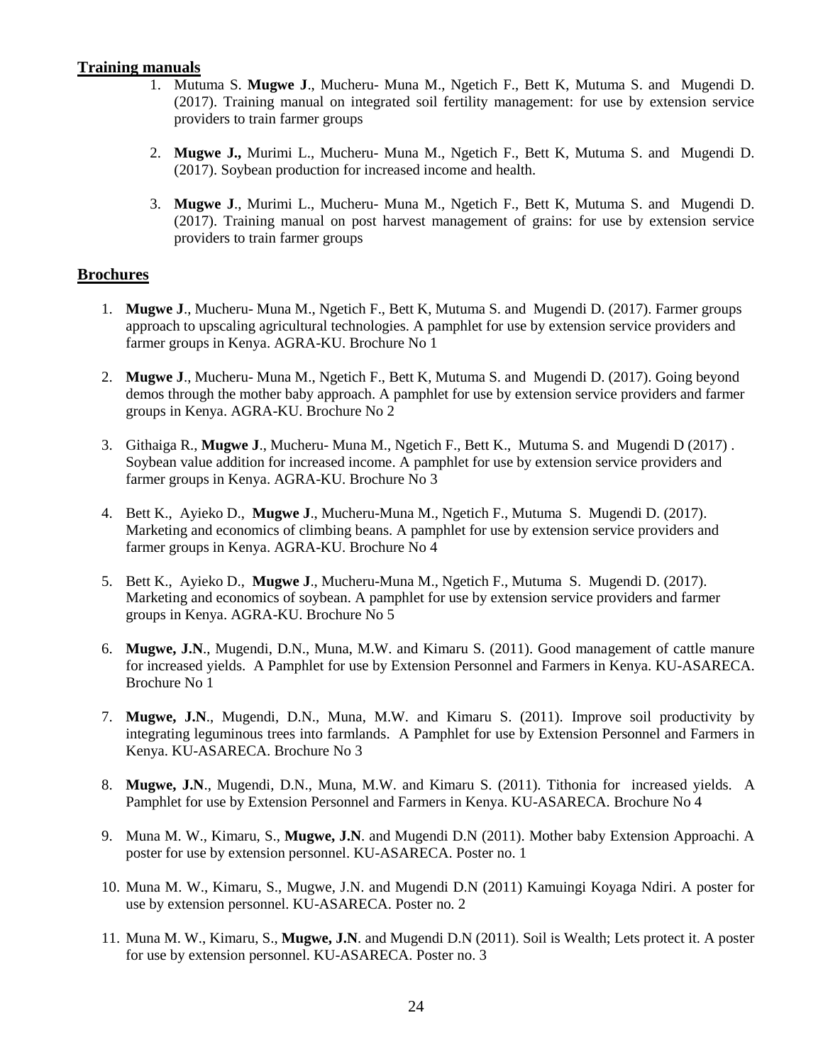## Training manuals

1. Mutuma S. **Mugwe J**., Mucheru- Muna M., Ngetich F., Bett K, Mutuma S. and Mugendi D. (2017). Training manual on integrated soil fertility management: for use by extension service providers to train farmer groups

2. **Mugwe J.,** Murimi L., Mucheru- Muna M., Ngetich F., Bett K, Mutuma S. and Mugendi D. (2017). Soybean production for increased income and health.

3. **Mugwe J**., Murimi L., Mucheru- Muna M., Ngetich F., Bett K, Mutuma S. and Mugendi D. (2017). Training manual on post harvest management of grains: for use by extension service providers to train farmer groups

## Brochures

1. **Mugwe J**., Mucheru- Muna M., Ngetich F., Bett K, Mutuma S. and Mugendi D. (2017). Farmer groups approach to upscaling agricultural technologies. A pamphlet for use by extension service providers and farmer groups in Kenya. AGRA-KU. Brochure No 1

2. **Mugwe J**., Mucheru- Muna M., Ngetich F., Bett K, Mutuma S. and Mugendi D. (2017). Going beyond demos through the mother baby approach. A pamphlet for use by extension service providers and farmer groups in Kenya. AGRA-KU. Brochure No 2

3. Githaiga R., **Mugwe J**., Mucheru- Muna M., Ngetich F., Bett K., Mutuma S. and Mugendi D (2017) . Soybean value addition for increased income. A pamphlet for use by extension service providers and farmer groups in Kenya. AGRA-KU. Brochure No 3

4. Bett K., Ayieko D., **Mugwe J**., Mucheru-Muna M., Ngetich F., Mutuma S. Mugendi D. (2017). Marketing and economics of climbing beans. A pamphlet for use by extension service providers and farmer groups in Kenya. AGRA-KU. Brochure No 4

5. Bett K., Ayieko D., **Mugwe J**., Mucheru-Muna M., Ngetich F., Mutuma S. Mugendi D. (2017). Marketing and economics of soybean. A pamphlet for use by extension service providers and farmer groups in Kenya. AGRA-KU. Brochure No 5

6. **Mugwe, J.N**., Mugendi, D.N., Muna, M.W. and Kimaru S. (2011). Good management of cattle manure for increased yields. A Pamphlet for use by Extension Personnel and Farmers in Kenya. KU-ASARECA. Brochure No 1

7. **Mugwe, J.N**., Mugendi, D.N., Muna, M.W. and Kimaru S. (2011). Improve soil productivity by integrating leguminous trees into farmlands. A Pamphlet for use by Extension Personnel and Farmers in Kenya. KU-ASARECA. Brochure No 3

8. **Mugwe, J.N**., Mugendi, D.N., Muna, M.W. and Kimaru S. (2011). Tithonia for increased yields. A Pamphlet for use by Extension Personnel and Farmers in Kenya. KU-ASARECA. Brochure No 4

9. Muna M. W., Kimaru, S., **Mugwe, J.N**. and Mugendi D.N (2011). Mother baby Extension Approachi. A poster for use by extension personnel. KU-ASARECA. Poster no. 1

10. Muna M. W., Kimaru, S., Mugwe, J.N. and Mugendi D.N (2011) Kamuingi Koyaga Ndiri. A poster for use by extension personnel. KU-ASARECA. Poster no. 2

11. Muna M. W., Kimaru, S., **Mugwe, J.N**. and Mugendi D.N (2011). Soil is Wealth; Lets protect it. A poster for use by extension personnel. KU-ASARECA. Poster no. 3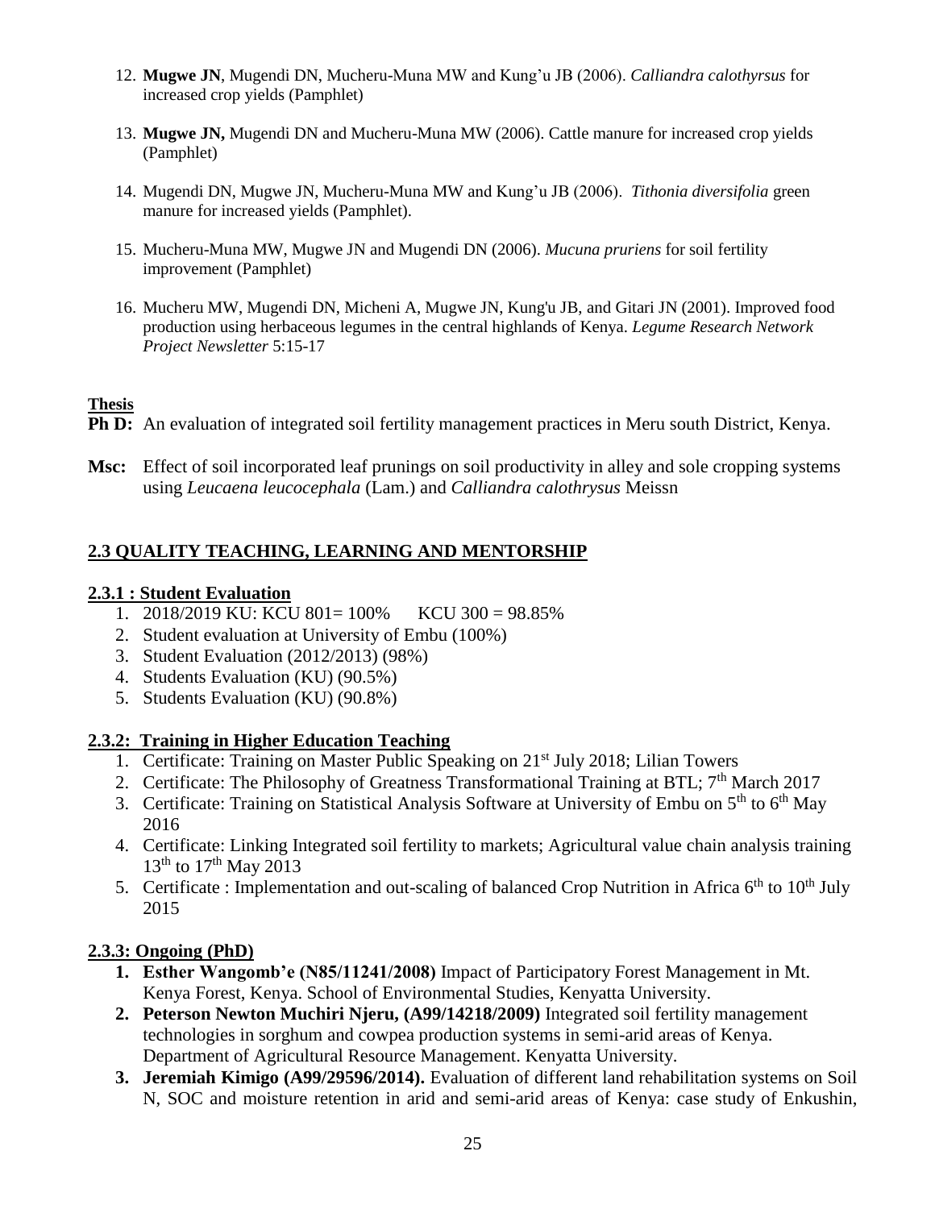12. **Mugwe JN**, Mugendi DN, Mucheru-Muna MW and Kung'u JB (2006). *Calliandra calothyrsus* for increased crop yields (Pamphlet)

13. **Mugwe JN,** Mugendi DN and Mucheru-Muna MW (2006). Cattle manure for increased crop yields (Pamphlet)

14. Mugendi DN, Mugwe JN, Mucheru-Muna MW and Kung'u JB (2006). *Tithonia diversifolia* green manure for increased yields (Pamphlet).

15. Mucheru-Muna MW, Mugwe JN and Mugendi DN (2006). *Mucuna pruriens* for soil fertility improvement (Pamphlet)

16. Mucheru MW, Mugendi DN, Micheni A, Mugwe JN, Kung'u JB, and Gitari JN (2001). Improved food production using herbaceous legumes in the central highlands of Kenya. *Legume Research Network Project Newsletter* 5:15-17

**Thesis**

**Ph D:** An evaluation of integrated soil fertility management practices in Meru south District, Kenya.

**Msc:** Effect of soil incorporated leaf prunings on soil productivity in alley and sole cropping systems using *Leucaena leucocephala* (Lam.) and *Calliandra calothrysus* Meissn

## 2.3 QUALITY TEACHING, LEARNING AND MENTORSHIP

### 2.3.1 : Student Evaluation

1. 2018/2019 KU: KCU 801= 100%     KCU 300 = 98.85%
2. Student evaluation at University of Embu (100%)
3. Student Evaluation (2012/2013) (98%)
4. Students Evaluation (KU) (90.5%)
5. Students Evaluation (KU) (90.8%)

### 2.3.2: Training in Higher Education Teaching

1. Certificate: Training on Master Public Speaking on 21st July 2018; Lilian Towers
2. Certificate: The Philosophy of Greatness Transformational Training at BTL; 7th March 2017
3. Certificate: Training on Statistical Analysis Software at University of Embu on 5th to 6th May 2016
4. Certificate: Linking Integrated soil fertility to markets; Agricultural value chain analysis training 13th to 17th May 2013
5. Certificate : Implementation and out-scaling of balanced Crop Nutrition in Africa 6th to 10th July 2015

### 2.3.3: Ongoing (PhD)

1. **Esther Wangomb'e (N85/11241/2008)** Impact of Participatory Forest Management in Mt. Kenya Forest, Kenya. School of Environmental Studies, Kenyatta University.
2. **Peterson Newton Muchiri Njeru, (A99/14218/2009)** Integrated soil fertility management technologies in sorghum and cowpea production systems in semi-arid areas of Kenya. Department of Agricultural Resource Management. Kenyatta University.
3. **Jeremiah Kimigo (A99/29596/2014).** Evaluation of different land rehabilitation systems on Soil N, SOC and moisture retention in arid and semi-arid areas of Kenya: case study of Enkushin,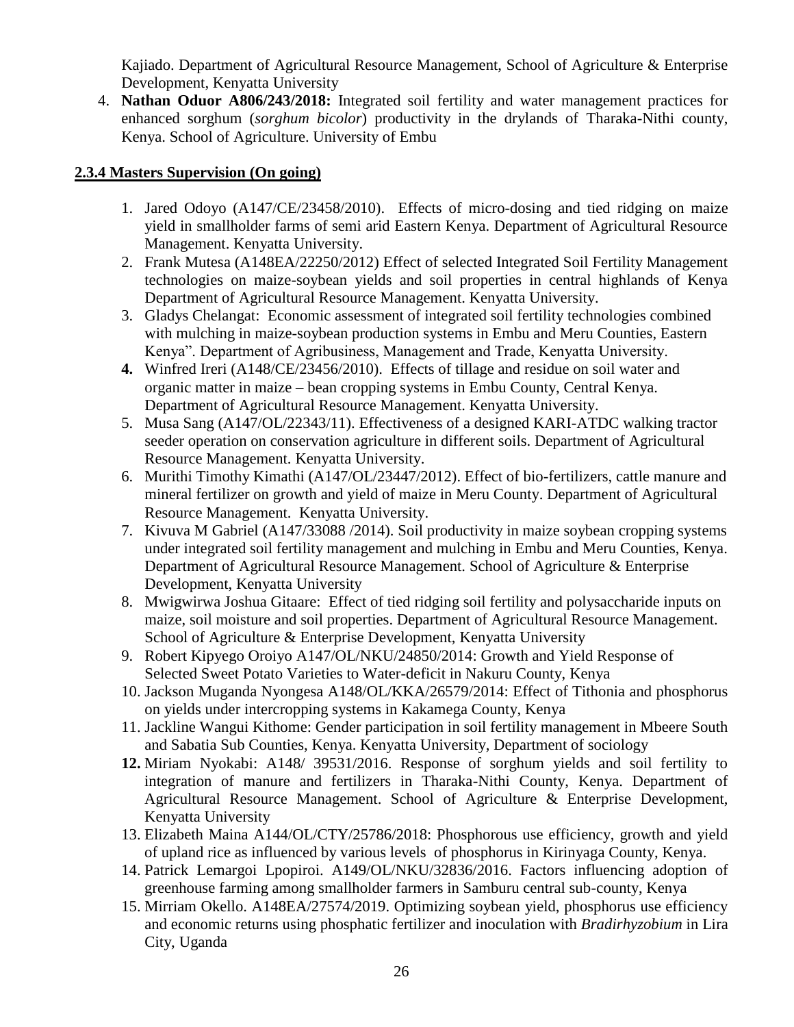Kajiado. Department of Agricultural Resource Management, School of Agriculture & Enterprise Development, Kenyatta University

4. **Nathan Oduor A806/243/2018:** Integrated soil fertility and water management practices for enhanced sorghum (*sorghum bicolor*) productivity in the drylands of Tharaka-Nithi county, Kenya. School of Agriculture. University of Embu

### 2.3.4 Masters Supervision (On going)

1. Jared Odoyo (A147/CE/23458/2010). Effects of micro-dosing and tied ridging on maize yield in smallholder farms of semi arid Eastern Kenya. Department of Agricultural Resource Management. Kenyatta University.
2. Frank Mutesa (A148EA/22250/2012) Effect of selected Integrated Soil Fertility Management technologies on maize-soybean yields and soil properties in central highlands of Kenya Department of Agricultural Resource Management. Kenyatta University.
3. Gladys Chelangat: Economic assessment of integrated soil fertility technologies combined with mulching in maize-soybean production systems in Embu and Meru Counties, Eastern Kenya". Department of Agribusiness, Management and Trade, Kenyatta University.
4. Winfred Ireri (A148/CE/23456/2010). Effects of tillage and residue on soil water and organic matter in maize – bean cropping systems in Embu County, Central Kenya. Department of Agricultural Resource Management. Kenyatta University.
5. Musa Sang (A147/OL/22343/11). Effectiveness of a designed KARI-ATDC walking tractor seeder operation on conservation agriculture in different soils. Department of Agricultural Resource Management. Kenyatta University.
6. Murithi Timothy Kimathi (A147/OL/23447/2012). Effect of bio-fertilizers, cattle manure and mineral fertilizer on growth and yield of maize in Meru County. Department of Agricultural Resource Management. Kenyatta University.
7. Kivuva M Gabriel (A147/33088 /2014). Soil productivity in maize soybean cropping systems under integrated soil fertility management and mulching in Embu and Meru Counties, Kenya. Department of Agricultural Resource Management. School of Agriculture & Enterprise Development, Kenyatta University
8. Mwigwirwa Joshua Gitaare: Effect of tied ridging soil fertility and polysaccharide inputs on maize, soil moisture and soil properties. Department of Agricultural Resource Management. School of Agriculture & Enterprise Development, Kenyatta University
9. Robert Kipyego Oroiyo A147/OL/NKU/24850/2014: Growth and Yield Response of Selected Sweet Potato Varieties to Water-deficit in Nakuru County, Kenya
10. Jackson Muganda Nyongesa A148/OL/KKA/26579/2014: Effect of Tithonia and phosphorus on yields under intercropping systems in Kakamega County, Kenya
11. Jackline Wangui Kithome: Gender participation in soil fertility management in Mbeere South and Sabatia Sub Counties, Kenya. Kenyatta University, Department of sociology
12. Miriam Nyokabi: A148/ 39531/2016. Response of sorghum yields and soil fertility to integration of manure and fertilizers in Tharaka-Nithi County, Kenya. Department of Agricultural Resource Management. School of Agriculture & Enterprise Development, Kenyatta University
13. Elizabeth Maina A144/OL/CTY/25786/2018: Phosphorous use efficiency, growth and yield of upland rice as influenced by various levels of phosphorus in Kirinyaga County, Kenya.
14. Patrick Lemargoi Lpopiroi. A149/OL/NKU/32836/2016. Factors influencing adoption of greenhouse farming among smallholder farmers in Samburu central sub-county, Kenya
15. Mirriam Okello. A148EA/27574/2019. Optimizing soybean yield, phosphorus use efficiency and economic returns using phosphatic fertilizer and inoculation with *Bradirhyzobium* in Lira City, Uganda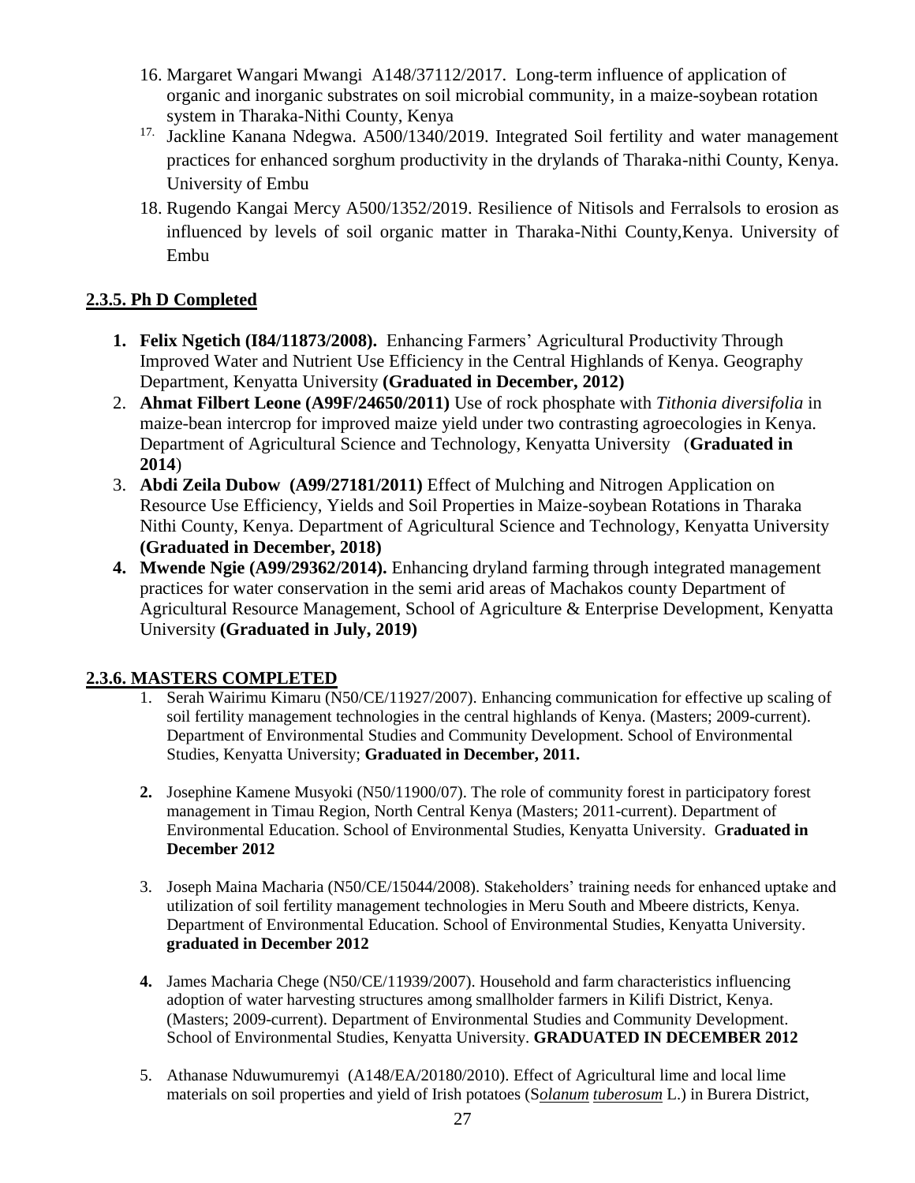16. Margaret Wangari Mwangi A148/37112/2017. Long-term influence of application of organic and inorganic substrates on soil microbial community, in a maize-soybean rotation system in Tharaka-Nithi County, Kenya
17. Jackline Kanana Ndegwa. A500/1340/2019. Integrated Soil fertility and water management practices for enhanced sorghum productivity in the drylands of Tharaka-nithi County, Kenya. University of Embu
18. Rugendo Kangai Mercy A500/1352/2019. Resilience of Nitisols and Ferralsols to erosion as influenced by levels of soil organic matter in Tharaka-Nithi County,Kenya. University of Embu

## 2.3.5. Ph D Completed

1. **Felix Ngetich (I84/11873/2008).** Enhancing Farmers' Agricultural Productivity Through Improved Water and Nutrient Use Efficiency in the Central Highlands of Kenya. Geography Department, Kenyatta University **(Graduated in December, 2012)**
2. **Ahmat Filbert Leone (A99F/24650/2011)** Use of rock phosphate with *Tithonia diversifolia* in maize-bean intercrop for improved maize yield under two contrasting agroecologies in Kenya. Department of Agricultural Science and Technology, Kenyatta University (**Graduated in 2014**)
3. **Abdi Zeila Dubow (A99/27181/2011)** Effect of Mulching and Nitrogen Application on Resource Use Efficiency, Yields and Soil Properties in Maize-soybean Rotations in Tharaka Nithi County, Kenya. Department of Agricultural Science and Technology, Kenyatta University **(Graduated in December, 2018)**
4. **Mwende Ngie (A99/29362/2014).** Enhancing dryland farming through integrated management practices for water conservation in the semi arid areas of Machakos county Department of Agricultural Resource Management, School of Agriculture & Enterprise Development, Kenyatta University **(Graduated in July, 2019)**

## 2.3.6. MASTERS COMPLETED

1. Serah Wairimu Kimaru (N50/CE/11927/2007). Enhancing communication for effective up scaling of soil fertility management technologies in the central highlands of Kenya. (Masters; 2009-current). Department of Environmental Studies and Community Development. School of Environmental Studies, Kenyatta University; **Graduated in December, 2011.**

2. Josephine Kamene Musyoki (N50/11900/07). The role of community forest in participatory forest management in Timau Region, North Central Kenya (Masters; 2011-current). Department of Environmental Education. School of Environmental Studies, Kenyatta University. G**raduated in December 2012**

3. Joseph Maina Macharia (N50/CE/15044/2008). Stakeholders' training needs for enhanced uptake and utilization of soil fertility management technologies in Meru South and Mbeere districts, Kenya. Department of Environmental Education. School of Environmental Studies, Kenyatta University. **graduated in December 2012**

4. James Macharia Chege (N50/CE/11939/2007). Household and farm characteristics influencing adoption of water harvesting structures among smallholder farmers in Kilifi District, Kenya. (Masters; 2009-current). Department of Environmental Studies and Community Development. School of Environmental Studies, Kenyatta University. **GRADUATED IN DECEMBER 2012**

5. Athanase Nduwumuremyi (A148/EA/20180/2010). Effect of Agricultural lime and local lime materials on soil properties and yield of Irish potatoes (S*olanum tuberosum* L.) in Burera District,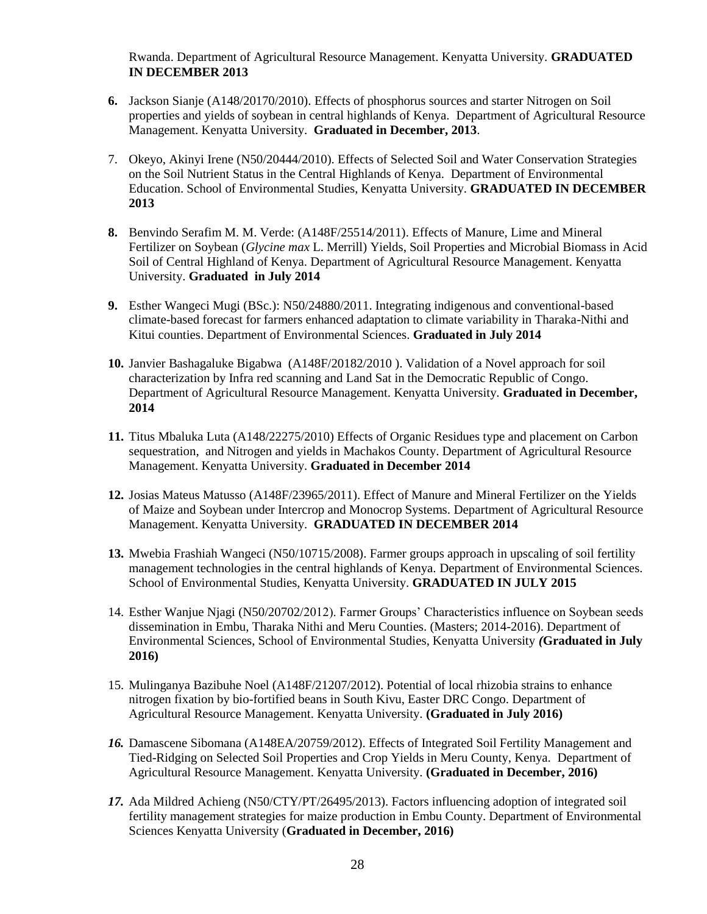Rwanda. Department of Agricultural Resource Management. Kenyatta University. **GRADUATED IN DECEMBER 2013**

**6.** Jackson Sianje (A148/20170/2010). Effects of phosphorus sources and starter Nitrogen on Soil properties and yields of soybean in central highlands of Kenya. Department of Agricultural Resource Management. Kenyatta University. **Graduated in December, 2013**.

7. Okeyo, Akinyi Irene (N50/20444/2010). Effects of Selected Soil and Water Conservation Strategies on the Soil Nutrient Status in the Central Highlands of Kenya. Department of Environmental Education. School of Environmental Studies, Kenyatta University. **GRADUATED IN DECEMBER 2013**

**8.** Benvindo Serafim M. M. Verde: (A148F/25514/2011). Effects of Manure, Lime and Mineral Fertilizer on Soybean (*Glycine max* L. Merrill) Yields, Soil Properties and Microbial Biomass in Acid Soil of Central Highland of Kenya. Department of Agricultural Resource Management. Kenyatta University. **Graduated in July 2014**

**9.** Esther Wangeci Mugi (BSc.): N50/24880/2011. Integrating indigenous and conventional-based climate-based forecast for farmers enhanced adaptation to climate variability in Tharaka-Nithi and Kitui counties. Department of Environmental Sciences. **Graduated in July 2014**

**10.** Janvier Bashagaluke Bigabwa (A148F/20182/2010 ). Validation of a Novel approach for soil characterization by Infra red scanning and Land Sat in the Democratic Republic of Congo. Department of Agricultural Resource Management. Kenyatta University. **Graduated in December, 2014**

**11.** Titus Mbaluka Luta (A148/22275/2010) Effects of Organic Residues type and placement on Carbon sequestration, and Nitrogen and yields in Machakos County. Department of Agricultural Resource Management. Kenyatta University. **Graduated in December 2014**

**12.** Josias Mateus Matusso (A148F/23965/2011). Effect of Manure and Mineral Fertilizer on the Yields of Maize and Soybean under Intercrop and Monocrop Systems. Department of Agricultural Resource Management. Kenyatta University. **GRADUATED IN DECEMBER 2014**

**13.** Mwebia Frashiah Wangeci (N50/10715/2008). Farmer groups approach in upscaling of soil fertility management technologies in the central highlands of Kenya. Department of Environmental Sciences. School of Environmental Studies, Kenyatta University. **GRADUATED IN JULY 2015**

14. Esther Wanjue Njagi (N50/20702/2012). Farmer Groups' Characteristics influence on Soybean seeds dissemination in Embu, Tharaka Nithi and Meru Counties. (Masters; 2014-2016). Department of Environmental Sciences, School of Environmental Studies, Kenyatta University ***(*****Graduated in July 2016)**

15. Mulinganya Bazibuhe Noel (A148F/21207/2012). Potential of local rhizobia strains to enhance nitrogen fixation by bio-fortified beans in South Kivu, Easter DRC Congo. Department of Agricultural Resource Management. Kenyatta University. **(Graduated in July 2016)**

***16.*** Damascene Sibomana (A148EA/20759/2012). Effects of Integrated Soil Fertility Management and Tied-Ridging on Selected Soil Properties and Crop Yields in Meru County, Kenya. Department of Agricultural Resource Management. Kenyatta University. **(Graduated in December, 2016)**

***17.*** Ada Mildred Achieng (N50/CTY/PT/26495/2013). Factors influencing adoption of integrated soil fertility management strategies for maize production in Embu County. Department of Environmental Sciences Kenyatta University (**Graduated in December, 2016)**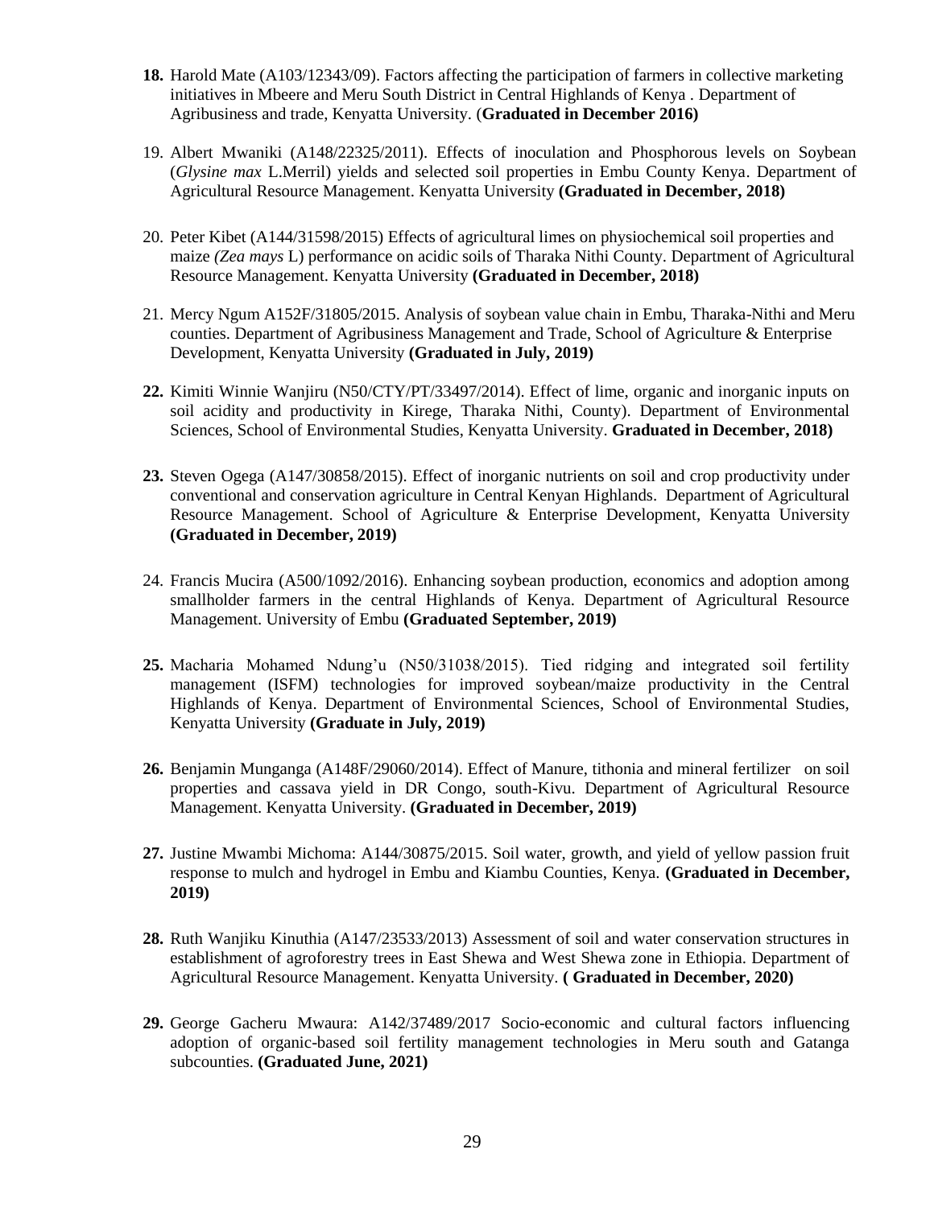**18.** Harold Mate (A103/12343/09). Factors affecting the participation of farmers in collective marketing initiatives in Mbeere and Meru South District in Central Highlands of Kenya . Department of Agribusiness and trade, Kenyatta University. (**Graduated in December 2016)**

19. Albert Mwaniki (A148/22325/2011). Effects of inoculation and Phosphorous levels on Soybean (*Glysine max* L.Merril) yields and selected soil properties in Embu County Kenya. Department of Agricultural Resource Management. Kenyatta University **(Graduated in December, 2018)**

20. Peter Kibet (A144/31598/2015) Effects of agricultural limes on physiochemical soil properties and maize *(Zea mays* L) performance on acidic soils of Tharaka Nithi County. Department of Agricultural Resource Management. Kenyatta University **(Graduated in December, 2018)**

21. Mercy Ngum A152F/31805/2015. Analysis of soybean value chain in Embu, Tharaka-Nithi and Meru counties. Department of Agribusiness Management and Trade, School of Agriculture & Enterprise Development, Kenyatta University **(Graduated in July, 2019)**

**22.** Kimiti Winnie Wanjiru (N50/CTY/PT/33497/2014). Effect of lime, organic and inorganic inputs on soil acidity and productivity in Kirege, Tharaka Nithi, County). Department of Environmental Sciences, School of Environmental Studies, Kenyatta University. **Graduated in December, 2018)**

**23.** Steven Ogega (A147/30858/2015). Effect of inorganic nutrients on soil and crop productivity under conventional and conservation agriculture in Central Kenyan Highlands. Department of Agricultural Resource Management. School of Agriculture & Enterprise Development, Kenyatta University **(Graduated in December, 2019)**

24. Francis Mucira (A500/1092/2016). Enhancing soybean production, economics and adoption among smallholder farmers in the central Highlands of Kenya. Department of Agricultural Resource Management. University of Embu **(Graduated September, 2019)**

**25.** Macharia Mohamed Ndung'u (N50/31038/2015). Tied ridging and integrated soil fertility management (ISFM) technologies for improved soybean/maize productivity in the Central Highlands of Kenya. Department of Environmental Sciences, School of Environmental Studies, Kenyatta University **(Graduate in July, 2019)**

**26.** Benjamin Munganga (A148F/29060/2014). Effect of Manure, tithonia and mineral fertilizer on soil properties and cassava yield in DR Congo, south-Kivu. Department of Agricultural Resource Management. Kenyatta University. **(Graduated in December, 2019)**

**27.** Justine Mwambi Michoma: A144/30875/2015. Soil water, growth, and yield of yellow passion fruit response to mulch and hydrogel in Embu and Kiambu Counties, Kenya. **(Graduated in December, 2019)**

**28.** Ruth Wanjiku Kinuthia (A147/23533/2013) Assessment of soil and water conservation structures in establishment of agroforestry trees in East Shewa and West Shewa zone in Ethiopia. Department of Agricultural Resource Management. Kenyatta University. **( Graduated in December, 2020)**

**29.** George Gacheru Mwaura: A142/37489/2017 Socio-economic and cultural factors influencing adoption of organic-based soil fertility management technologies in Meru south and Gatanga subcounties. **(Graduated June, 2021)**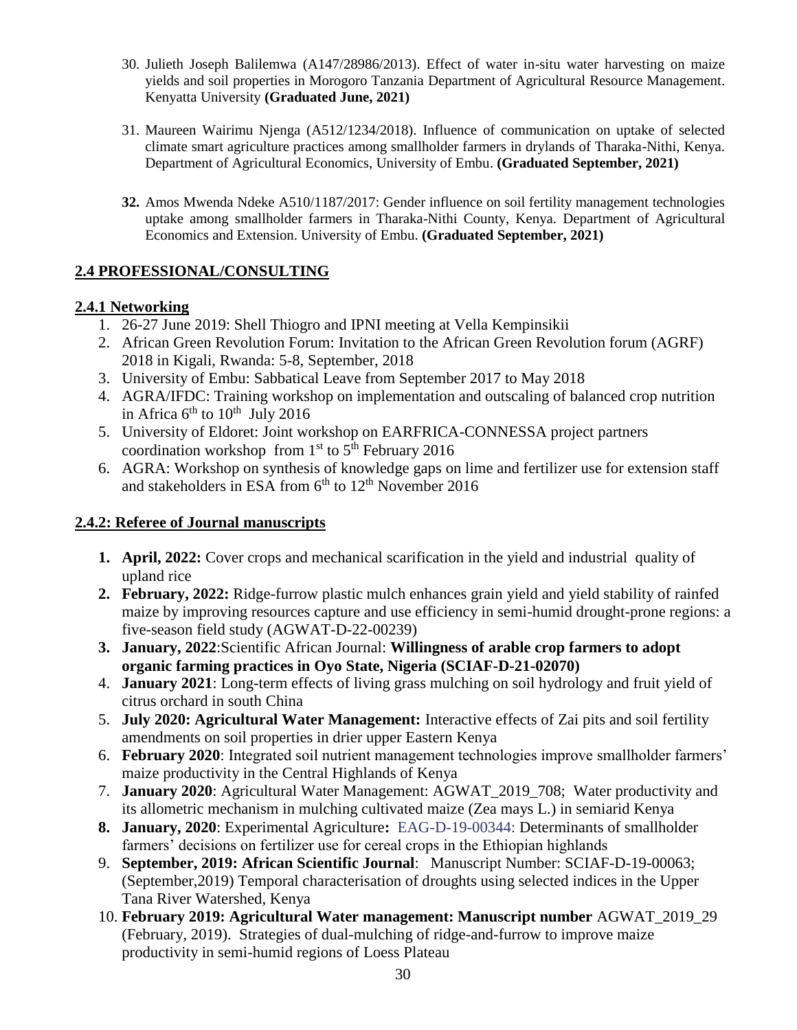30. Julieth Joseph Balilemwa (A147/28986/2013). Effect of water in-situ water harvesting on maize yields and soil properties in Morogoro Tanzania Department of Agricultural Resource Management. Kenyatta University **(Graduated June, 2021)**

31. Maureen Wairimu Njenga (A512/1234/2018). Influence of communication on uptake of selected climate smart agriculture practices among smallholder farmers in drylands of Tharaka-Nithi, Kenya. Department of Agricultural Economics, University of Embu. **(Graduated September, 2021)**

32. Amos Mwenda Ndeke A510/1187/2017: Gender influence on soil fertility management technologies uptake among smallholder farmers in Tharaka-Nithi County, Kenya. Department of Agricultural Economics and Extension. University of Embu. **(Graduated September, 2021)**

## 2.4 PROFESSIONAL/CONSULTING

### 2.4.1 Networking

1. 26-27 June 2019: Shell Thiogro and IPNI meeting at Vella Kempinsikii
2. African Green Revolution Forum: Invitation to the African Green Revolution forum (AGRF) 2018 in Kigali, Rwanda: 5-8, September, 2018
3. University of Embu: Sabbatical Leave from September 2017 to May 2018
4. AGRA/IFDC: Training workshop on implementation and outscaling of balanced crop nutrition in Africa 6th to 10th July 2016
5. University of Eldoret: Joint workshop on EARFRICA-CONNESSA project partners coordination workshop from 1st to 5th February 2016
6. AGRA: Workshop on synthesis of knowledge gaps on lime and fertilizer use for extension staff and stakeholders in ESA from 6th to 12th November 2016

### 2.4.2: Referee of Journal manuscripts

1. **April, 2022:** Cover crops and mechanical scarification in the yield and industrial quality of upland rice
2. **February, 2022:** Ridge-furrow plastic mulch enhances grain yield and yield stability of rainfed maize by improving resources capture and use efficiency in semi-humid drought-prone regions: a five-season field study (AGWAT-D-22-00239)
3. **January, 2022**:Scientific African Journal: **Willingness of arable crop farmers to adopt organic farming practices in Oyo State, Nigeria (SCIAF-D-21-02070)**
4. **January 2021**: Long-term effects of living grass mulching on soil hydrology and fruit yield of citrus orchard in south China
5. **July 2020: Agricultural Water Management:** Interactive effects of Zai pits and soil fertility amendments on soil properties in drier upper Eastern Kenya
6. **February 2020**: Integrated soil nutrient management technologies improve smallholder farmers' maize productivity in the Central Highlands of Kenya
7. **January 2020**: Agricultural Water Management: AGWAT_2019_708; Water productivity and its allometric mechanism in mulching cultivated maize (Zea mays L.) in semiarid Kenya
8. **January, 2020**: Experimental Agriculture**:** EAG-D-19-00344: Determinants of smallholder farmers' decisions on fertilizer use for cereal crops in the Ethiopian highlands
9. **September, 2019: African Scientific Journal**: Manuscript Number: SCIAF-D-19-00063; (September,2019) Temporal characterisation of droughts using selected indices in the Upper Tana River Watershed, Kenya
10. **February 2019: Agricultural Water management: Manuscript number** AGWAT_2019_29 (February, 2019). Strategies of dual-mulching of ridge-and-furrow to improve maize productivity in semi-humid regions of Loess Plateau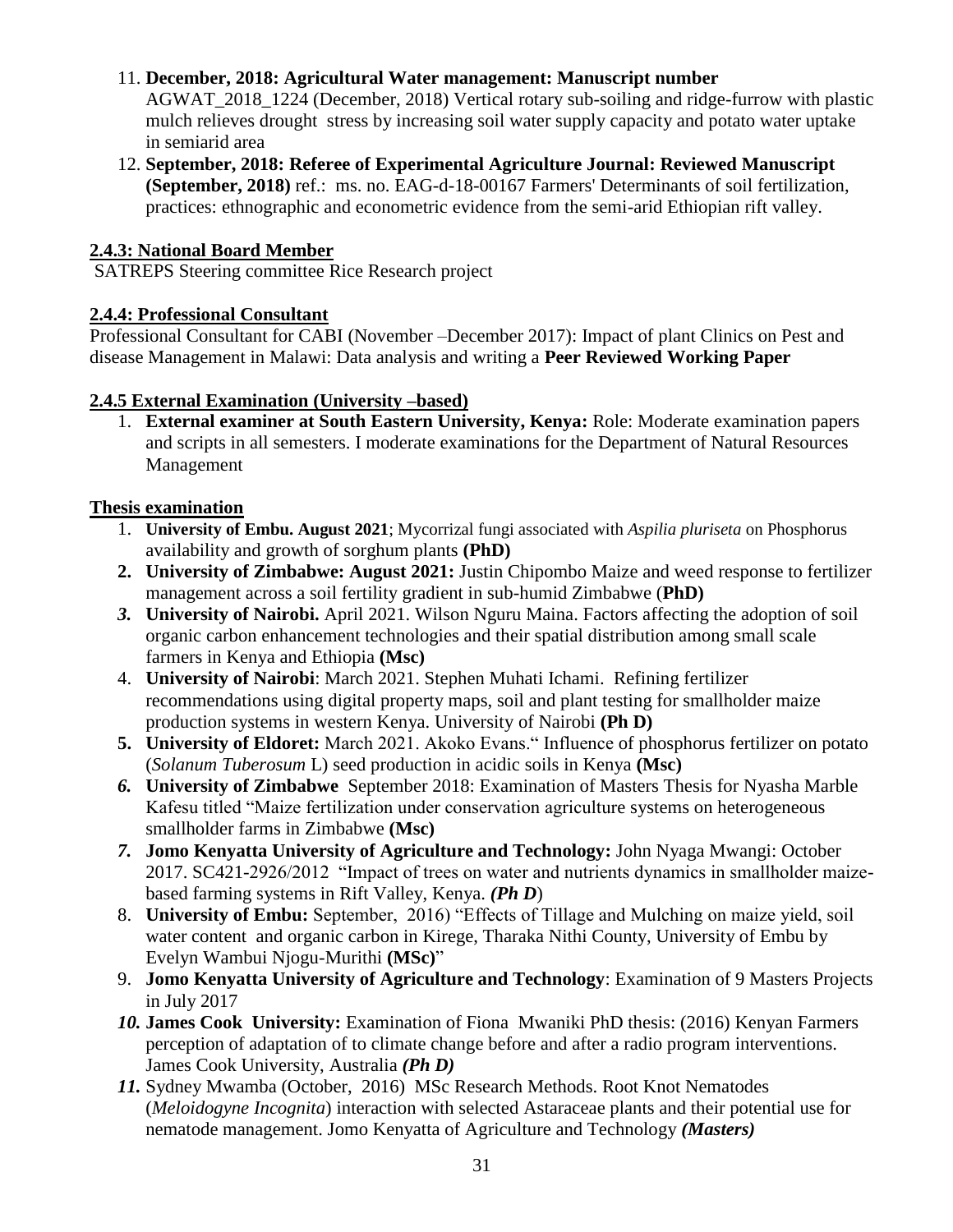11. **December, 2018: Agricultural Water management: Manuscript number** AGWAT_2018_1224 (December, 2018) Vertical rotary sub-soiling and ridge-furrow with plastic mulch relieves drought stress by increasing soil water supply capacity and potato water uptake in semiarid area
12. **September, 2018: Referee of Experimental Agriculture Journal: Reviewed Manuscript (September, 2018)** ref.: ms. no. EAG-d-18-00167 Farmers' Determinants of soil fertilization, practices: ethnographic and econometric evidence from the semi-arid Ethiopian rift valley.

### 2.4.3: National Board Member

SATREPS Steering committee Rice Research project

### 2.4.4: Professional Consultant

Professional Consultant for CABI (November –December 2017): Impact of plant Clinics on Pest and disease Management in Malawi: Data analysis and writing a **Peer Reviewed Working Paper**

### 2.4.5 External Examination (University –based)

1. **External examiner at South Eastern University, Kenya:** Role: Moderate examination papers and scripts in all semesters. I moderate examinations for the Department of Natural Resources Management

### Thesis examination

1. **University of Embu. August 2021**; Mycorrizal fungi associated with *Aspilia pluriseta* on Phosphorus availability and growth of sorghum plants **(PhD)**
2. **University of Zimbabwe: August 2021:** Justin Chipombo Maize and weed response to fertilizer management across a soil fertility gradient in sub-humid Zimbabwe (**PhD)**
3. **University of Nairobi.** April 2021. Wilson Nguru Maina. Factors affecting the adoption of soil organic carbon enhancement technologies and their spatial distribution among small scale farmers in Kenya and Ethiopia **(Msc)**
4. **University of Nairobi**: March 2021. Stephen Muhati Ichami. Refining fertilizer recommendations using digital property maps, soil and plant testing for smallholder maize production systems in western Kenya. University of Nairobi **(Ph D)**
5. **University of Eldoret:** March 2021. Akoko Evans." Influence of phosphorus fertilizer on potato (*Solanum Tuberosum* L) seed production in acidic soils in Kenya **(Msc)**
6. **University of Zimbabwe** September 2018: Examination of Masters Thesis for Nyasha Marble Kafesu titled "Maize fertilization under conservation agriculture systems on heterogeneous smallholder farms in Zimbabwe **(Msc)**
7. **Jomo Kenyatta University of Agriculture and Technology:** John Nyaga Mwangi: October 2017. SC421-2926/2012 "Impact of trees on water and nutrients dynamics in smallholder maize-based farming systems in Rift Valley, Kenya. ***(Ph D***)
8. **University of Embu:** September, 2016) "Effects of Tillage and Mulching on maize yield, soil water content and organic carbon in Kirege, Tharaka Nithi County, University of Embu by Evelyn Wambui Njogu-Murithi **(MSc)**"
9. **Jomo Kenyatta University of Agriculture and Technology**: Examination of 9 Masters Projects in July 2017
10. **James Cook University:** Examination of Fiona Mwaniki PhD thesis: (2016) Kenyan Farmers perception of adaptation of to climate change before and after a radio program interventions. James Cook University, Australia ***(Ph D)***
11. Sydney Mwamba (October, 2016) MSc Research Methods. Root Knot Nematodes (*Meloidogyne Incognita*) interaction with selected Astaraceae plants and their potential use for nematode management. Jomo Kenyatta of Agriculture and Technology ***(Masters)***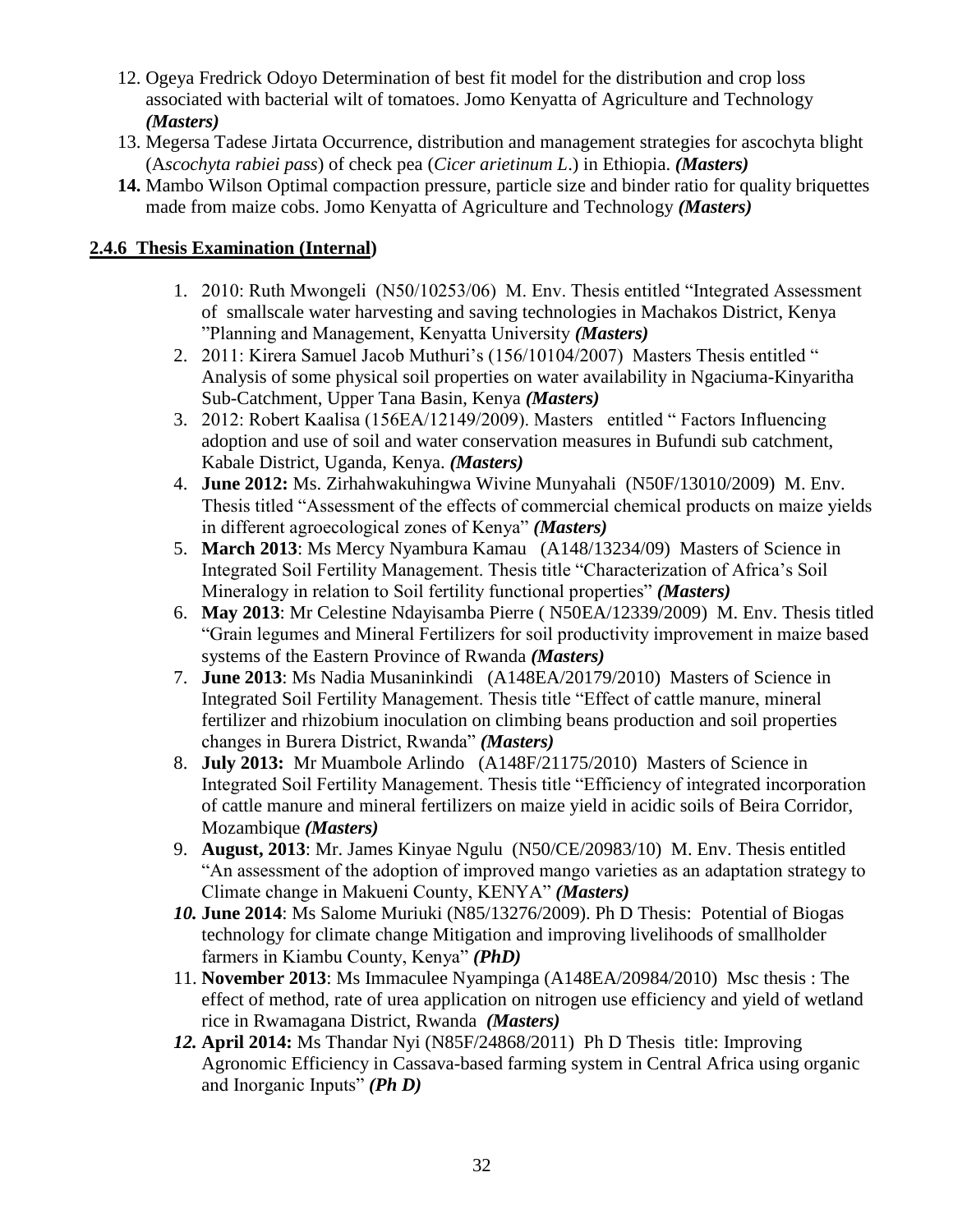12. Ogeya Fredrick Odoyo Determination of best fit model for the distribution and crop loss associated with bacterial wilt of tomatoes. Jomo Kenyatta of Agriculture and Technology ***(Masters)***
13. Megersa Tadese Jirtata Occurrence, distribution and management strategies for ascochyta blight (A*scochyta rabiei pass*) of check pea (*Cicer arietinum L*.) in Ethiopia. ***(Masters)***
14. Mambo Wilson Optimal compaction pressure, particle size and binder ratio for quality briquettes made from maize cobs. Jomo Kenyatta of Agriculture and Technology ***(Masters)***

### 2.4.6 Thesis Examination (Internal)

1. 2010: Ruth Mwongeli (N50/10253/06) M. Env. Thesis entitled "Integrated Assessment of smallscale water harvesting and saving technologies in Machakos District, Kenya "Planning and Management, Kenyatta University ***(Masters)***
2. 2011: Kirera Samuel Jacob Muthuri's (156/10104/2007) Masters Thesis entitled " Analysis of some physical soil properties on water availability in Ngaciuma-Kinyaritha Sub-Catchment, Upper Tana Basin, Kenya ***(Masters)***
3. 2012: Robert Kaalisa (156EA/12149/2009). Masters entitled " Factors Influencing adoption and use of soil and water conservation measures in Bufundi sub catchment, Kabale District, Uganda, Kenya. ***(Masters)***
4. **June 2012:** Ms. Zirhahwakuhingwa Wivine Munyahali (N50F/13010/2009) M. Env. Thesis titled "Assessment of the effects of commercial chemical products on maize yields in different agroecological zones of Kenya" ***(Masters)***
5. **March 2013**: Ms Mercy Nyambura Kamau (A148/13234/09) Masters of Science in Integrated Soil Fertility Management. Thesis title "Characterization of Africa's Soil Mineralogy in relation to Soil fertility functional properties" ***(Masters)***
6. **May 2013**: Mr Celestine Ndayisamba Pierre ( N50EA/12339/2009) M. Env. Thesis titled "Grain legumes and Mineral Fertilizers for soil productivity improvement in maize based systems of the Eastern Province of Rwanda ***(Masters)***
7. **June 2013**: Ms Nadia Musaninkindi (A148EA/20179/2010) Masters of Science in Integrated Soil Fertility Management. Thesis title "Effect of cattle manure, mineral fertilizer and rhizobium inoculation on climbing beans production and soil properties changes in Burera District, Rwanda" ***(Masters)***
8. **July 2013:** Mr Muambole Arlindo (A148F/21175/2010) Masters of Science in Integrated Soil Fertility Management. Thesis title "Efficiency of integrated incorporation of cattle manure and mineral fertilizers on maize yield in acidic soils of Beira Corridor, Mozambique ***(Masters)***
9. **August, 2013**: Mr. James Kinyae Ngulu (N50/CE/20983/10) M. Env. Thesis entitled "An assessment of the adoption of improved mango varieties as an adaptation strategy to Climate change in Makueni County, KENYA" ***(Masters)***
10. **June 2014**: Ms Salome Muriuki (N85/13276/2009). Ph D Thesis: Potential of Biogas technology for climate change Mitigation and improving livelihoods of smallholder farmers in Kiambu County, Kenya" ***(PhD)***
11. **November 2013**: Ms Immaculee Nyampinga (A148EA/20984/2010) Msc thesis : The effect of method, rate of urea application on nitrogen use efficiency and yield of wetland rice in Rwamagana District, Rwanda ***(Masters)***
12. **April 2014:** Ms Thandar Nyi (N85F/24868/2011) Ph D Thesis title: Improving Agronomic Efficiency in Cassava-based farming system in Central Africa using organic and Inorganic Inputs" ***(Ph D)***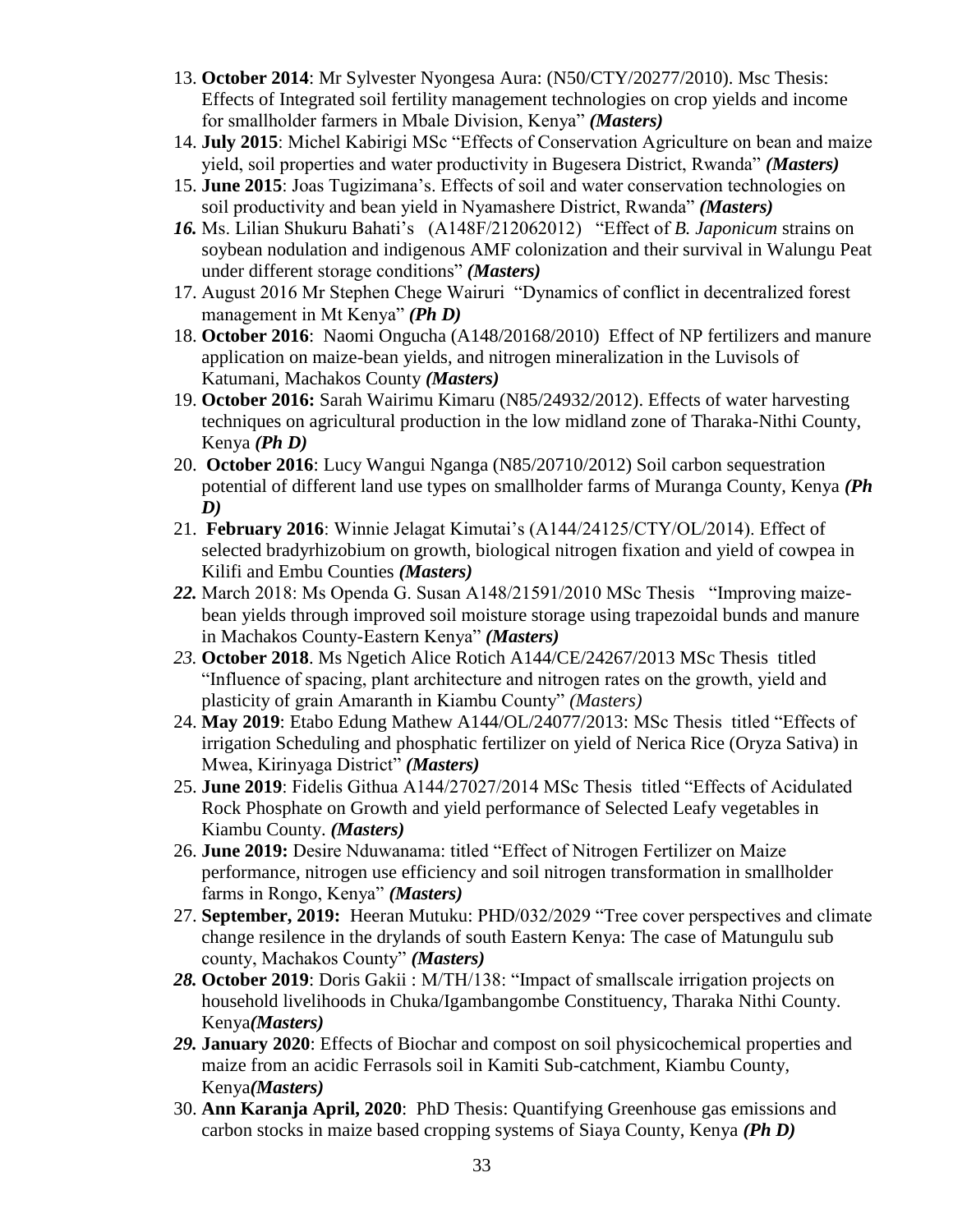13. **October 2014**: Mr Sylvester Nyongesa Aura: (N50/CTY/20277/2010). Msc Thesis: Effects of Integrated soil fertility management technologies on crop yields and income for smallholder farmers in Mbale Division, Kenya" ***(Masters)***
14. **July 2015**: Michel Kabirigi MSc "Effects of Conservation Agriculture on bean and maize yield, soil properties and water productivity in Bugesera District, Rwanda" ***(Masters)***
15. **June 2015**: Joas Tugizimana's. Effects of soil and water conservation technologies on soil productivity and bean yield in Nyamashere District, Rwanda" ***(Masters)***
16. Ms. Lilian Shukuru Bahati's (A148F/212062012) "Effect of *B. Japonicum* strains on soybean nodulation and indigenous AMF colonization and their survival in Walungu Peat under different storage conditions" ***(Masters)***
17. August 2016 Mr Stephen Chege Wairuri "Dynamics of conflict in decentralized forest management in Mt Kenya" ***(Ph D)***
18. **October 2016**: Naomi Ongucha (A148/20168/2010) Effect of NP fertilizers and manure application on maize-bean yields, and nitrogen mineralization in the Luvisols of Katumani, Machakos County ***(Masters)***
19. **October 2016:** Sarah Wairimu Kimaru (N85/24932/2012). Effects of water harvesting techniques on agricultural production in the low midland zone of Tharaka-Nithi County, Kenya ***(Ph D)***
20. **October 2016**: Lucy Wangui Nganga (N85/20710/2012) Soil carbon sequestration potential of different land use types on smallholder farms of Muranga County, Kenya ***(Ph D)***
21. **February 2016**: Winnie Jelagat Kimutai's (A144/24125/CTY/OL/2014). Effect of selected bradyrhizobium on growth, biological nitrogen fixation and yield of cowpea in Kilifi and Embu Counties ***(Masters)***
22. March 2018: Ms Openda G. Susan A148/21591/2010 MSc Thesis "Improving maize-bean yields through improved soil moisture storage using trapezoidal bunds and manure in Machakos County-Eastern Kenya" ***(Masters)***
23. **October 2018**. Ms Ngetich Alice Rotich A144/CE/24267/2013 MSc Thesis titled "Influence of spacing, plant architecture and nitrogen rates on the growth, yield and plasticity of grain Amaranth in Kiambu County" *(Masters)*
24. **May 2019**: Etabo Edung Mathew A144/OL/24077/2013: MSc Thesis titled "Effects of irrigation Scheduling and phosphatic fertilizer on yield of Nerica Rice (Oryza Sativa) in Mwea, Kirinyaga District" ***(Masters)***
25. **June 2019**: Fidelis Githua A144/27027/2014 MSc Thesis titled "Effects of Acidulated Rock Phosphate on Growth and yield performance of Selected Leafy vegetables in Kiambu County. ***(Masters)***
26. **June 2019:** Desire Nduwanama: titled "Effect of Nitrogen Fertilizer on Maize performance, nitrogen use efficiency and soil nitrogen transformation in smallholder farms in Rongo, Kenya" ***(Masters)***
27. **September, 2019:** Heeran Mutuku: PHD/032/2029 "Tree cover perspectives and climate change resilence in the drylands of south Eastern Kenya: The case of Matungulu sub county, Machakos County" ***(Masters)***
28. **October 2019**: Doris Gakii : M/TH/138: "Impact of smallscale irrigation projects on household livelihoods in Chuka/Igambangombe Constituency, Tharaka Nithi County. Kenya***(Masters)***
29. **January 2020**: Effects of Biochar and compost on soil physicochemical properties and maize from an acidic Ferrasols soil in Kamiti Sub-catchment, Kiambu County, Kenya***(Masters)***
30. **Ann Karanja April, 2020**: PhD Thesis: Quantifying Greenhouse gas emissions and carbon stocks in maize based cropping systems of Siaya County, Kenya ***(Ph D)***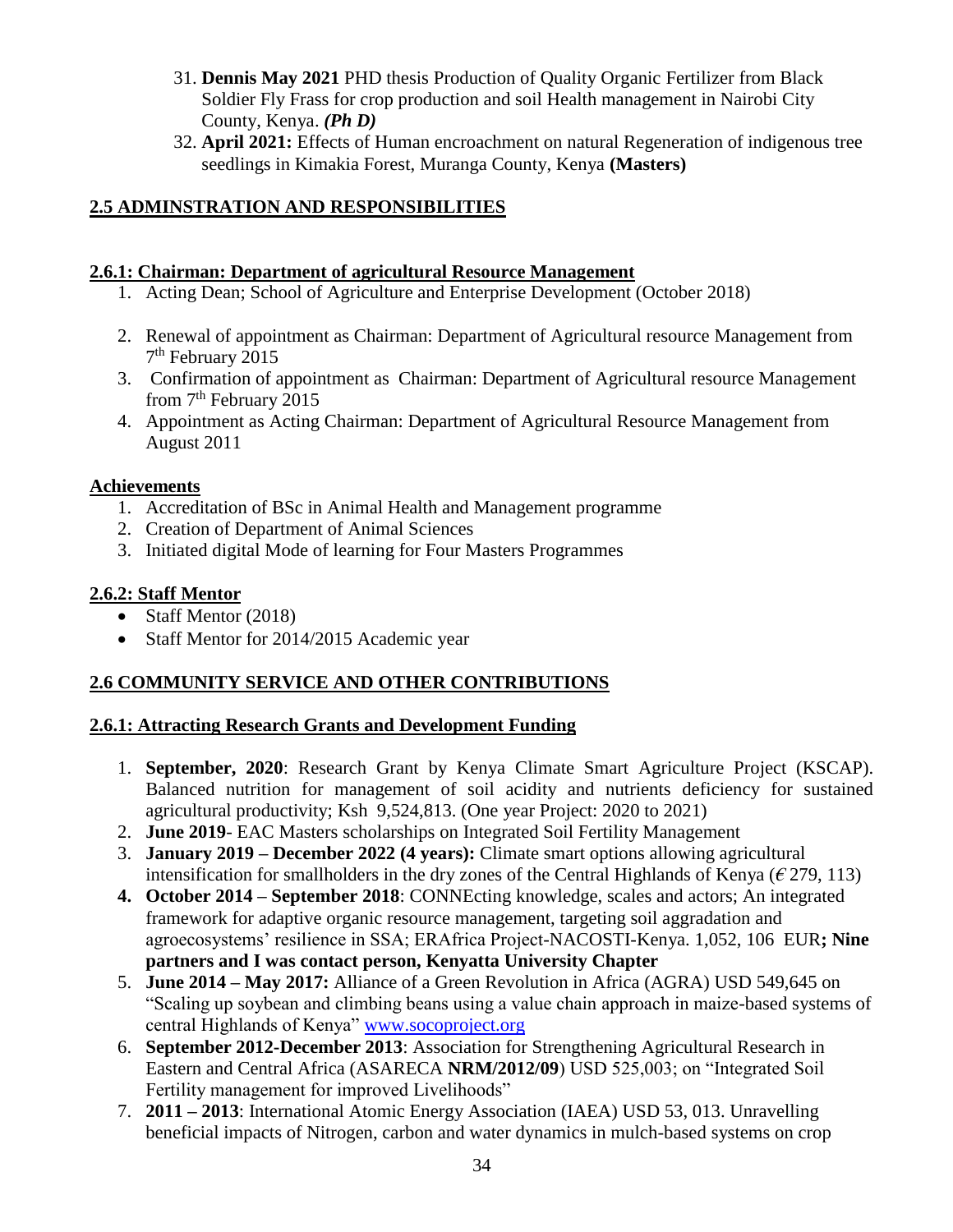31. **Dennis May 2021** PHD thesis Production of Quality Organic Fertilizer from Black Soldier Fly Frass for crop production and soil Health management in Nairobi City County, Kenya. ***(Ph D)***
32. **April 2021:** Effects of Human encroachment on natural Regeneration of indigenous tree seedlings in Kimakia Forest, Muranga County, Kenya **(Masters)**

## 2.5 ADMINSTRATION AND RESPONSIBILITIES

### 2.6.1: Chairman: Department of agricultural Resource Management

1. Acting Dean; School of Agriculture and Enterprise Development (October 2018)
2. Renewal of appointment as Chairman: Department of Agricultural resource Management from 7th February 2015
3. Confirmation of appointment as Chairman: Department of Agricultural resource Management from 7th February 2015
4. Appointment as Acting Chairman: Department of Agricultural Resource Management from August 2011

### Achievements

1. Accreditation of BSc in Animal Health and Management programme
2. Creation of Department of Animal Sciences
3. Initiated digital Mode of learning for Four Masters Programmes

### 2.6.2: Staff Mentor

- Staff Mentor (2018)
- Staff Mentor for 2014/2015 Academic year

## 2.6 COMMUNITY SERVICE AND OTHER CONTRIBUTIONS

### 2.6.1: Attracting Research Grants and Development Funding

1. **September, 2020**: Research Grant by Kenya Climate Smart Agriculture Project (KSCAP). Balanced nutrition for management of soil acidity and nutrients deficiency for sustained agricultural productivity; Ksh 9,524,813. (One year Project: 2020 to 2021)
2. **June 2019**- EAC Masters scholarships on Integrated Soil Fertility Management
3. **January 2019 – December 2022 (4 years):** Climate smart options allowing agricultural intensification for smallholders in the dry zones of the Central Highlands of Kenya (€ 279, 113)
4. **October 2014 – September 2018**: CONNEcting knowledge, scales and actors; An integrated framework for adaptive organic resource management, targeting soil aggradation and agroecosystems' resilience in SSA; ERAfrica Project-NACOSTI-Kenya. 1,052, 106 EUR**; Nine partners and I was contact person, Kenyatta University Chapter**
5. **June 2014 – May 2017:** Alliance of a Green Revolution in Africa (AGRA) USD 549,645 on "Scaling up soybean and climbing beans using a value chain approach in maize-based systems of central Highlands of Kenya" www.socoproject.org
6. **September 2012-December 2013**: Association for Strengthening Agricultural Research in Eastern and Central Africa (ASARECA **NRM/2012/09**) USD 525,003; on "Integrated Soil Fertility management for improved Livelihoods"
7. **2011 – 2013**: International Atomic Energy Association (IAEA) USD 53, 013. Unravelling beneficial impacts of Nitrogen, carbon and water dynamics in mulch-based systems on crop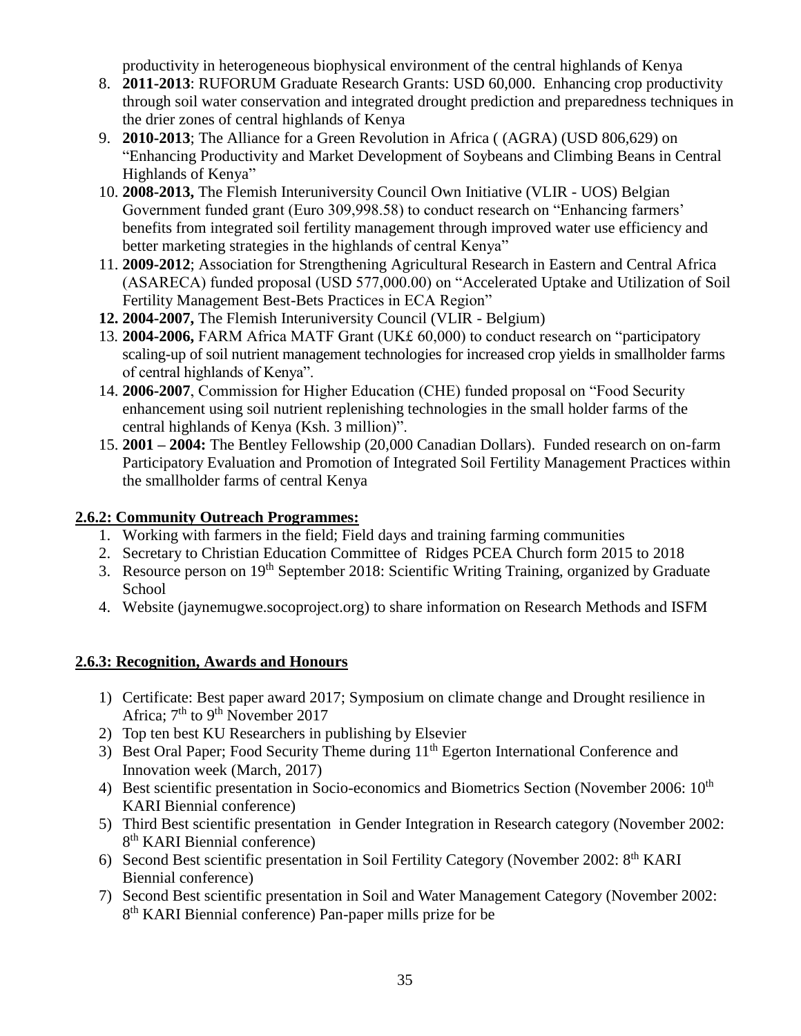productivity in heterogeneous biophysical environment of the central highlands of Kenya

8. **2011-2013**: RUFORUM Graduate Research Grants: USD 60,000. Enhancing crop productivity through soil water conservation and integrated drought prediction and preparedness techniques in the drier zones of central highlands of Kenya
9. **2010-2013**; The Alliance for a Green Revolution in Africa ( (AGRA) (USD 806,629) on "Enhancing Productivity and Market Development of Soybeans and Climbing Beans in Central Highlands of Kenya"
10. **2008-2013,** The Flemish Interuniversity Council Own Initiative (VLIR - UOS) Belgian Government funded grant (Euro 309,998.58) to conduct research on "Enhancing farmers' benefits from integrated soil fertility management through improved water use efficiency and better marketing strategies in the highlands of central Kenya"
11. **2009-2012**; Association for Strengthening Agricultural Research in Eastern and Central Africa (ASARECA) funded proposal (USD 577,000.00) on "Accelerated Uptake and Utilization of Soil Fertility Management Best-Bets Practices in ECA Region"
12. **2004-2007,** The Flemish Interuniversity Council (VLIR - Belgium)
13. **2004-2006,** FARM Africa MATF Grant (UK£ 60,000) to conduct research on "participatory scaling-up of soil nutrient management technologies for increased crop yields in smallholder farms of central highlands of Kenya".
14. **2006-2007**, Commission for Higher Education (CHE) funded proposal on "Food Security enhancement using soil nutrient replenishing technologies in the small holder farms of the central highlands of Kenya (Ksh. 3 million)".
15. **2001 – 2004:** The Bentley Fellowship (20,000 Canadian Dollars). Funded research on on-farm Participatory Evaluation and Promotion of Integrated Soil Fertility Management Practices within the smallholder farms of central Kenya

## 2.6.2: Community Outreach Programmes:

1. Working with farmers in the field; Field days and training farming communities
2. Secretary to Christian Education Committee of Ridges PCEA Church form 2015 to 2018
3. Resource person on 19th September 2018: Scientific Writing Training, organized by Graduate School
4. Website (jaynemugwe.socoproject.org) to share information on Research Methods and ISFM

## 2.6.3: Recognition, Awards and Honours

1) Certificate: Best paper award 2017; Symposium on climate change and Drought resilience in Africa; 7th to 9th November 2017
2) Top ten best KU Researchers in publishing by Elsevier
3) Best Oral Paper; Food Security Theme during 11th Egerton International Conference and Innovation week (March, 2017)
4) Best scientific presentation in Socio-economics and Biometrics Section (November 2006: 10th KARI Biennial conference)
5) Third Best scientific presentation in Gender Integration in Research category (November 2002: 8th KARI Biennial conference)
6) Second Best scientific presentation in Soil Fertility Category (November 2002: 8th KARI Biennial conference)
7) Second Best scientific presentation in Soil and Water Management Category (November 2002: 8th KARI Biennial conference) Pan-paper mills prize for be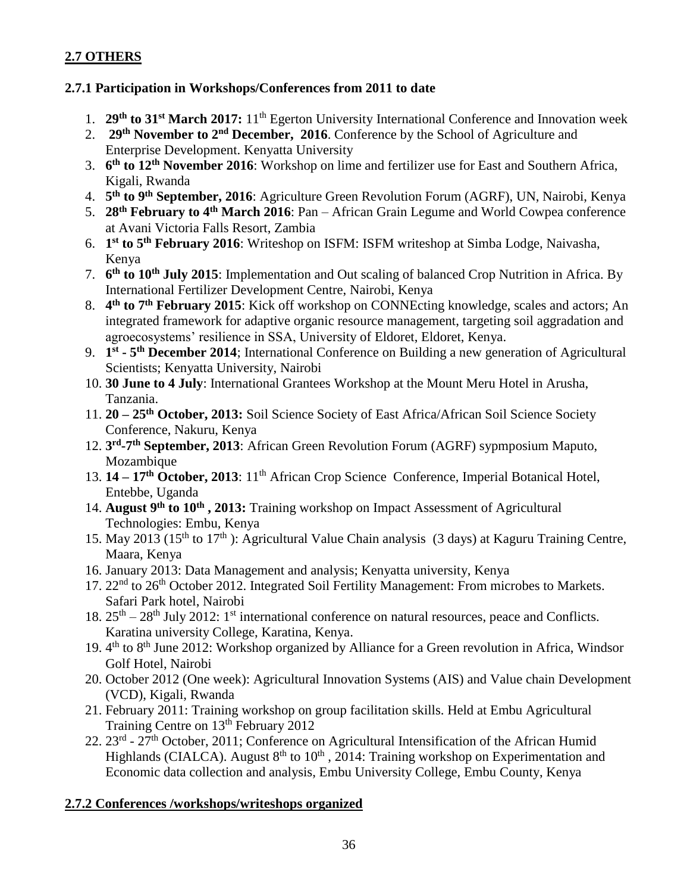## 2.7 OTHERS

### 2.7.1 Participation in Workshops/Conferences from 2011 to date

1. **29th to 31st March 2017:** 11th Egerton University International Conference and Innovation week
2. **29th November to 2nd December, 2016**. Conference by the School of Agriculture and Enterprise Development. Kenyatta University
3. **6th to 12th November 2016**: Workshop on lime and fertilizer use for East and Southern Africa, Kigali, Rwanda
4. **5th to 9th September, 2016**: Agriculture Green Revolution Forum (AGRF), UN, Nairobi, Kenya
5. **28th February to 4th March 2016**: Pan – African Grain Legume and World Cowpea conference at Avani Victoria Falls Resort, Zambia
6. **1st to 5th February 2016**: Writeshop on ISFM: ISFM writeshop at Simba Lodge, Naivasha, Kenya
7. **6th to 10th July 2015**: Implementation and Out scaling of balanced Crop Nutrition in Africa. By International Fertilizer Development Centre, Nairobi, Kenya
8. **4th to 7th February 2015**: Kick off workshop on CONNEcting knowledge, scales and actors; An integrated framework for adaptive organic resource management, targeting soil aggradation and agroecosystems' resilience in SSA, University of Eldoret, Eldoret, Kenya.
9. **1st - 5th December 2014**; International Conference on Building a new generation of Agricultural Scientists; Kenyatta University, Nairobi
10. **30 June to 4 July**: International Grantees Workshop at the Mount Meru Hotel in Arusha, Tanzania.
11. **20 – 25th October, 2013:** Soil Science Society of East Africa/African Soil Science Society Conference, Nakuru, Kenya
12. **3rd-7th September, 2013**: African Green Revolution Forum (AGRF) sypmposium Maputo, Mozambique
13. **14 – 17th October, 2013**: 11th African Crop Science Conference, Imperial Botanical Hotel, Entebbe, Uganda
14. **August 9th to 10th , 2013:** Training workshop on Impact Assessment of Agricultural Technologies: Embu, Kenya
15. May 2013 (15th to 17th ): Agricultural Value Chain analysis (3 days) at Kaguru Training Centre, Maara, Kenya
16. January 2013: Data Management and analysis; Kenyatta university, Kenya
17. 22nd to 26th October 2012. Integrated Soil Fertility Management: From microbes to Markets. Safari Park hotel, Nairobi
18. 25th – 28th July 2012: 1st international conference on natural resources, peace and Conflicts. Karatina university College, Karatina, Kenya.
19. 4th to 8th June 2012: Workshop organized by Alliance for a Green revolution in Africa, Windsor Golf Hotel, Nairobi
20. October 2012 (One week): Agricultural Innovation Systems (AIS) and Value chain Development (VCD), Kigali, Rwanda
21. February 2011: Training workshop on group facilitation skills. Held at Embu Agricultural Training Centre on 13th February 2012
22. 23rd - 27th October, 2011; Conference on Agricultural Intensification of the African Humid Highlands (CIALCA). August 8th to 10th , 2014: Training workshop on Experimentation and Economic data collection and analysis, Embu University College, Embu County, Kenya

### 2.7.2 Conferences /workshops/writeshops organized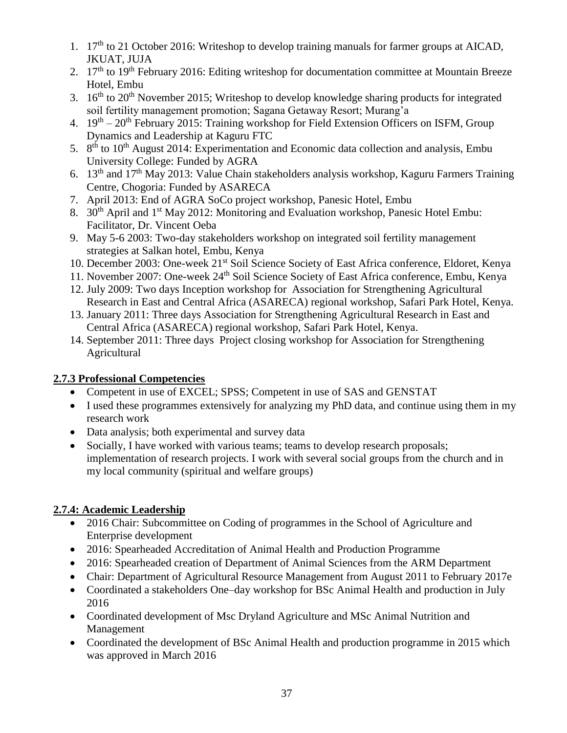1. 17th to 21 October 2016: Writeshop to develop training manuals for farmer groups at AICAD, JKUAT, JUJA
2. 17th to 19th February 2016: Editing writeshop for documentation committee at Mountain Breeze Hotel, Embu
3. 16th to 20th November 2015; Writeshop to develop knowledge sharing products for integrated soil fertility management promotion; Sagana Getaway Resort; Murang'a
4. 19th – 20th February 2015: Training workshop for Field Extension Officers on ISFM, Group Dynamics and Leadership at Kaguru FTC
5. 8th to 10th August 2014: Experimentation and Economic data collection and analysis, Embu University College: Funded by AGRA
6. 13th and 17th May 2013: Value Chain stakeholders analysis workshop, Kaguru Farmers Training Centre, Chogoria: Funded by ASARECA
7. April 2013: End of AGRA SoCo project workshop, Panesic Hotel, Embu
8. 30th April and 1st May 2012: Monitoring and Evaluation workshop, Panesic Hotel Embu: Facilitator, Dr. Vincent Oeba
9. May 5-6 2003: Two-day stakeholders workshop on integrated soil fertility management strategies at Salkan hotel, Embu, Kenya
10. December 2003: One-week 21st Soil Science Society of East Africa conference, Eldoret, Kenya
11. November 2007: One-week 24th Soil Science Society of East Africa conference, Embu, Kenya
12. July 2009: Two days Inception workshop for Association for Strengthening Agricultural Research in East and Central Africa (ASARECA) regional workshop, Safari Park Hotel, Kenya.
13. January 2011: Three days Association for Strengthening Agricultural Research in East and Central Africa (ASARECA) regional workshop, Safari Park Hotel, Kenya.
14. September 2011: Three days Project closing workshop for Association for Strengthening Agricultural

### 2.7.3 Professional Competencies

- Competent in use of EXCEL; SPSS; Competent in use of SAS and GENSTAT
- I used these programmes extensively for analyzing my PhD data, and continue using them in my research work
- Data analysis; both experimental and survey data
- Socially, I have worked with various teams; teams to develop research proposals; implementation of research projects. I work with several social groups from the church and in my local community (spiritual and welfare groups)

### 2.7.4: Academic Leadership

- 2016 Chair: Subcommittee on Coding of programmes in the School of Agriculture and Enterprise development
- 2016: Spearheaded Accreditation of Animal Health and Production Programme
- 2016: Spearheaded creation of Department of Animal Sciences from the ARM Department
- Chair: Department of Agricultural Resource Management from August 2011 to February 2017e
- Coordinated a stakeholders One–day workshop for BSc Animal Health and production in July 2016
- Coordinated development of Msc Dryland Agriculture and MSc Animal Nutrition and Management
- Coordinated the development of BSc Animal Health and production programme in 2015 which was approved in March 2016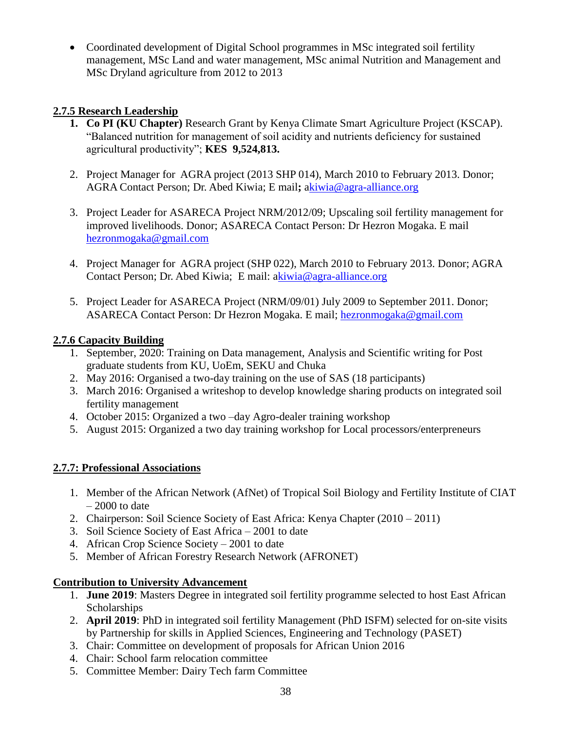- Coordinated development of Digital School programmes in MSc integrated soil fertility management, MSc Land and water management, MSc animal Nutrition and Management and MSc Dryland agriculture from 2012 to 2013

### 2.7.5 Research Leadership

1. **Co PI (KU Chapter)** Research Grant by Kenya Climate Smart Agriculture Project (KSCAP). "Balanced nutrition for management of soil acidity and nutrients deficiency for sustained agricultural productivity"; **KES 9,524,813.**

2. Project Manager for AGRA project (2013 SHP 014), March 2010 to February 2013. Donor; AGRA Contact Person; Dr. Abed Kiwia; E mail**;** akiwia@agra-alliance.org

3. Project Leader for ASARECA Project NRM/2012/09; Upscaling soil fertility management for improved livelihoods. Donor; ASARECA Contact Person: Dr Hezron Mogaka. E mail hezronmogaka@gmail.com

4. Project Manager for AGRA project (SHP 022), March 2010 to February 2013. Donor; AGRA Contact Person; Dr. Abed Kiwia; E mail: akiwia@agra-alliance.org

5. Project Leader for ASARECA Project (NRM/09/01) July 2009 to September 2011. Donor; ASARECA Contact Person: Dr Hezron Mogaka. E mail; hezronmogaka@gmail.com

### 2.7.6 Capacity Building

1. September, 2020: Training on Data management, Analysis and Scientific writing for Post graduate students from KU, UoEm, SEKU and Chuka
2. May 2016: Organised a two-day training on the use of SAS (18 participants)
3. March 2016: Organised a writeshop to develop knowledge sharing products on integrated soil fertility management
4. October 2015: Organized a two –day Agro-dealer training workshop
5. August 2015: Organized a two day training workshop for Local processors/enterpreneurs

### 2.7.7: Professional Associations

1. Member of the African Network (AfNet) of Tropical Soil Biology and Fertility Institute of CIAT – 2000 to date
2. Chairperson: Soil Science Society of East Africa: Kenya Chapter (2010 – 2011)
3. Soil Science Society of East Africa – 2001 to date
4. African Crop Science Society – 2001 to date
5. Member of African Forestry Research Network (AFRONET)

### Contribution to University Advancement

1. **June 2019**: Masters Degree in integrated soil fertility programme selected to host East African Scholarships
2. **April 2019**: PhD in integrated soil fertility Management (PhD ISFM) selected for on-site visits by Partnership for skills in Applied Sciences, Engineering and Technology (PASET)
3. Chair: Committee on development of proposals for African Union 2016
4. Chair: School farm relocation committee
5. Committee Member: Dairy Tech farm Committee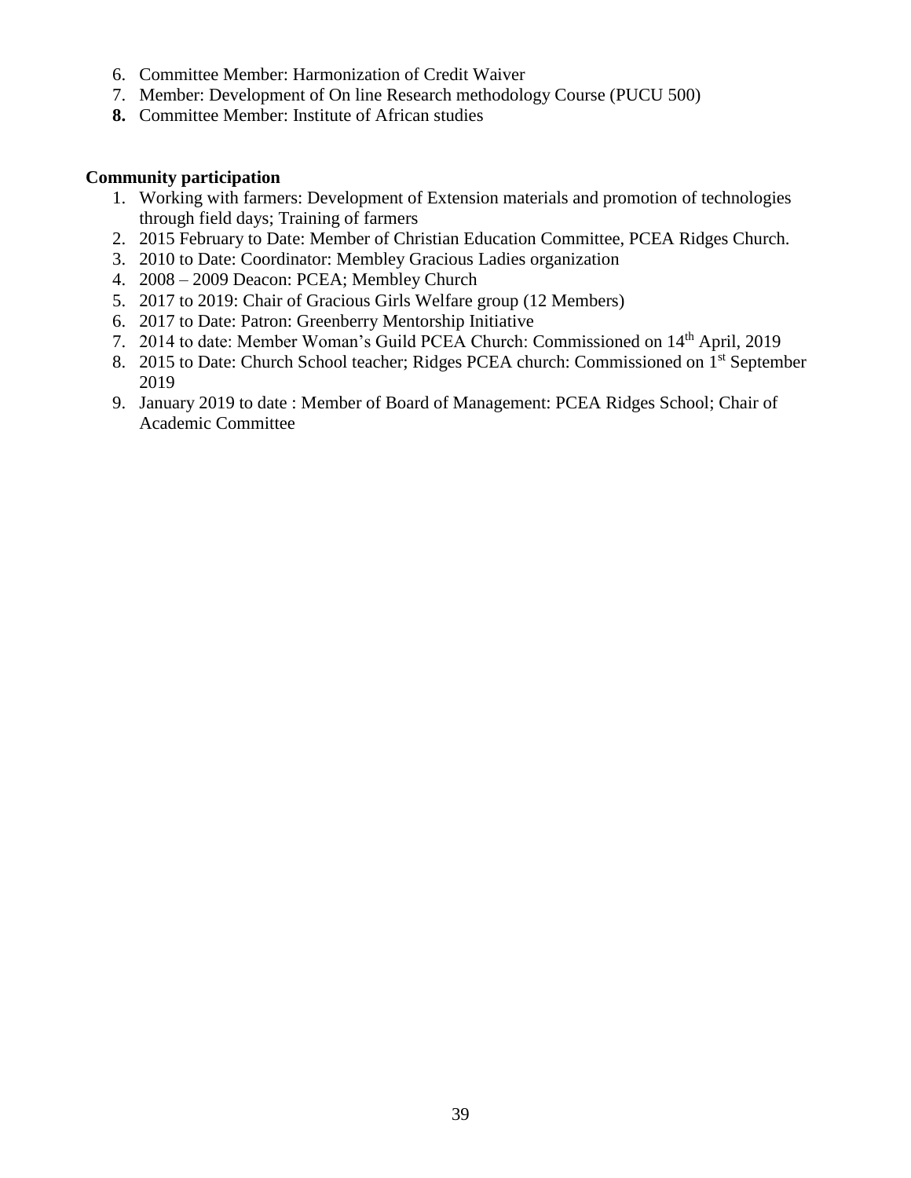6. Committee Member: Harmonization of Credit Waiver
7. Member: Development of On line Research methodology Course (PUCU 500)
8. Committee Member: Institute of African studies

**Community participation**

1. Working with farmers: Development of Extension materials and promotion of technologies through field days; Training of farmers
2. 2015 February to Date: Member of Christian Education Committee, PCEA Ridges Church.
3. 2010 to Date: Coordinator: Membley Gracious Ladies organization
4. 2008 – 2009 Deacon: PCEA; Membley Church
5. 2017 to 2019: Chair of Gracious Girls Welfare group (12 Members)
6. 2017 to Date: Patron: Greenberry Mentorship Initiative
7. 2014 to date: Member Woman's Guild PCEA Church: Commissioned on 14th April, 2019
8. 2015 to Date: Church School teacher; Ridges PCEA church: Commissioned on 1st September 2019
9. January 2019 to date : Member of Board of Management: PCEA Ridges School; Chair of Academic Committee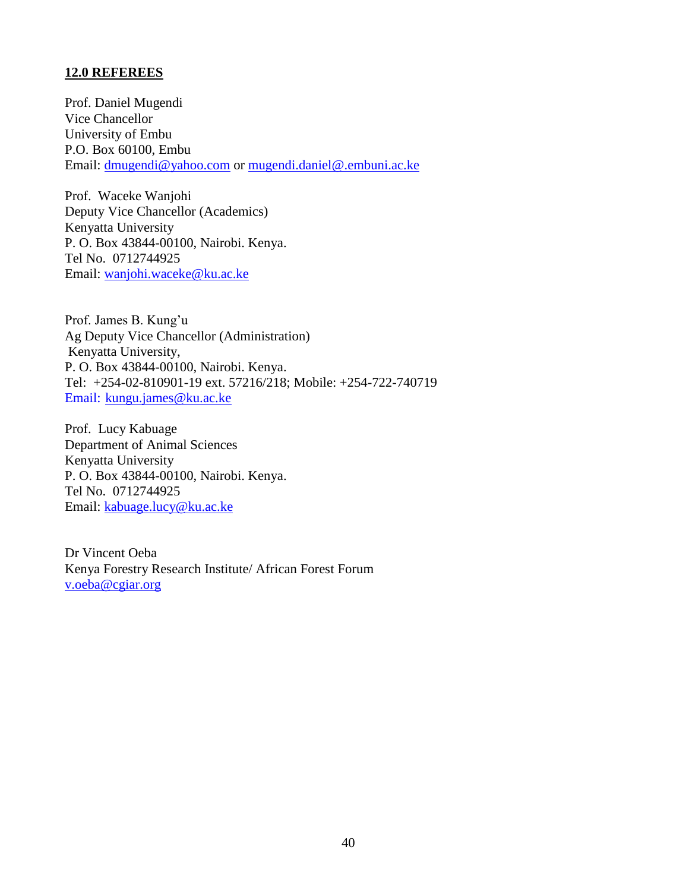## **12.0 REFEREES**

Prof. Daniel Mugendi  
Vice Chancellor  
University of Embu  
P.O. Box 60100, Embu  
Email: dmugendi@yahoo.com or mugendi.daniel@.embuni.ac.ke

Prof. Waceke Wanjohi  
Deputy Vice Chancellor (Academics)  
Kenyatta University  
P. O. Box 43844-00100, Nairobi. Kenya.  
Tel No. 0712744925  
Email: wanjohi.waceke@ku.ac.ke

Prof. James B. Kung'u  
Ag Deputy Vice Chancellor (Administration)  
Kenyatta University,  
P. O. Box 43844-00100, Nairobi. Kenya.  
Tel: +254-02-810901-19 ext. 57216/218; Mobile: +254-722-740719  
Email: kungu.james@ku.ac.ke

Prof. Lucy Kabuage  
Department of Animal Sciences  
Kenyatta University  
P. O. Box 43844-00100, Nairobi. Kenya.  
Tel No. 0712744925  
Email: kabuage.lucy@ku.ac.ke

Dr Vincent Oeba  
Kenya Forestry Research Institute/ African Forest Forum  
v.oeba@cgiar.org